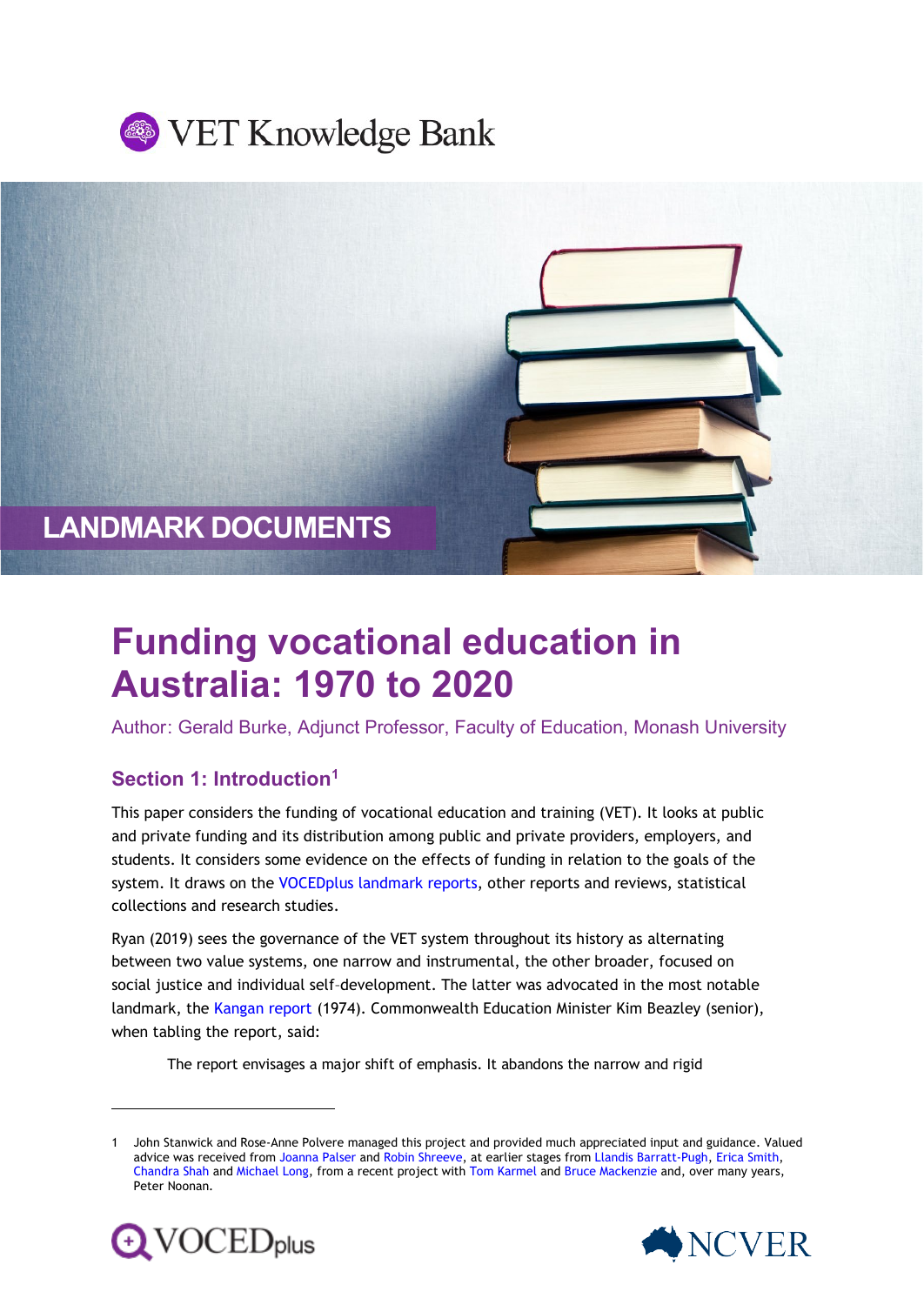VET Knowledge Bank

LANDMARK DOCUMENTS

# Funding vocational education in Australia: 1970 to 2020

Author: Gerald Burke, Adjunct Professor, Faculty of Education, Monash University

## Section 1: Introduction[1]

This paper considers the funding of vocational education and training (VET). It looks at public and private funding and its distribution among public and private providers, employers, and students. It considers some evidence on the effects of funding in relation to the goals of the system. It draws on the VOCEDplus landmark reports, other reports and reviews, statistical collections and research studies.

Ryan (2019) sees the governance of the VET system throughout its history as alternating between two value systems, one narrow and instrumental, the other broader, focused on social justice and individual self-development. The latter was advocated in the most notable landmark, the Kangan report (1974). Commonwealth Education Minister Kim Beazley (senior), when tabling the report, said:

> The report envisages a major shift of emphasis. It abandons the narrow and rigid

---

1 John Stanwick and Rose-Anne Polvere managed this project and provided much appreciated input and guidance. Valued advice was received from Joanna Palser and Robin Shreeve, at earlier stages from Llandis Barratt-Pugh, Erica Smith, Chandra Shah and Michael Long, from a recent project with Tom Karmel and Bruce Mackenzie and, over many years, Peter Noonan.

VOCEDplus NCVER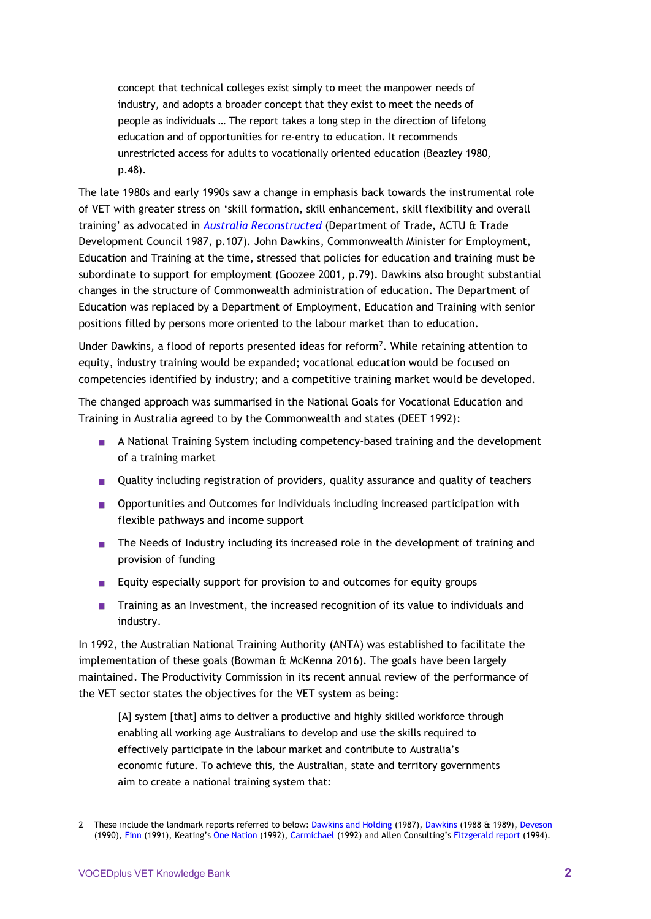> concept that technical colleges exist simply to meet the manpower needs of industry, and adopts a broader concept that they exist to meet the needs of people as individuals … The report takes a long step in the direction of lifelong education and of opportunities for re-entry to education. It recommends unrestricted access for adults to vocationally oriented education (Beazley 1980, p.48).

The late 1980s and early 1990s saw a change in emphasis back towards the instrumental role of VET with greater stress on 'skill formation, skill enhancement, skill flexibility and overall training' as advocated in *Australia Reconstructed* (Department of Trade, ACTU & Trade Development Council 1987, p.107). John Dawkins, Commonwealth Minister for Employment, Education and Training at the time, stressed that policies for education and training must be subordinate to support for employment (Goozee 2001, p.79). Dawkins also brought substantial changes in the structure of Commonwealth administration of education. The Department of Education was replaced by a Department of Employment, Education and Training with senior positions filled by persons more oriented to the labour market than to education.

Under Dawkins, a flood of reports presented ideas for reform[2]. While retaining attention to equity, industry training would be expanded; vocational education would be focused on competencies identified by industry; and a competitive training market would be developed.

The changed approach was summarised in the National Goals for Vocational Education and Training in Australia agreed to by the Commonwealth and states (DEET 1992):

- A National Training System including competency-based training and the development of a training market
- Quality including registration of providers, quality assurance and quality of teachers
- Opportunities and Outcomes for Individuals including increased participation with flexible pathways and income support
- The Needs of Industry including its increased role in the development of training and provision of funding
- Equity especially support for provision to and outcomes for equity groups
- Training as an Investment, the increased recognition of its value to individuals and industry.

In 1992, the Australian National Training Authority (ANTA) was established to facilitate the implementation of these goals (Bowman & McKenna 2016). The goals have been largely maintained. The Productivity Commission in its recent annual review of the performance of the VET sector states the objectives for the VET system as being:

> [A] system [that] aims to deliver a productive and highly skilled workforce through enabling all working age Australians to develop and use the skills required to effectively participate in the labour market and contribute to Australia's economic future. To achieve this, the Australian, state and territory governments aim to create a national training system that:

---

2 These include the landmark reports referred to below: Dawkins and Holding (1987), Dawkins (1988 & 1989), Deveson (1990), Finn (1991), Keating's One Nation (1992), Carmichael (1992) and Allen Consulting's Fitzgerald report (1994).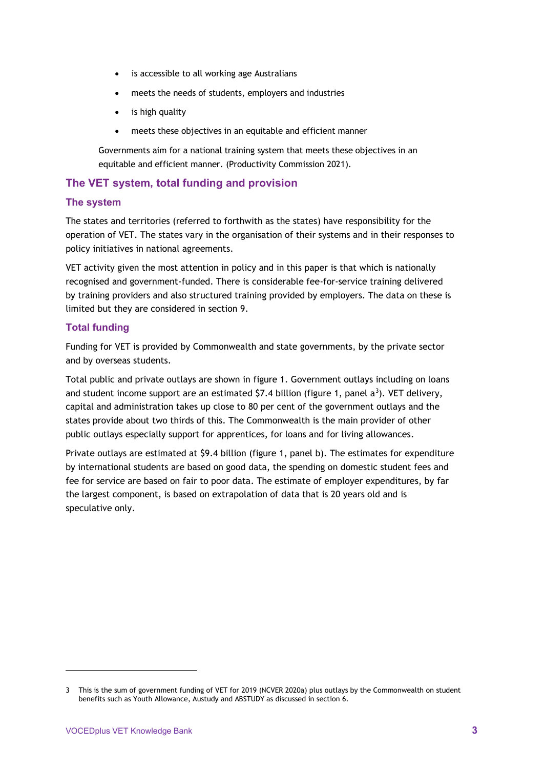- is accessible to all working age Australians
- meets the needs of students, employers and industries
- is high quality
- meets these objectives in an equitable and efficient manner

Governments aim for a national training system that meets these objectives in an equitable and efficient manner. (Productivity Commission 2021).

## The VET system, total funding and provision

### The system

The states and territories (referred to forthwith as the states) have responsibility for the operation of VET. The states vary in the organisation of their systems and in their responses to policy initiatives in national agreements.

VET activity given the most attention in policy and in this paper is that which is nationally recognised and government-funded. There is considerable fee-for-service training delivered by training providers and also structured training provided by employers. The data on these is limited but they are considered in section 9.

### Total funding

Funding for VET is provided by Commonwealth and state governments, by the private sector and by overseas students.

Total public and private outlays are shown in figure 1. Government outlays including on loans and student income support are an estimated $7.4 billion (figure 1, panel a[3]). VET delivery, capital and administration takes up close to 80 per cent of the government outlays and the states provide about two thirds of this. The Commonwealth is the main provider of other public outlays especially support for apprentices, for loans and for living allowances.

Private outlays are estimated at $9.4 billion (figure 1, panel b). The estimates for expenditure by international students are based on good data, the spending on domestic student fees and fee for service are based on fair to poor data. The estimate of employer expenditures, by far the largest component, is based on extrapolation of data that is 20 years old and is speculative only.

3 This is the sum of government funding of VET for 2019 (NCVER 2020a) plus outlays by the Commonwealth on student benefits such as Youth Allowance, Austudy and ABSTUDY as discussed in section 6.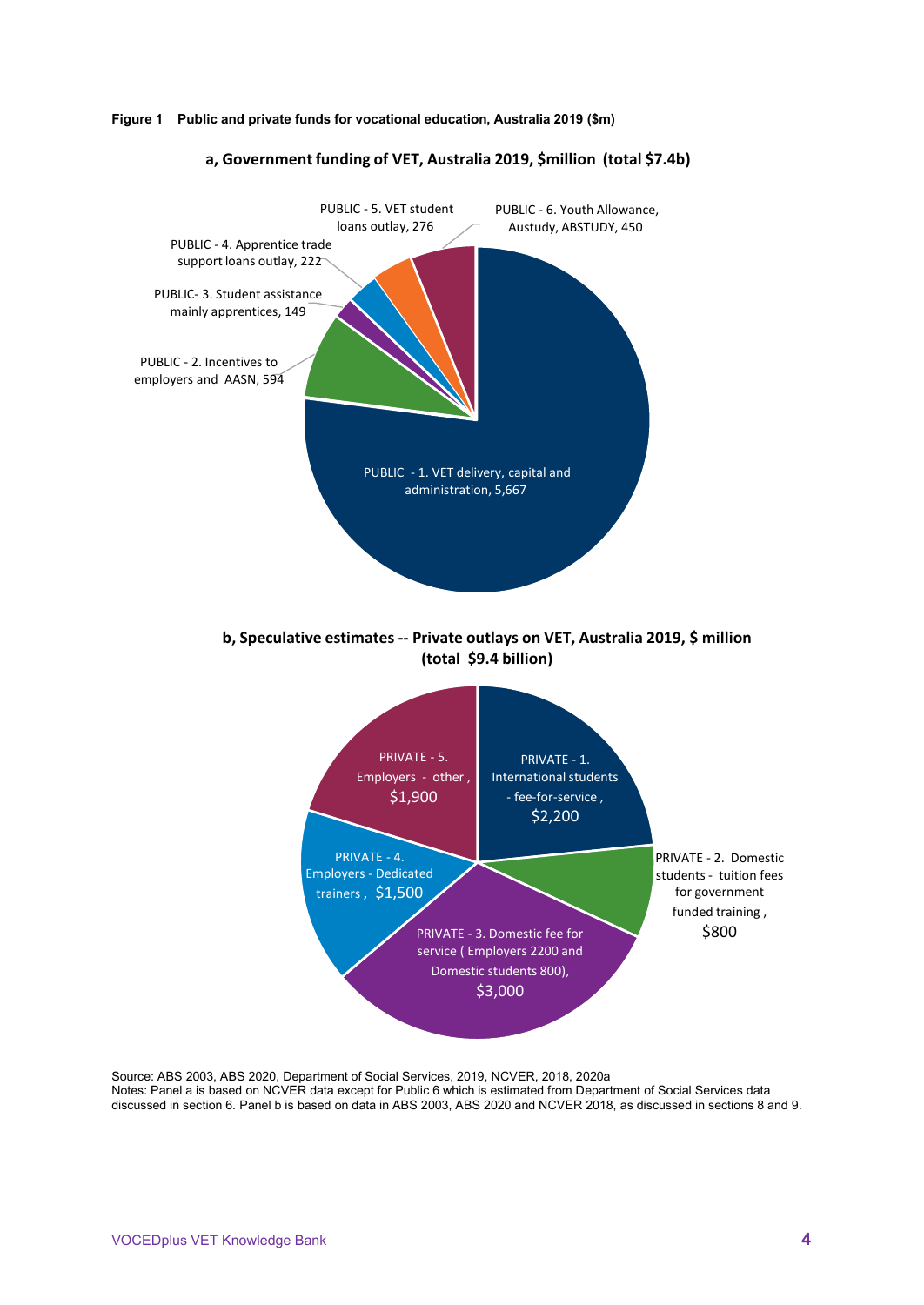**Figure 1 Public and private funds for vocational education, Australia 2019 ($m)**

**a, Government funding of VET, Australia 2019, $million (total $7.4b)**

PUBLIC - 1. VET delivery, capital and administration, 5,667

PUBLIC - 2. Incentives to employers and AASN, 594

PUBLIC- 3. Student assistance mainly apprentices, 149

PUBLIC - 4. Apprentice trade support loans outlay, 222

PUBLIC - 5. VET student loans outlay, 276

PUBLIC - 6. Youth Allowance, Austudy, ABSTUDY, 450

**b, Speculative estimates -- Private outlays on VET, Australia 2019, $ million (total $9.4 billion)**

PRIVATE - 1. International students - fee-for-service , $2,200

PRIVATE - 2. Domestic students - tuition fees for government funded training , $800

PRIVATE - 3. Domestic fee for service ( Employers 2200 and Domestic students 800), $3,000

PRIVATE - 4. Employers - Dedicated trainers , $1,500

PRIVATE - 5. Employers - other , $1,900

Source: ABS 2003, ABS 2020, Department of Social Services, 2019, NCVER, 2018, 2020a
Notes: Panel a is based on NCVER data except for Public 6 which is estimated from Department of Social Services data discussed in section 6. Panel b is based on data in ABS 2003, ABS 2020 and NCVER 2018, as discussed in sections 8 and 9.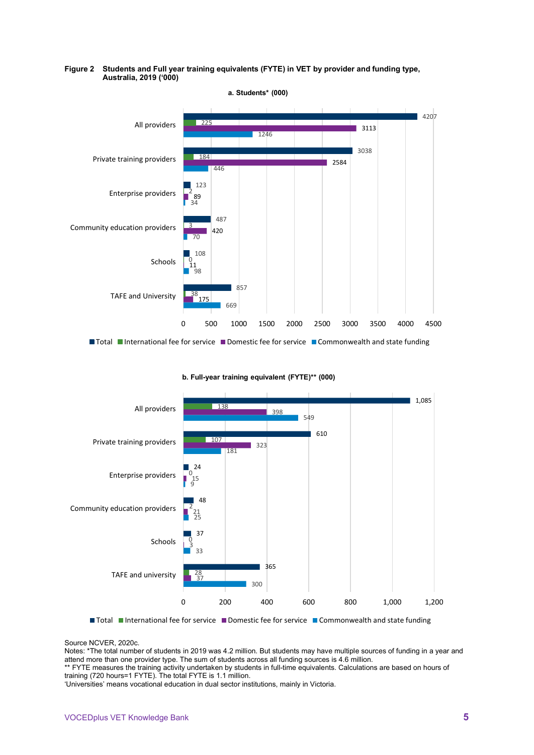**Figure 2 Students and Full year training equivalents (FYTE) in VET by provider and funding type, Australia, 2019 ('000)**

**a. Students* (000)**

| | Total | International fee for service | Domestic fee for service | Commonwealth and state funding |
|---|---|---|---|---|
| All providers | 4207 | 225 | 3113 | 1246 |
| Private training providers | 3038 | 184 | 2584 | 446 |
| Enterprise providers | 123 | 2 | 89 | 34 |
| Community education providers | 487 | 3 | 420 | 70 |
| Schools | 108 | 0 | 11 | 98 |
| TAFE and University | 857 | 38 | 175 | 669 |

**b. Full-year training equivalent (FYTE)** (000)**

| | Total | International fee for service | Domestic fee for service | Commonwealth and state funding |
|---|---|---|---|---|
| All providers | 1,085 | 138 | 398 | 549 |
| Private training providers | 610 | 107 | 323 | 181 |
| Enterprise providers | 24 | 0 | 15 | 9 |
| Community education providers | 48 | 2 | 21 | 25 |
| Schools | 37 | 0 | 3 | 33 |
| TAFE and university | 365 | 28 | 37 | 300 |

Source NCVER, 2020c.

Notes: *The total number of students in 2019 was 4.2 million. But students may have multiple sources of funding in a year and attend more than one provider type. The sum of students across all funding sources is 4.6 million.

** FYTE measures the training activity undertaken by students in full-time equivalents. Calculations are based on hours of training (720 hours=1 FYTE). The total FYTE is 1.1 million.

'Universities' means vocational education in dual sector institutions, mainly in Victoria.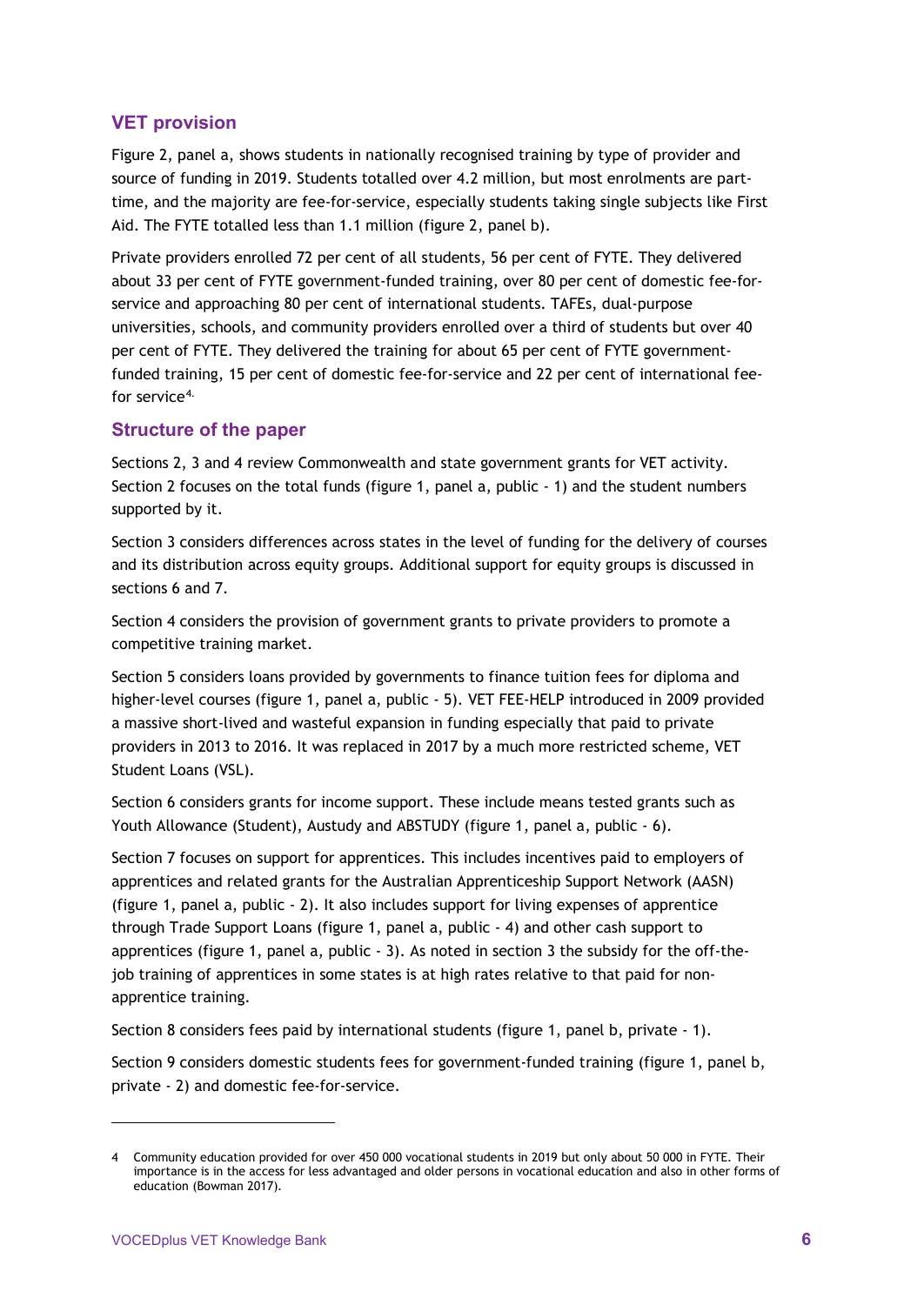## VET provision

Figure 2, panel a, shows students in nationally recognised training by type of provider and source of funding in 2019. Students totalled over 4.2 million, but most enrolments are part-time, and the majority are fee-for-service, especially students taking single subjects like First Aid. The FYTE totalled less than 1.1 million (figure 2, panel b).

Private providers enrolled 72 per cent of all students, 56 per cent of FYTE. They delivered about 33 per cent of FYTE government-funded training, over 80 per cent of domestic fee-for-service and approaching 80 per cent of international students. TAFEs, dual-purpose universities, schools, and community providers enrolled over a third of students but over 40 per cent of FYTE. They delivered the training for about 65 per cent of FYTE government-funded training, 15 per cent of domestic fee-for-service and 22 per cent of international fee-for service[4].

## Structure of the paper

Sections 2, 3 and 4 review Commonwealth and state government grants for VET activity. Section 2 focuses on the total funds (figure 1, panel a, public - 1) and the student numbers supported by it.

Section 3 considers differences across states in the level of funding for the delivery of courses and its distribution across equity groups. Additional support for equity groups is discussed in sections 6 and 7.

Section 4 considers the provision of government grants to private providers to promote a competitive training market.

Section 5 considers loans provided by governments to finance tuition fees for diploma and higher-level courses (figure 1, panel a, public - 5). VET FEE-HELP introduced in 2009 provided a massive short-lived and wasteful expansion in funding especially that paid to private providers in 2013 to 2016. It was replaced in 2017 by a much more restricted scheme, VET Student Loans (VSL).

Section 6 considers grants for income support. These include means tested grants such as Youth Allowance (Student), Austudy and ABSTUDY (figure 1, panel a, public - 6).

Section 7 focuses on support for apprentices. This includes incentives paid to employers of apprentices and related grants for the Australian Apprenticeship Support Network (AASN) (figure 1, panel a, public - 2). It also includes support for living expenses of apprentice through Trade Support Loans (figure 1, panel a, public - 4) and other cash support to apprentices (figure 1, panel a, public - 3). As noted in section 3 the subsidy for the off-the-job training of apprentices in some states is at high rates relative to that paid for non-apprentice training.

Section 8 considers fees paid by international students (figure 1, panel b, private - 1).

Section 9 considers domestic students fees for government-funded training (figure 1, panel b, private - 2) and domestic fee-for-service.

---

4 Community education provided for over 450 000 vocational students in 2019 but only about 50 000 in FYTE. Their importance is in the access for less advantaged and older persons in vocational education and also in other forms of education (Bowman 2017).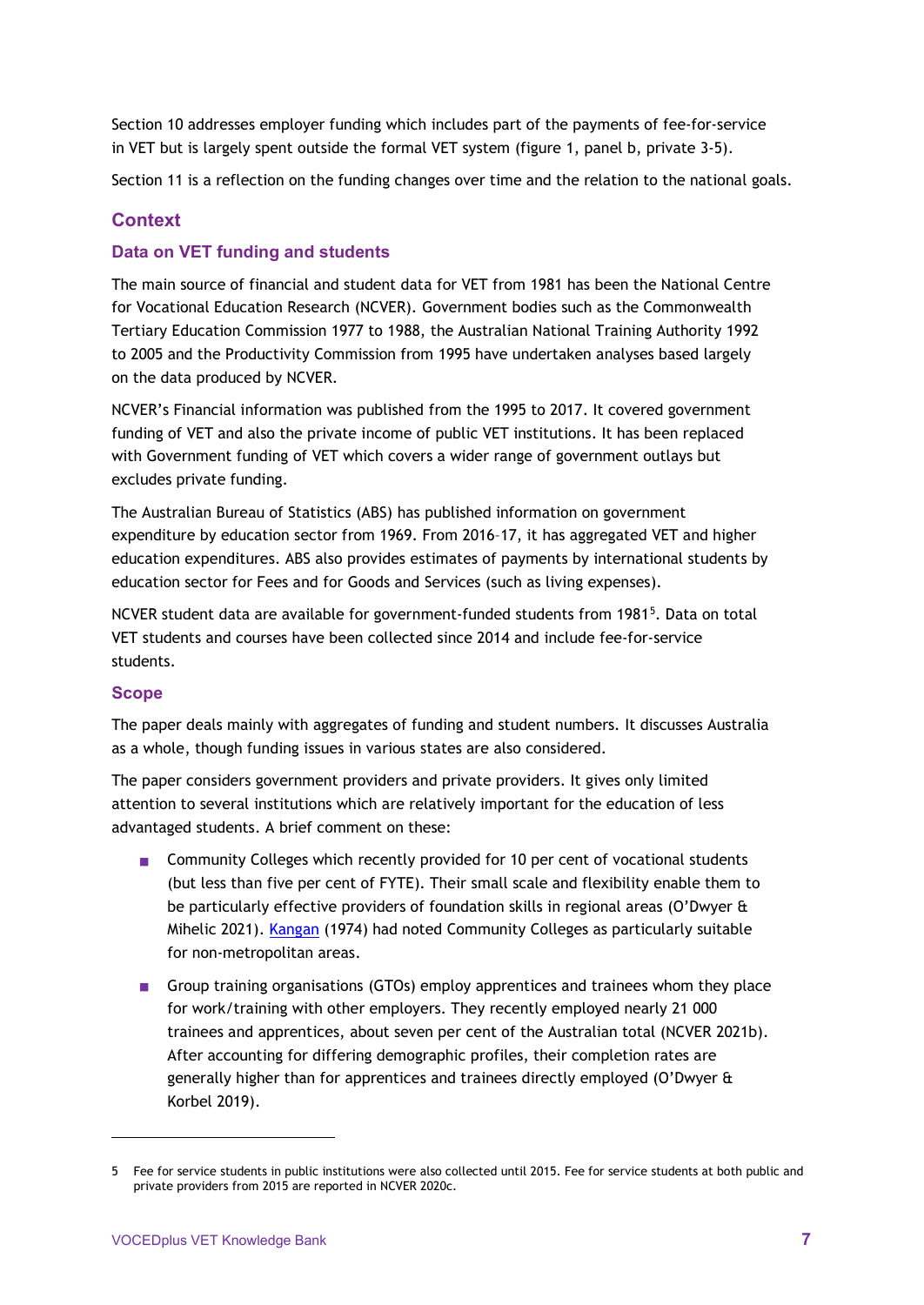Section 10 addresses employer funding which includes part of the payments of fee-for-service in VET but is largely spent outside the formal VET system (figure 1, panel b, private 3-5).

Section 11 is a reflection on the funding changes over time and the relation to the national goals.

## Context

### Data on VET funding and students

The main source of financial and student data for VET from 1981 has been the National Centre for Vocational Education Research (NCVER). Government bodies such as the Commonwealth Tertiary Education Commission 1977 to 1988, the Australian National Training Authority 1992 to 2005 and the Productivity Commission from 1995 have undertaken analyses based largely on the data produced by NCVER.

NCVER's Financial information was published from the 1995 to 2017. It covered government funding of VET and also the private income of public VET institutions. It has been replaced with Government funding of VET which covers a wider range of government outlays but excludes private funding.

The Australian Bureau of Statistics (ABS) has published information on government expenditure by education sector from 1969. From 2016–17, it has aggregated VET and higher education expenditures. ABS also provides estimates of payments by international students by education sector for Fees and for Goods and Services (such as living expenses).

NCVER student data are available for government-funded students from 1981[5]. Data on total VET students and courses have been collected since 2014 and include fee-for-service students.

### Scope

The paper deals mainly with aggregates of funding and student numbers. It discusses Australia as a whole, though funding issues in various states are also considered.

The paper considers government providers and private providers. It gives only limited attention to several institutions which are relatively important for the education of less advantaged students. A brief comment on these:

- Community Colleges which recently provided for 10 per cent of vocational students (but less than five per cent of FYTE). Their small scale and flexibility enable them to be particularly effective providers of foundation skills in regional areas (O'Dwyer & Mihelic 2021). Kangan (1974) had noted Community Colleges as particularly suitable for non-metropolitan areas.
- Group training organisations (GTOs) employ apprentices and trainees whom they place for work/training with other employers. They recently employed nearly 21 000 trainees and apprentices, about seven per cent of the Australian total (NCVER 2021b). After accounting for differing demographic profiles, their completion rates are generally higher than for apprentices and trainees directly employed (O'Dwyer & Korbel 2019).

---

5 Fee for service students in public institutions were also collected until 2015. Fee for service students at both public and private providers from 2015 are reported in NCVER 2020c.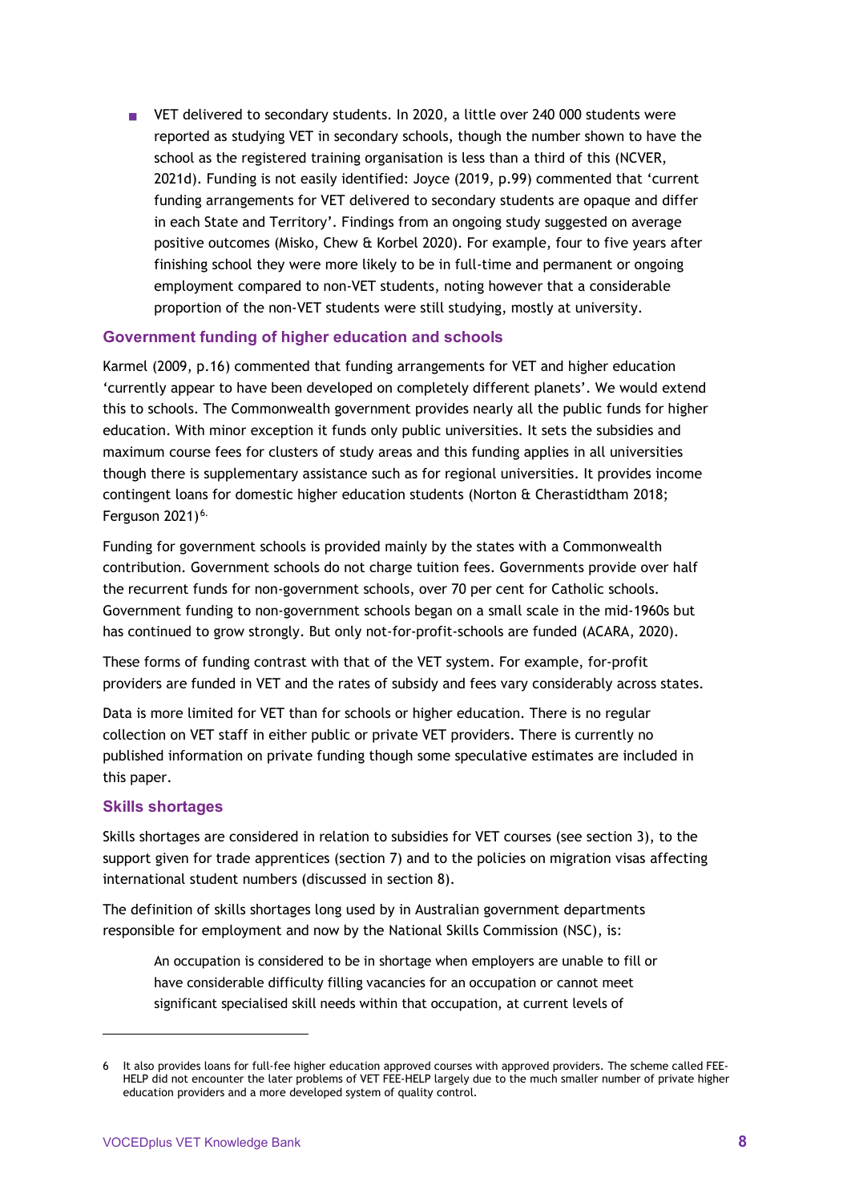- VET delivered to secondary students. In 2020, a little over 240 000 students were reported as studying VET in secondary schools, though the number shown to have the school as the registered training organisation is less than a third of this (NCVER, 2021d). Funding is not easily identified: Joyce (2019, p.99) commented that 'current funding arrangements for VET delivered to secondary students are opaque and differ in each State and Territory'. Findings from an ongoing study suggested on average positive outcomes (Misko, Chew & Korbel 2020). For example, four to five years after finishing school they were more likely to be in full-time and permanent or ongoing employment compared to non-VET students, noting however that a considerable proportion of the non-VET students were still studying, mostly at university.

### Government funding of higher education and schools

Karmel (2009, p.16) commented that funding arrangements for VET and higher education 'currently appear to have been developed on completely different planets'. We would extend this to schools. The Commonwealth government provides nearly all the public funds for higher education. With minor exception it funds only public universities. It sets the subsidies and maximum course fees for clusters of study areas and this funding applies in all universities though there is supplementary assistance such as for regional universities. It provides income contingent loans for domestic higher education students (Norton & Cherastidtham 2018; Ferguson 2021)[6].

Funding for government schools is provided mainly by the states with a Commonwealth contribution. Government schools do not charge tuition fees. Governments provide over half the recurrent funds for non-government schools, over 70 per cent for Catholic schools. Government funding to non-government schools began on a small scale in the mid-1960s but has continued to grow strongly. But only not-for-profit-schools are funded (ACARA, 2020).

These forms of funding contrast with that of the VET system. For example, for-profit providers are funded in VET and the rates of subsidy and fees vary considerably across states.

Data is more limited for VET than for schools or higher education. There is no regular collection on VET staff in either public or private VET providers. There is currently no published information on private funding though some speculative estimates are included in this paper.

### Skills shortages

Skills shortages are considered in relation to subsidies for VET courses (see section 3), to the support given for trade apprentices (section 7) and to the policies on migration visas affecting international student numbers (discussed in section 8).

The definition of skills shortages long used by in Australian government departments responsible for employment and now by the National Skills Commission (NSC), is:

> An occupation is considered to be in shortage when employers are unable to fill or have considerable difficulty filling vacancies for an occupation or cannot meet significant specialised skill needs within that occupation, at current levels of

---

6 It also provides loans for full-fee higher education approved courses with approved providers. The scheme called FEE-HELP did not encounter the later problems of VET FEE-HELP largely due to the much smaller number of private higher education providers and a more developed system of quality control.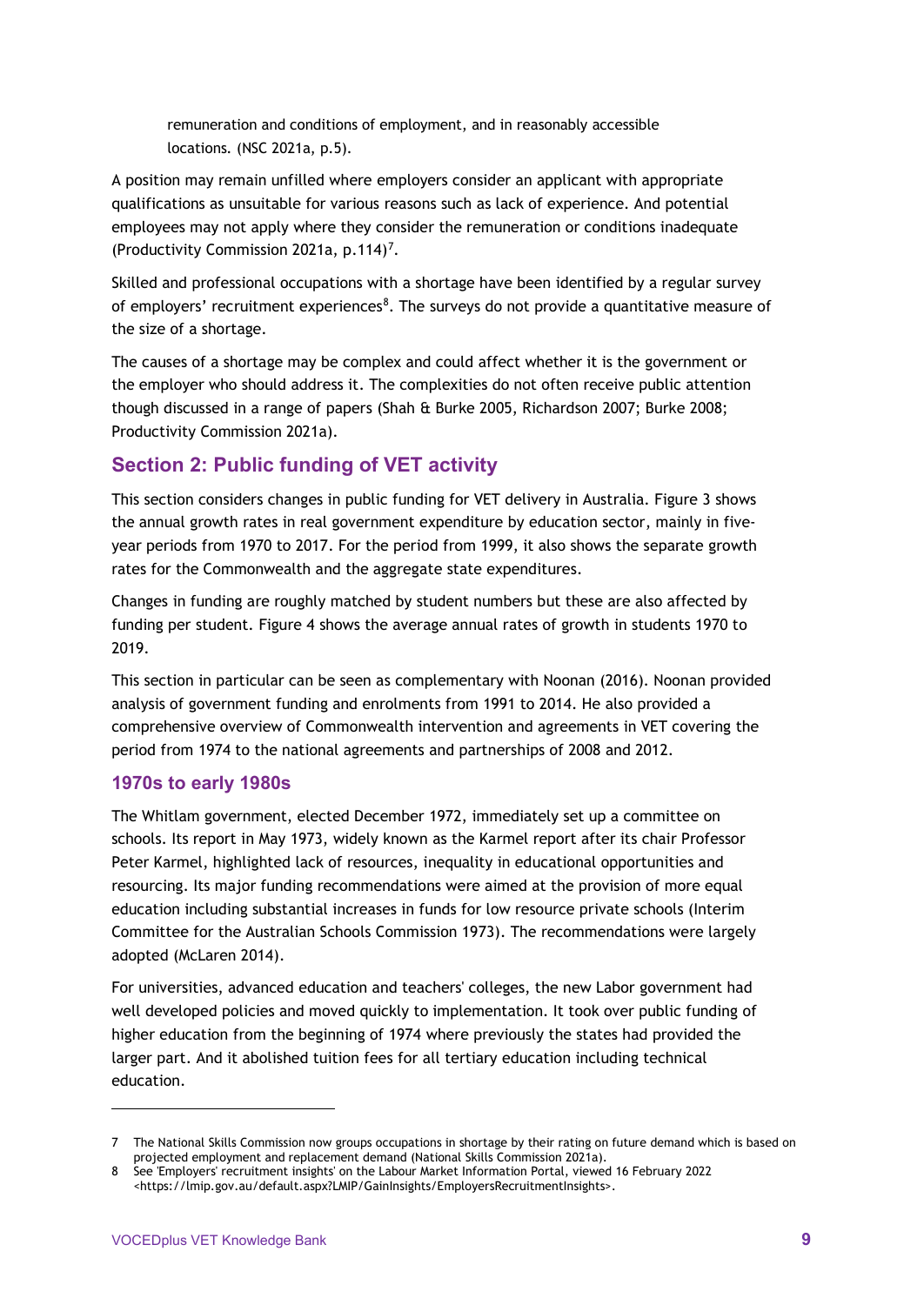> remuneration and conditions of employment, and in reasonably accessible locations. (NSC 2021a, p.5).

A position may remain unfilled where employers consider an applicant with appropriate qualifications as unsuitable for various reasons such as lack of experience. And potential employees may not apply where they consider the remuneration or conditions inadequate (Productivity Commission 2021a, p.114)[7].

Skilled and professional occupations with a shortage have been identified by a regular survey of employers' recruitment experiences[8]. The surveys do not provide a quantitative measure of the size of a shortage.

The causes of a shortage may be complex and could affect whether it is the government or the employer who should address it. The complexities do not often receive public attention though discussed in a range of papers (Shah & Burke 2005, Richardson 2007; Burke 2008; Productivity Commission 2021a).

## Section 2: Public funding of VET activity

This section considers changes in public funding for VET delivery in Australia. Figure 3 shows the annual growth rates in real government expenditure by education sector, mainly in five-year periods from 1970 to 2017. For the period from 1999, it also shows the separate growth rates for the Commonwealth and the aggregate state expenditures.

Changes in funding are roughly matched by student numbers but these are also affected by funding per student. Figure 4 shows the average annual rates of growth in students 1970 to 2019.

This section in particular can be seen as complementary with Noonan (2016). Noonan provided analysis of government funding and enrolments from 1991 to 2014. He also provided a comprehensive overview of Commonwealth intervention and agreements in VET covering the period from 1974 to the national agreements and partnerships of 2008 and 2012.

### 1970s to early 1980s

The Whitlam government, elected December 1972, immediately set up a committee on schools. Its report in May 1973, widely known as the Karmel report after its chair Professor Peter Karmel, highlighted lack of resources, inequality in educational opportunities and resourcing. Its major funding recommendations were aimed at the provision of more equal education including substantial increases in funds for low resource private schools (Interim Committee for the Australian Schools Commission 1973). The recommendations were largely adopted (McLaren 2014).

For universities, advanced education and teachers' colleges, the new Labor government had well developed policies and moved quickly to implementation. It took over public funding of higher education from the beginning of 1974 where previously the states had provided the larger part. And it abolished tuition fees for all tertiary education including technical education.

---

7 The National Skills Commission now groups occupations in shortage by their rating on future demand which is based on projected employment and replacement demand (National Skills Commission 2021a).

8 See 'Employers' recruitment insights' on the Labour Market Information Portal, viewed 16 February 2022 <https://lmip.gov.au/default.aspx?LMIP/GainInsights/EmployersRecruitmentInsights>.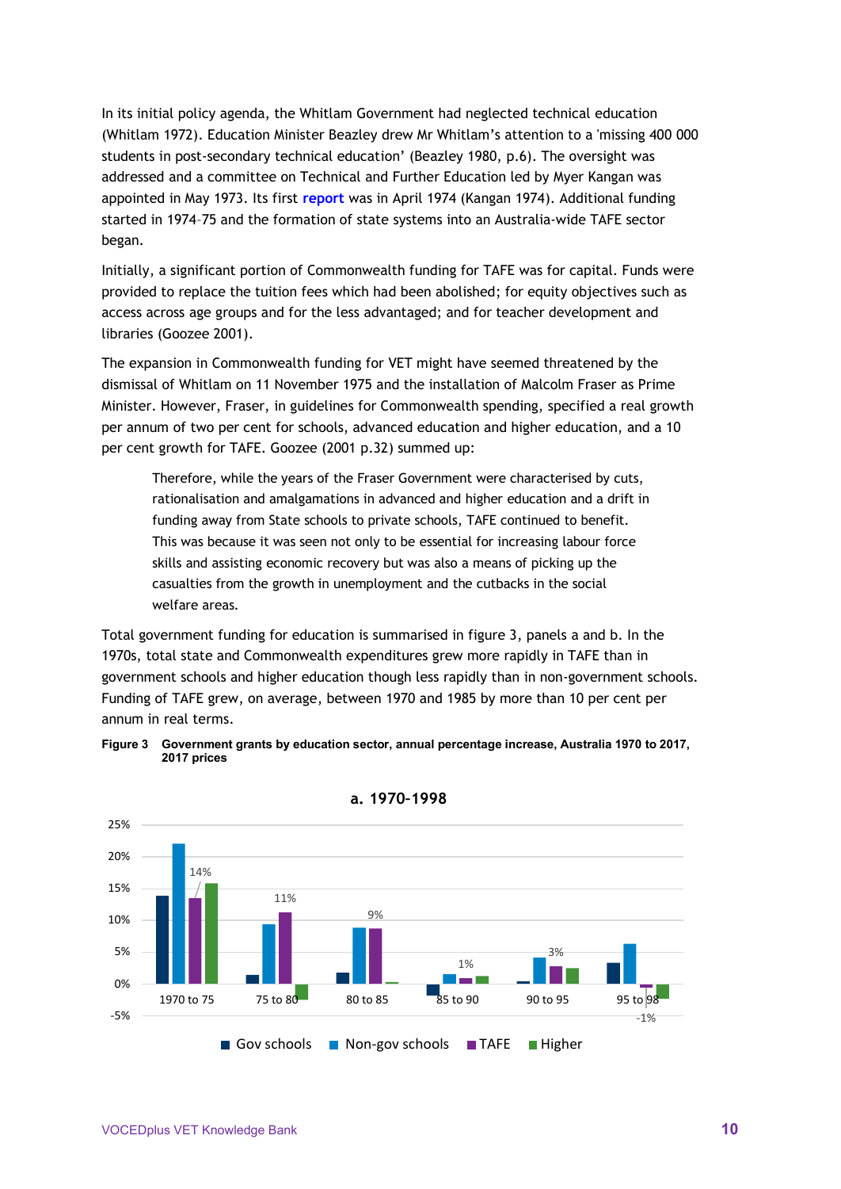In its initial policy agenda, the Whitlam Government had neglected technical education (Whitlam 1972). Education Minister Beazley drew Mr Whitlam's attention to a 'missing 400 000 students in post-secondary technical education' (Beazley 1980, p.6). The oversight was addressed and a committee on Technical and Further Education led by Myer Kangan was appointed in May 1973. Its first report was in April 1974 (Kangan 1974). Additional funding started in 1974–75 and the formation of state systems into an Australia-wide TAFE sector began.

Initially, a significant portion of Commonwealth funding for TAFE was for capital. Funds were provided to replace the tuition fees which had been abolished; for equity objectives such as access across age groups and for the less advantaged; and for teacher development and libraries (Goozee 2001).

The expansion in Commonwealth funding for VET might have seemed threatened by the dismissal of Whitlam on 11 November 1975 and the installation of Malcolm Fraser as Prime Minister. However, Fraser, in guidelines for Commonwealth spending, specified a real growth per annum of two per cent for schools, advanced education and higher education, and a 10 per cent growth for TAFE. Goozee (2001 p.32) summed up:

> Therefore, while the years of the Fraser Government were characterised by cuts, rationalisation and amalgamations in advanced and higher education and a drift in funding away from State schools to private schools, TAFE continued to benefit. This was because it was seen not only to be essential for increasing labour force skills and assisting economic recovery but was also a means of picking up the casualties from the growth in unemployment and the cutbacks in the social welfare areas.

Total government funding for education is summarised in figure 3, panels a and b. In the 1970s, total state and Commonwealth expenditures grew more rapidly in TAFE than in government schools and higher education though less rapidly than in non-government schools. Funding of TAFE grew, on average, between 1970 and 1985 by more than 10 per cent per annum in real terms.

**Figure 3 Government grants by education sector, annual percentage increase, Australia 1970 to 2017, 2017 prices**

**a. 1970-1998**

Chart legend: Gov schools, Non-gov schools, TAFE, Higher. Periods: 1970 to 75, 75 to 80, 80 to 85, 85 to 90, 90 to 95, 95 to 98. TAFE labels: 14%, 11%, 9%, 1%, 3%, -1%.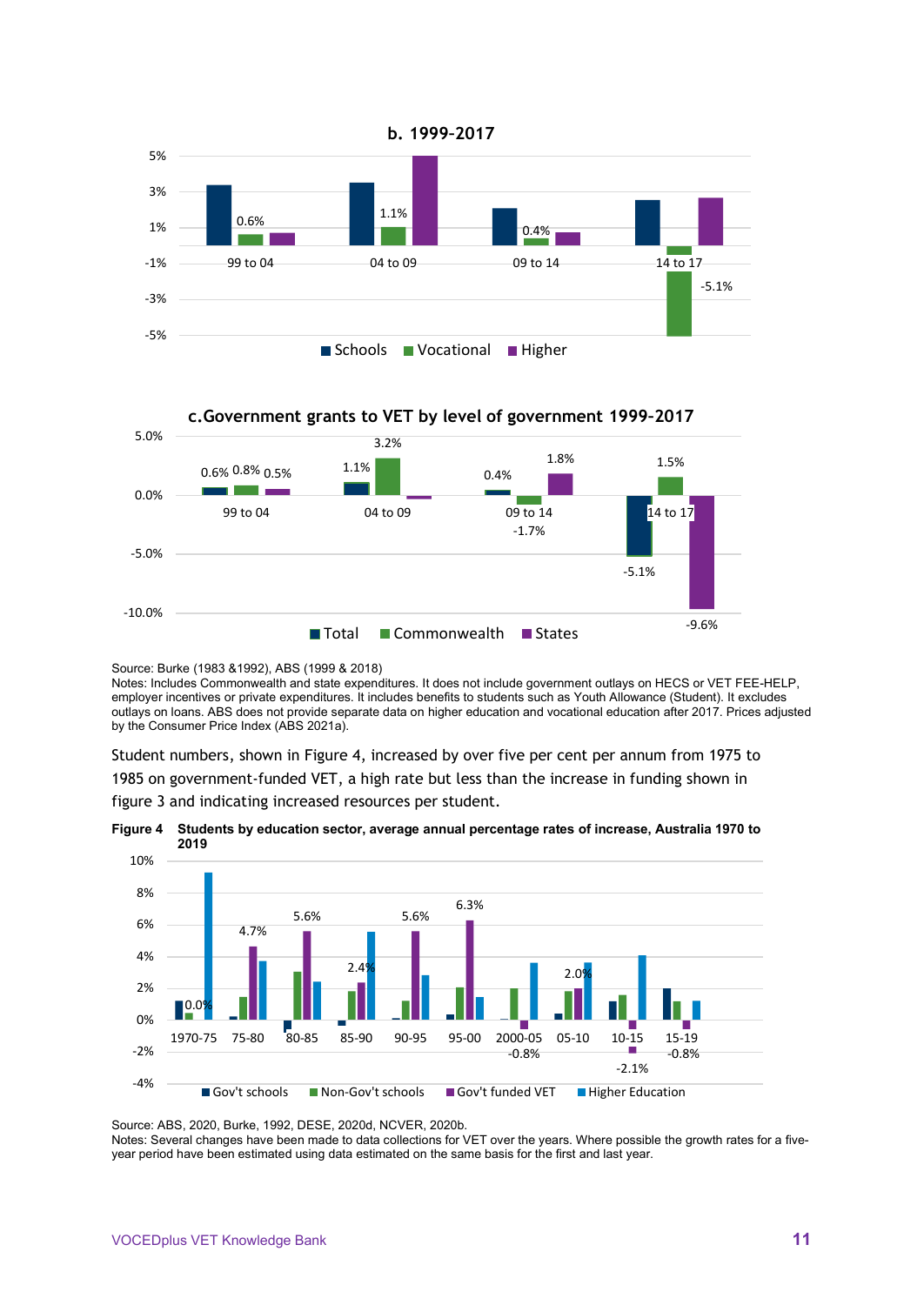**b. 1999-2017**

| | 99 to 04 | 04 to 09 | 09 to 14 | 14 to 17 |
|---|---|---|---|---|
| Vocational | 0.6% | 1.1% | 0.4% | -5.1% |

■ Schools ■ Vocational ■ Higher

**c.Government grants to VET by level of government 1999-2017**

| | 99 to 04 | 04 to 09 | 09 to 14 | 14 to 17 |
|---|---|---|---|---|
| Total | 0.6% | 1.1% | 0.4% | -5.1% |
| Commonwealth | 0.8% | 3.2% | -1.7% | 1.5% |
| States | 0.5% | | 1.8% | -9.6% |

Source: Burke (1983 &1992), ABS (1999 & 2018)
Notes: Includes Commonwealth and state expenditures. It does not include government outlays on HECS or VET FEE-HELP, employer incentives or private expenditures. It includes benefits to students such as Youth Allowance (Student). It excludes outlays on loans. ABS does not provide separate data on higher education and vocational education after 2017. Prices adjusted by the Consumer Price Index (ABS 2021a).

Student numbers, shown in Figure 4, increased by over five per cent per annum from 1975 to 1985 on government-funded VET, a high rate but less than the increase in funding shown in figure 3 and indicating increased resources per student.

**Figure 4 Students by education sector, average annual percentage rates of increase, Australia 1970 to 2019**

| | 1970-75 | 75-80 | 80-85 | 85-90 | 90-95 | 95-00 | 2000-05 | 05-10 | 10-15 | 15-19 |
|---|---|---|---|---|---|---|---|---|---|---|
| Gov't funded VET | 0.0% | 4.7% | 5.6% | 2.4% | 5.6% | 6.3% | -0.8% | 2.0% | -2.1% | -0.8% |

■ Gov't schools ■ Non-Gov't schools ■ Gov't funded VET ■ Higher Education

Source: ABS, 2020, Burke, 1992, DESE, 2020d, NCVER, 2020b.
Notes: Several changes have been made to data collections for VET over the years. Where possible the growth rates for a five-year period have been estimated using data estimated on the same basis for the first and last year.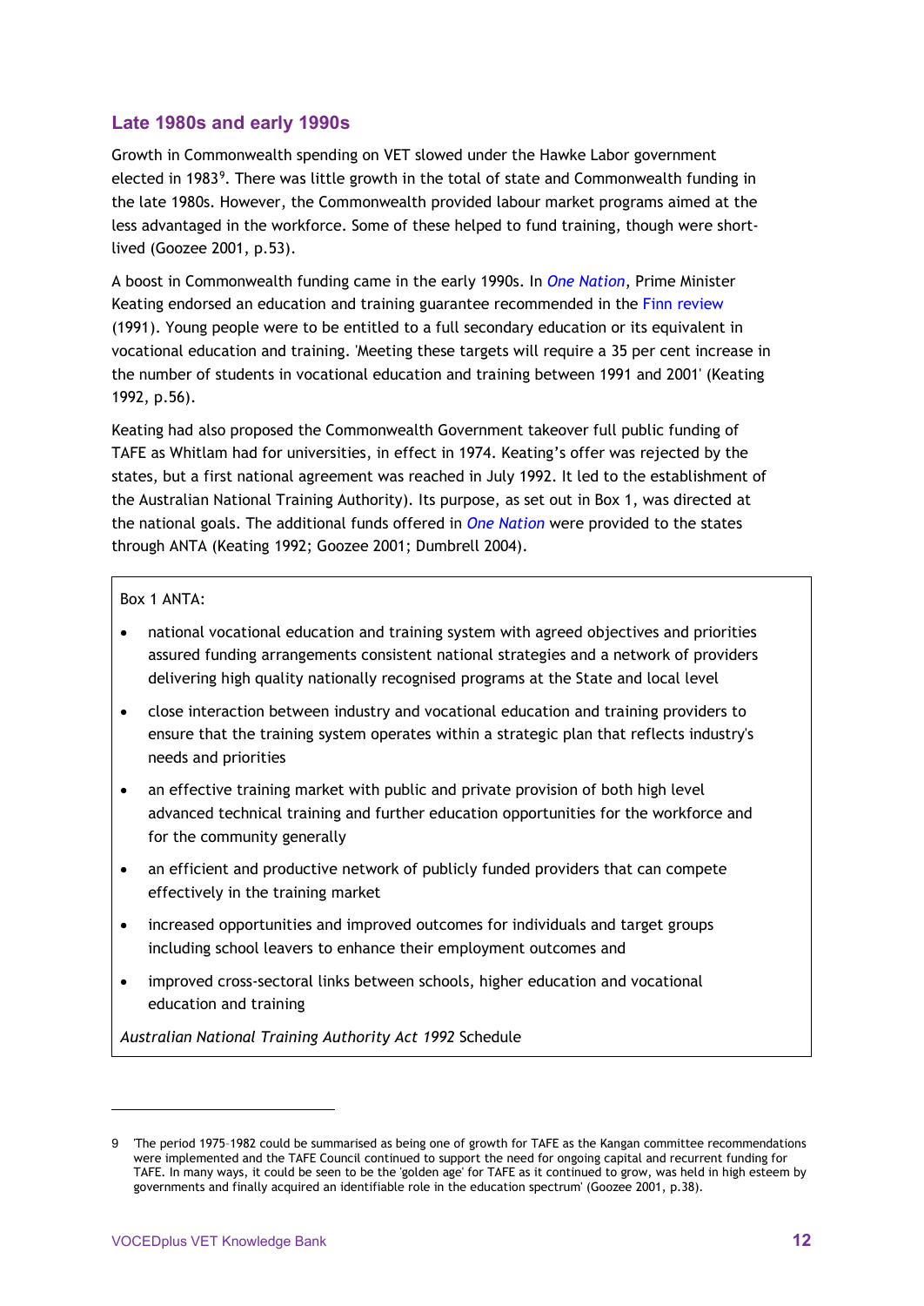## Late 1980s and early 1990s

Growth in Commonwealth spending on VET slowed under the Hawke Labor government elected in 1983[9]. There was little growth in the total of state and Commonwealth funding in the late 1980s. However, the Commonwealth provided labour market programs aimed at the less advantaged in the workforce. Some of these helped to fund training, though were short-lived (Goozee 2001, p.53).

A boost in Commonwealth funding came in the early 1990s. In *One Nation*, Prime Minister Keating endorsed an education and training guarantee recommended in the Finn review (1991). Young people were to be entitled to a full secondary education or its equivalent in vocational education and training. 'Meeting these targets will require a 35 per cent increase in the number of students in vocational education and training between 1991 and 2001' (Keating 1992, p.56).

Keating had also proposed the Commonwealth Government takeover full public funding of TAFE as Whitlam had for universities, in effect in 1974. Keating's offer was rejected by the states, but a first national agreement was reached in July 1992. It led to the establishment of the Australian National Training Authority). Its purpose, as set out in Box 1, was directed at the national goals. The additional funds offered in *One Nation* were provided to the states through ANTA (Keating 1992; Goozee 2001; Dumbrell 2004).

Box 1 ANTA:

- national vocational education and training system with agreed objectives and priorities assured funding arrangements consistent national strategies and a network of providers delivering high quality nationally recognised programs at the State and local level
- close interaction between industry and vocational education and training providers to ensure that the training system operates within a strategic plan that reflects industry's needs and priorities
- an effective training market with public and private provision of both high level advanced technical training and further education opportunities for the workforce and for the community generally
- an efficient and productive network of publicly funded providers that can compete effectively in the training market
- increased opportunities and improved outcomes for individuals and target groups including school leavers to enhance their employment outcomes and
- improved cross-sectoral links between schools, higher education and vocational education and training

*Australian National Training Authority Act 1992* Schedule

---

9 'The period 1975–1982 could be summarised as being one of growth for TAFE as the Kangan committee recommendations were implemented and the TAFE Council continued to support the need for ongoing capital and recurrent funding for TAFE. In many ways, it could be seen to be the 'golden age' for TAFE as it continued to grow, was held in high esteem by governments and finally acquired an identifiable role in the education spectrum' (Goozee 2001, p.38).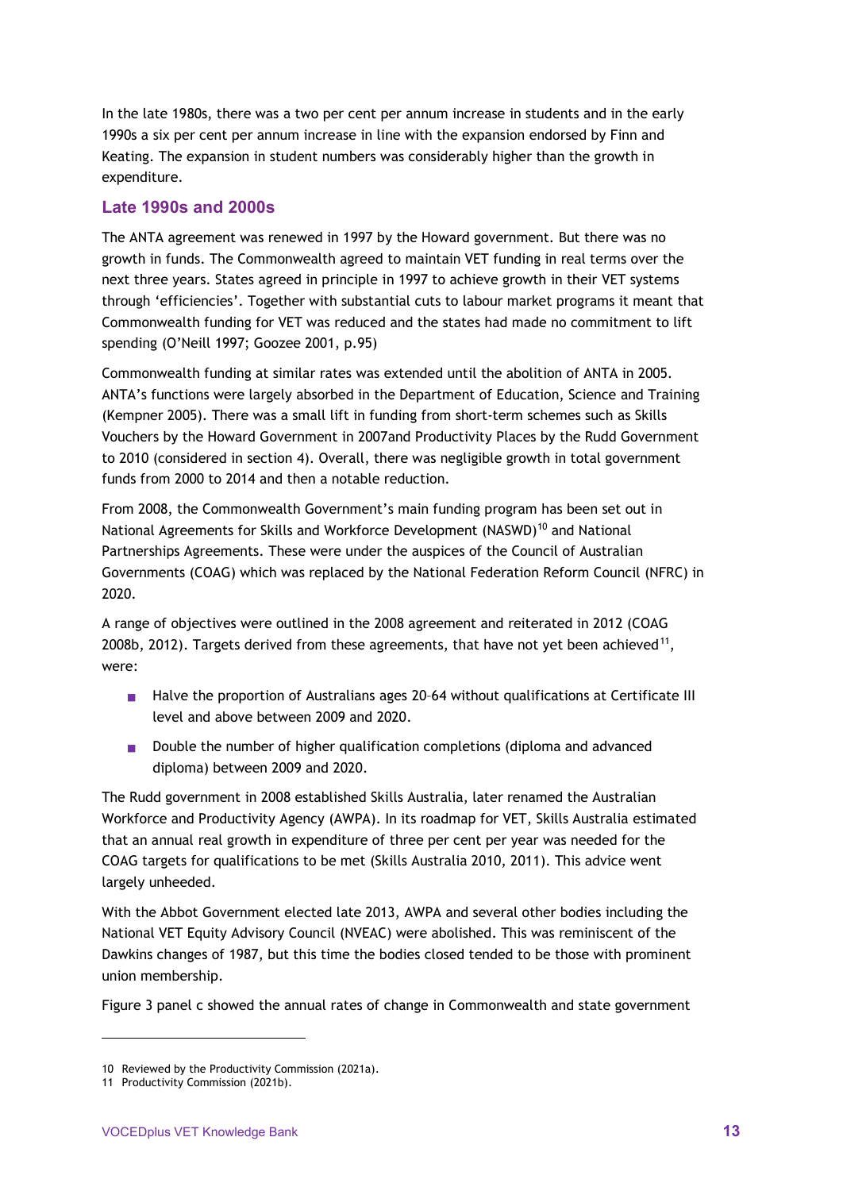In the late 1980s, there was a two per cent per annum increase in students and in the early 1990s a six per cent per annum increase in line with the expansion endorsed by Finn and Keating. The expansion in student numbers was considerably higher than the growth in expenditure.

### Late 1990s and 2000s

The ANTA agreement was renewed in 1997 by the Howard government. But there was no growth in funds. The Commonwealth agreed to maintain VET funding in real terms over the next three years. States agreed in principle in 1997 to achieve growth in their VET systems through 'efficiencies'. Together with substantial cuts to labour market programs it meant that Commonwealth funding for VET was reduced and the states had made no commitment to lift spending (O'Neill 1997; Goozee 2001, p.95)

Commonwealth funding at similar rates was extended until the abolition of ANTA in 2005. ANTA's functions were largely absorbed in the Department of Education, Science and Training (Kempner 2005). There was a small lift in funding from short-term schemes such as Skills Vouchers by the Howard Government in 2007and Productivity Places by the Rudd Government to 2010 (considered in section 4). Overall, there was negligible growth in total government funds from 2000 to 2014 and then a notable reduction.

From 2008, the Commonwealth Government's main funding program has been set out in National Agreements for Skills and Workforce Development (NASWD)[10] and National Partnerships Agreements. These were under the auspices of the Council of Australian Governments (COAG) which was replaced by the National Federation Reform Council (NFRC) in 2020.

A range of objectives were outlined in the 2008 agreement and reiterated in 2012 (COAG 2008b, 2012). Targets derived from these agreements, that have not yet been achieved[11], were:

- Halve the proportion of Australians ages 20–64 without qualifications at Certificate III level and above between 2009 and 2020.
- Double the number of higher qualification completions (diploma and advanced diploma) between 2009 and 2020.

The Rudd government in 2008 established Skills Australia, later renamed the Australian Workforce and Productivity Agency (AWPA). In its roadmap for VET, Skills Australia estimated that an annual real growth in expenditure of three per cent per year was needed for the COAG targets for qualifications to be met (Skills Australia 2010, 2011). This advice went largely unheeded.

With the Abbot Government elected late 2013, AWPA and several other bodies including the National VET Equity Advisory Council (NVEAC) were abolished. This was reminiscent of the Dawkins changes of 1987, but this time the bodies closed tended to be those with prominent union membership.

Figure 3 panel c showed the annual rates of change in Commonwealth and state government

10 Reviewed by the Productivity Commission (2021a).

11 Productivity Commission (2021b).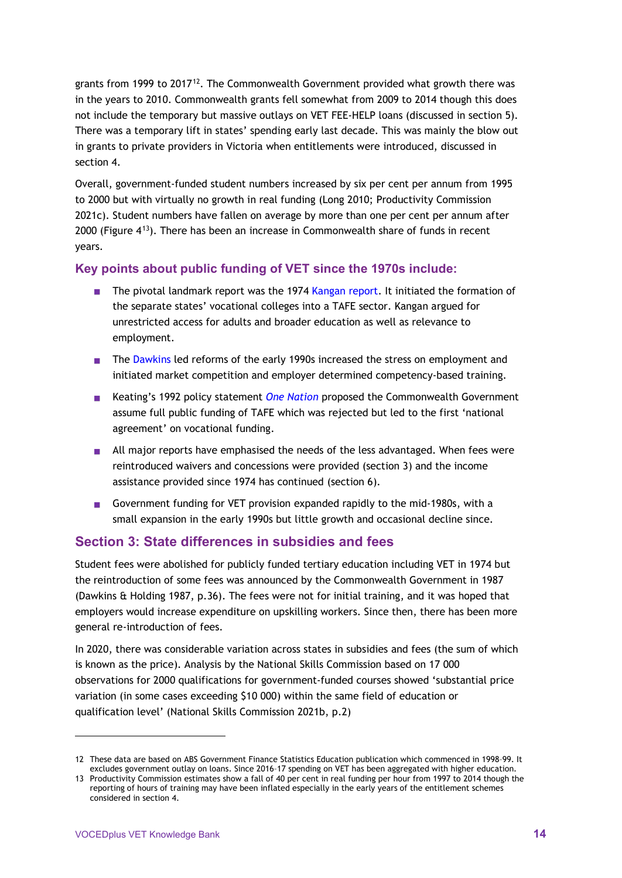grants from 1999 to 2017[12]. The Commonwealth Government provided what growth there was in the years to 2010. Commonwealth grants fell somewhat from 2009 to 2014 though this does not include the temporary but massive outlays on VET FEE-HELP loans (discussed in section 5). There was a temporary lift in states' spending early last decade. This was mainly the blow out in grants to private providers in Victoria when entitlements were introduced, discussed in section 4.

Overall, government-funded student numbers increased by six per cent per annum from 1995 to 2000 but with virtually no growth in real funding (Long 2010; Productivity Commission 2021c). Student numbers have fallen on average by more than one per cent per annum after 2000 (Figure 4[13]). There has been an increase in Commonwealth share of funds in recent years.

### Key points about public funding of VET since the 1970s include:

- The pivotal landmark report was the 1974 Kangan report. It initiated the formation of the separate states' vocational colleges into a TAFE sector. Kangan argued for unrestricted access for adults and broader education as well as relevance to employment.
- The Dawkins led reforms of the early 1990s increased the stress on employment and initiated market competition and employer determined competency-based training.
- Keating's 1992 policy statement *One Nation* proposed the Commonwealth Government assume full public funding of TAFE which was rejected but led to the first 'national agreement' on vocational funding.
- All major reports have emphasised the needs of the less advantaged. When fees were reintroduced waivers and concessions were provided (section 3) and the income assistance provided since 1974 has continued (section 6).
- Government funding for VET provision expanded rapidly to the mid-1980s, with a small expansion in the early 1990s but little growth and occasional decline since.

## Section 3: State differences in subsidies and fees

Student fees were abolished for publicly funded tertiary education including VET in 1974 but the reintroduction of some fees was announced by the Commonwealth Government in 1987 (Dawkins & Holding 1987, p.36). The fees were not for initial training, and it was hoped that employers would increase expenditure on upskilling workers. Since then, there has been more general re-introduction of fees.

In 2020, there was considerable variation across states in subsidies and fees (the sum of which is known as the price). Analysis by the National Skills Commission based on 17 000 observations for 2000 qualifications for government-funded courses showed 'substantial price variation (in some cases exceeding $10 000) within the same field of education or qualification level' (National Skills Commission 2021b, p.2)

---

12 These data are based on ABS Government Finance Statistics Education publication which commenced in 1998–99. It excludes government outlay on loans. Since 2016–17 spending on VET has been aggregated with higher education.

13 Productivity Commission estimates show a fall of 40 per cent in real funding per hour from 1997 to 2014 though the reporting of hours of training may have been inflated especially in the early years of the entitlement schemes considered in section 4.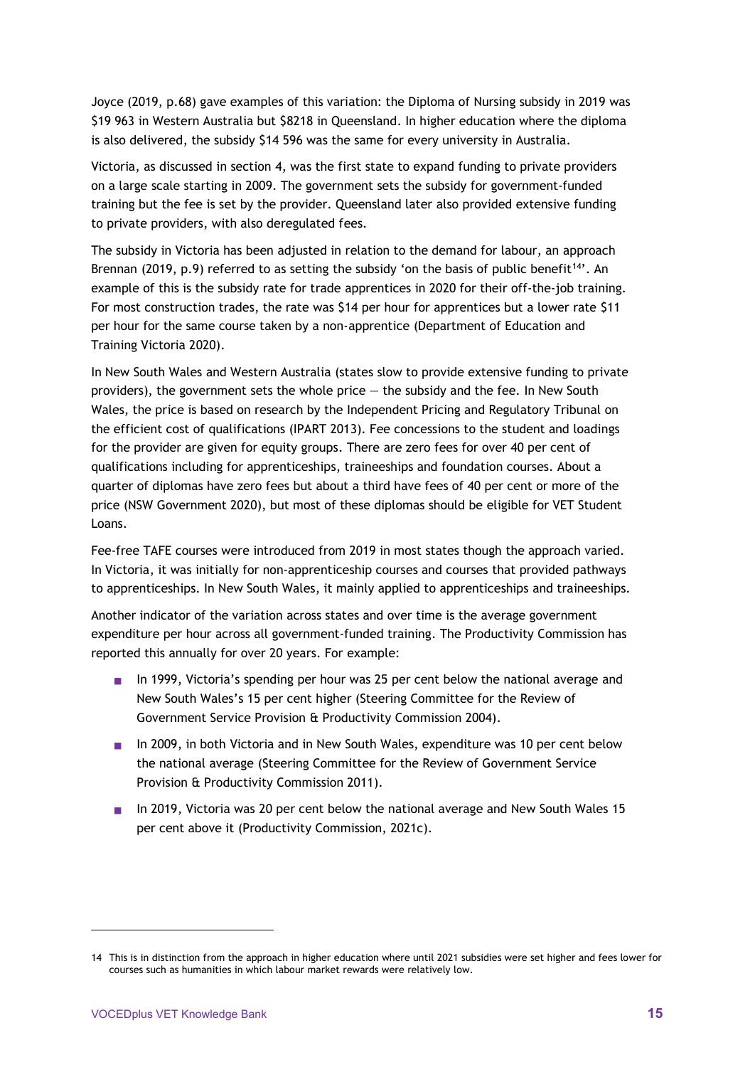Joyce (2019, p.68) gave examples of this variation: the Diploma of Nursing subsidy in 2019 was $19 963 in Western Australia but $8218 in Queensland. In higher education where the diploma is also delivered, the subsidy $14 596 was the same for every university in Australia.

Victoria, as discussed in section 4, was the first state to expand funding to private providers on a large scale starting in 2009. The government sets the subsidy for government-funded training but the fee is set by the provider. Queensland later also provided extensive funding to private providers, with also deregulated fees.

The subsidy in Victoria has been adjusted in relation to the demand for labour, an approach Brennan (2019, p.9) referred to as setting the subsidy 'on the basis of public benefit[14]'. An example of this is the subsidy rate for trade apprentices in 2020 for their off-the-job training. For most construction trades, the rate was $14 per hour for apprentices but a lower rate $11 per hour for the same course taken by a non-apprentice (Department of Education and Training Victoria 2020).

In New South Wales and Western Australia (states slow to provide extensive funding to private providers), the government sets the whole price — the subsidy and the fee. In New South Wales, the price is based on research by the Independent Pricing and Regulatory Tribunal on the efficient cost of qualifications (IPART 2013). Fee concessions to the student and loadings for the provider are given for equity groups. There are zero fees for over 40 per cent of qualifications including for apprenticeships, traineeships and foundation courses. About a quarter of diplomas have zero fees but about a third have fees of 40 per cent or more of the price (NSW Government 2020), but most of these diplomas should be eligible for VET Student Loans.

Fee-free TAFE courses were introduced from 2019 in most states though the approach varied. In Victoria, it was initially for non-apprenticeship courses and courses that provided pathways to apprenticeships. In New South Wales, it mainly applied to apprenticeships and traineeships.

Another indicator of the variation across states and over time is the average government expenditure per hour across all government-funded training. The Productivity Commission has reported this annually for over 20 years. For example:

- In 1999, Victoria's spending per hour was 25 per cent below the national average and New South Wales's 15 per cent higher (Steering Committee for the Review of Government Service Provision & Productivity Commission 2004).
- In 2009, in both Victoria and in New South Wales, expenditure was 10 per cent below the national average (Steering Committee for the Review of Government Service Provision & Productivity Commission 2011).
- In 2019, Victoria was 20 per cent below the national average and New South Wales 15 per cent above it (Productivity Commission, 2021c).

---

14 This is in distinction from the approach in higher education where until 2021 subsidies were set higher and fees lower for courses such as humanities in which labour market rewards were relatively low.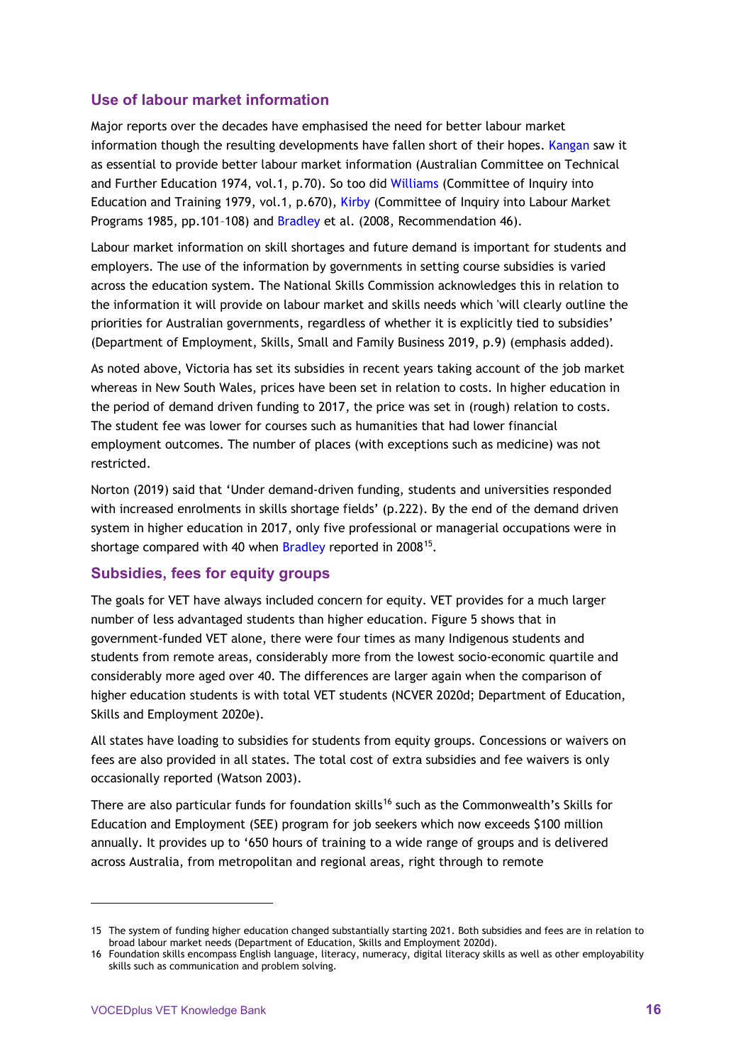## Use of labour market information

Major reports over the decades have emphasised the need for better labour market information though the resulting developments have fallen short of their hopes. Kangan saw it as essential to provide better labour market information (Australian Committee on Technical and Further Education 1974, vol.1, p.70). So too did Williams (Committee of Inquiry into Education and Training 1979, vol.1, p.670), Kirby (Committee of Inquiry into Labour Market Programs 1985, pp.101–108) and Bradley et al. (2008, Recommendation 46).

Labour market information on skill shortages and future demand is important for students and employers. The use of the information by governments in setting course subsidies is varied across the education system. The National Skills Commission acknowledges this in relation to the information it will provide on labour market and skills needs which 'will clearly outline the priorities for Australian governments, regardless of whether it is explicitly tied to subsidies' (Department of Employment, Skills, Small and Family Business 2019, p.9) (emphasis added).

As noted above, Victoria has set its subsidies in recent years taking account of the job market whereas in New South Wales, prices have been set in relation to costs. In higher education in the period of demand driven funding to 2017, the price was set in (rough) relation to costs. The student fee was lower for courses such as humanities that had lower financial employment outcomes. The number of places (with exceptions such as medicine) was not restricted.

Norton (2019) said that 'Under demand-driven funding, students and universities responded with increased enrolments in skills shortage fields' (p.222). By the end of the demand driven system in higher education in 2017, only five professional or managerial occupations were in shortage compared with 40 when Bradley reported in 2008[15].

## Subsidies, fees for equity groups

The goals for VET have always included concern for equity. VET provides for a much larger number of less advantaged students than higher education. Figure 5 shows that in government-funded VET alone, there were four times as many Indigenous students and students from remote areas, considerably more from the lowest socio-economic quartile and considerably more aged over 40. The differences are larger again when the comparison of higher education students is with total VET students (NCVER 2020d; Department of Education, Skills and Employment 2020e).

All states have loading to subsidies for students from equity groups. Concessions or waivers on fees are also provided in all states. The total cost of extra subsidies and fee waivers is only occasionally reported (Watson 2003).

There are also particular funds for foundation skills[16] such as the Commonwealth's Skills for Education and Employment (SEE) program for job seekers which now exceeds $100 million annually. It provides up to '650 hours of training to a wide range of groups and is delivered across Australia, from metropolitan and regional areas, right through to remote

---

15 The system of funding higher education changed substantially starting 2021. Both subsidies and fees are in relation to broad labour market needs (Department of Education, Skills and Employment 2020d).

16 Foundation skills encompass English language, literacy, numeracy, digital literacy skills as well as other employability skills such as communication and problem solving.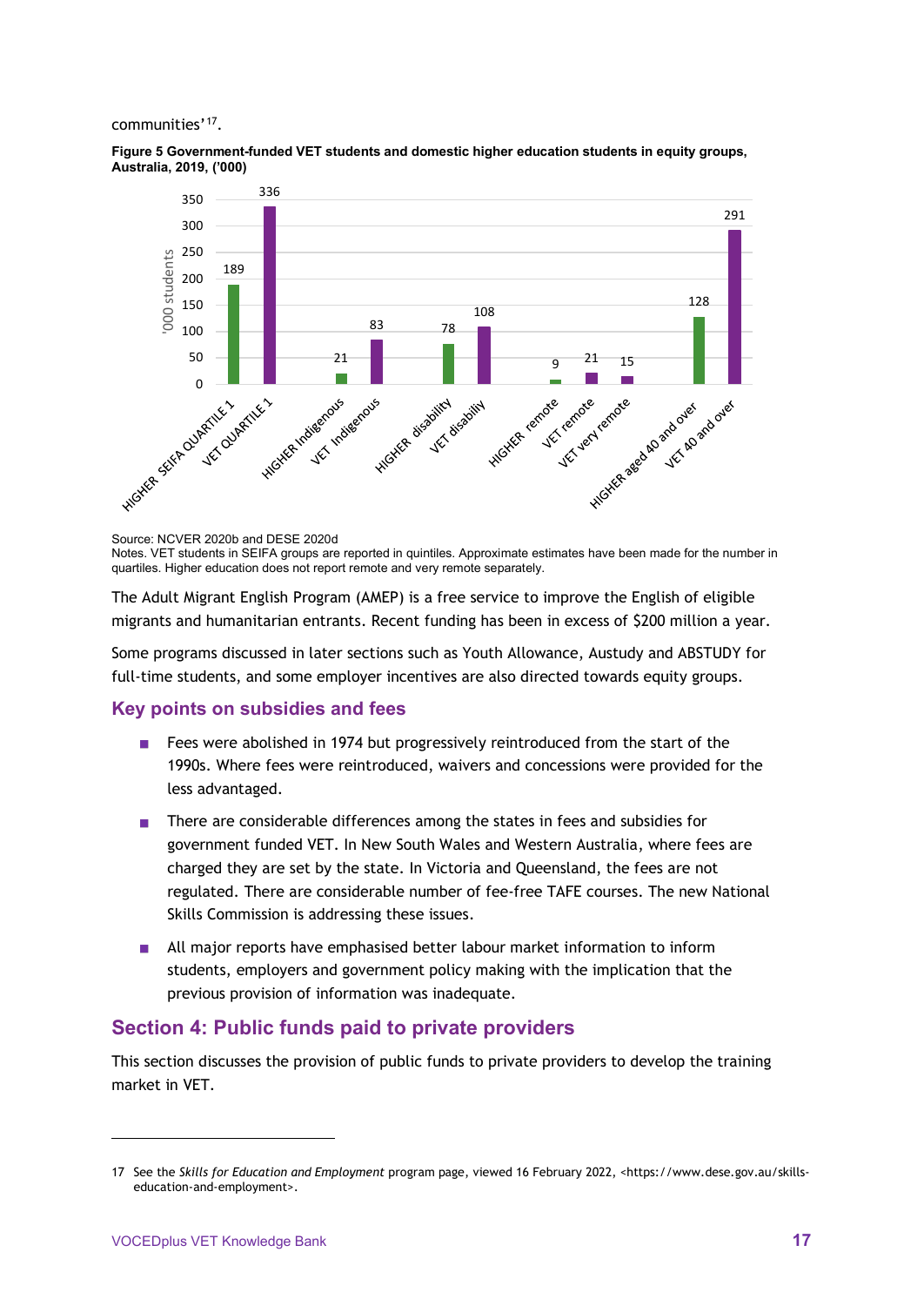communities'[17].

**Figure 5 Government-funded VET students and domestic higher education students in equity groups, Australia, 2019, ('000)**

| Group | '000 students |
| --- | --- |
| HIGHER SEIFA QUARTILE 1 | 189 |
| VET QUARTILE 1 | 336 |
| HIGHER Indigenous | 21 |
| VET Indigenous | 83 |
| HIGHER disability | 78 |
| VET disability | 108 |
| HIGHER remote | 9 |
| VET remote | 21 |
| VET very remote | 15 |
| HIGHER aged 40 and over | 128 |
| VET 40 and over | 291 |

Source: NCVER 2020b and DESE 2020d
Notes. VET students in SEIFA groups are reported in quintiles. Approximate estimates have been made for the number in quartiles. Higher education does not report remote and very remote separately.

The Adult Migrant English Program (AMEP) is a free service to improve the English of eligible migrants and humanitarian entrants. Recent funding has been in excess of $200 million a year.

Some programs discussed in later sections such as Youth Allowance, Austudy and ABSTUDY for full-time students, and some employer incentives are also directed towards equity groups.

## Key points on subsidies and fees

- Fees were abolished in 1974 but progressively reintroduced from the start of the 1990s. Where fees were reintroduced, waivers and concessions were provided for the less advantaged.
- There are considerable differences among the states in fees and subsidies for government funded VET. In New South Wales and Western Australia, where fees are charged they are set by the state. In Victoria and Queensland, the fees are not regulated. There are considerable number of fee-free TAFE courses. The new National Skills Commission is addressing these issues.
- All major reports have emphasised better labour market information to inform students, employers and government policy making with the implication that the previous provision of information was inadequate.

## Section 4: Public funds paid to private providers

This section discusses the provision of public funds to private providers to develop the training market in VET.

---

17 See the *Skills for Education and Employment* program page, viewed 16 February 2022, <https://www.dese.gov.au/skills-education-and-employment>.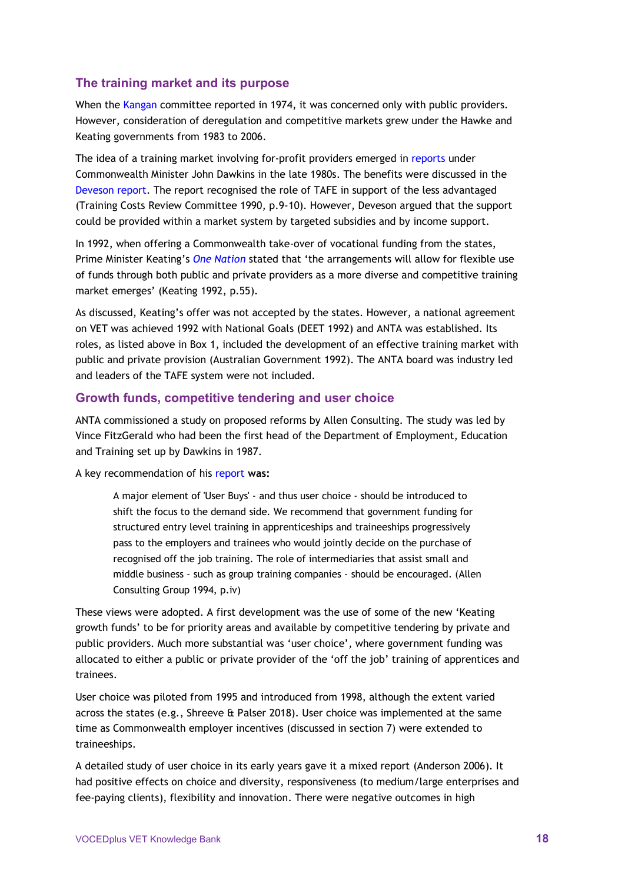## The training market and its purpose

When the Kangan committee reported in 1974, it was concerned only with public providers. However, consideration of deregulation and competitive markets grew under the Hawke and Keating governments from 1983 to 2006.

The idea of a training market involving for-profit providers emerged in reports under Commonwealth Minister John Dawkins in the late 1980s. The benefits were discussed in the Deveson report. The report recognised the role of TAFE in support of the less advantaged (Training Costs Review Committee 1990, p.9-10). However, Deveson argued that the support could be provided within a market system by targeted subsidies and by income support.

In 1992, when offering a Commonwealth take-over of vocational funding from the states, Prime Minister Keating's *One Nation* stated that 'the arrangements will allow for flexible use of funds through both public and private providers as a more diverse and competitive training market emerges' (Keating 1992, p.55).

As discussed, Keating's offer was not accepted by the states. However, a national agreement on VET was achieved 1992 with National Goals (DEET 1992) and ANTA was established. Its roles, as listed above in Box 1, included the development of an effective training market with public and private provision (Australian Government 1992). The ANTA board was industry led and leaders of the TAFE system were not included.

## Growth funds, competitive tendering and user choice

ANTA commissioned a study on proposed reforms by Allen Consulting. The study was led by Vince FitzGerald who had been the first head of the Department of Employment, Education and Training set up by Dawkins in 1987.

A key recommendation of his report **was:**

> A major element of 'User Buys' - and thus user choice - should be introduced to shift the focus to the demand side. We recommend that government funding for structured entry level training in apprenticeships and traineeships progressively pass to the employers and trainees who would jointly decide on the purchase of recognised off the job training. The role of intermediaries that assist small and middle business - such as group training companies - should be encouraged. (Allen Consulting Group 1994, p.iv)

These views were adopted. A first development was the use of some of the new 'Keating growth funds' to be for priority areas and available by competitive tendering by private and public providers. Much more substantial was 'user choice', where government funding was allocated to either a public or private provider of the 'off the job' training of apprentices and trainees.

User choice was piloted from 1995 and introduced from 1998, although the extent varied across the states (e.g., Shreeve & Palser 2018). User choice was implemented at the same time as Commonwealth employer incentives (discussed in section 7) were extended to traineeships.

A detailed study of user choice in its early years gave it a mixed report (Anderson 2006). It had positive effects on choice and diversity, responsiveness (to medium/large enterprises and fee-paying clients), flexibility and innovation. There were negative outcomes in high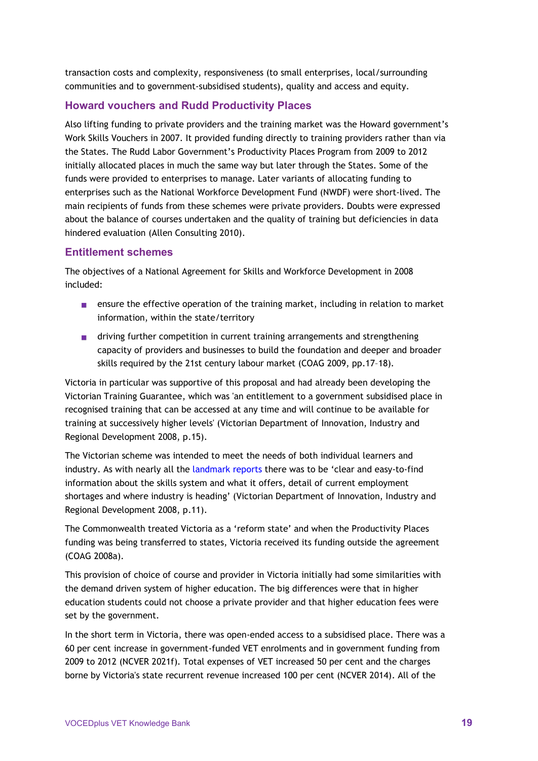transaction costs and complexity, responsiveness (to small enterprises, local/surrounding communities and to government-subsidised students), quality and access and equity.

## Howard vouchers and Rudd Productivity Places

Also lifting funding to private providers and the training market was the Howard government's Work Skills Vouchers in 2007. It provided funding directly to training providers rather than via the States. The Rudd Labor Government's Productivity Places Program from 2009 to 2012 initially allocated places in much the same way but later through the States. Some of the funds were provided to enterprises to manage. Later variants of allocating funding to enterprises such as the National Workforce Development Fund (NWDF) were short-lived. The main recipients of funds from these schemes were private providers. Doubts were expressed about the balance of courses undertaken and the quality of training but deficiencies in data hindered evaluation (Allen Consulting 2010).

## Entitlement schemes

The objectives of a National Agreement for Skills and Workforce Development in 2008 included:

- ensure the effective operation of the training market, including in relation to market information, within the state/territory
- driving further competition in current training arrangements and strengthening capacity of providers and businesses to build the foundation and deeper and broader skills required by the 21st century labour market (COAG 2009, pp.17–18).

Victoria in particular was supportive of this proposal and had already been developing the Victorian Training Guarantee, which was 'an entitlement to a government subsidised place in recognised training that can be accessed at any time and will continue to be available for training at successively higher levels' (Victorian Department of Innovation, Industry and Regional Development 2008, p.15).

The Victorian scheme was intended to meet the needs of both individual learners and industry. As with nearly all the landmark reports there was to be 'clear and easy-to-find information about the skills system and what it offers, detail of current employment shortages and where industry is heading' (Victorian Department of Innovation, Industry and Regional Development 2008, p.11).

The Commonwealth treated Victoria as a 'reform state' and when the Productivity Places funding was being transferred to states, Victoria received its funding outside the agreement (COAG 2008a).

This provision of choice of course and provider in Victoria initially had some similarities with the demand driven system of higher education. The big differences were that in higher education students could not choose a private provider and that higher education fees were set by the government.

In the short term in Victoria, there was open-ended access to a subsidised place. There was a 60 per cent increase in government-funded VET enrolments and in government funding from 2009 to 2012 (NCVER 2021f). Total expenses of VET increased 50 per cent and the charges borne by Victoria's state recurrent revenue increased 100 per cent (NCVER 2014). All of the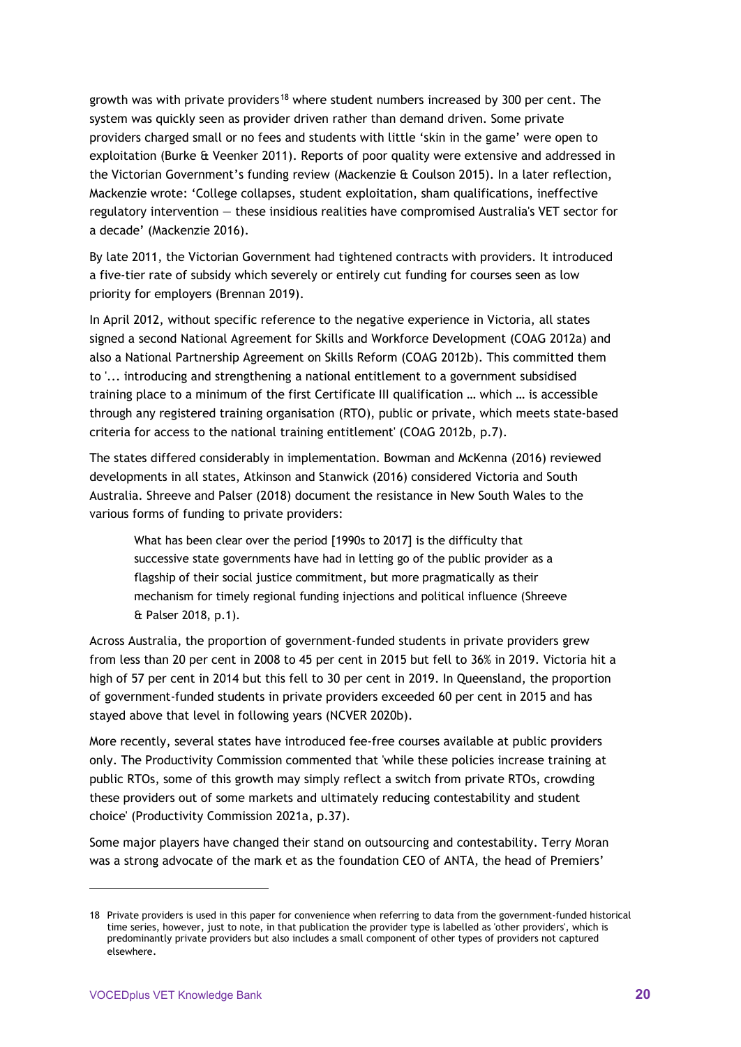growth was with private providers[18] where student numbers increased by 300 per cent. The system was quickly seen as provider driven rather than demand driven. Some private providers charged small or no fees and students with little 'skin in the game' were open to exploitation (Burke & Veenker 2011). Reports of poor quality were extensive and addressed in the Victorian Government's funding review (Mackenzie & Coulson 2015). In a later reflection, Mackenzie wrote: 'College collapses, student exploitation, sham qualifications, ineffective regulatory intervention — these insidious realities have compromised Australia's VET sector for a decade' (Mackenzie 2016).

By late 2011, the Victorian Government had tightened contracts with providers. It introduced a five-tier rate of subsidy which severely or entirely cut funding for courses seen as low priority for employers (Brennan 2019).

In April 2012, without specific reference to the negative experience in Victoria, all states signed a second National Agreement for Skills and Workforce Development (COAG 2012a) and also a National Partnership Agreement on Skills Reform (COAG 2012b). This committed them to '... introducing and strengthening a national entitlement to a government subsidised training place to a minimum of the first Certificate III qualification … which … is accessible through any registered training organisation (RTO), public or private, which meets state-based criteria for access to the national training entitlement' (COAG 2012b, p.7).

The states differed considerably in implementation. Bowman and McKenna (2016) reviewed developments in all states, Atkinson and Stanwick (2016) considered Victoria and South Australia. Shreeve and Palser (2018) document the resistance in New South Wales to the various forms of funding to private providers:

> What has been clear over the period [1990s to 2017] is the difficulty that successive state governments have had in letting go of the public provider as a flagship of their social justice commitment, but more pragmatically as their mechanism for timely regional funding injections and political influence (Shreeve & Palser 2018, p.1).

Across Australia, the proportion of government-funded students in private providers grew from less than 20 per cent in 2008 to 45 per cent in 2015 but fell to 36% in 2019. Victoria hit a high of 57 per cent in 2014 but this fell to 30 per cent in 2019. In Queensland, the proportion of government-funded students in private providers exceeded 60 per cent in 2015 and has stayed above that level in following years (NCVER 2020b).

More recently, several states have introduced fee-free courses available at public providers only. The Productivity Commission commented that 'while these policies increase training at public RTOs, some of this growth may simply reflect a switch from private RTOs, crowding these providers out of some markets and ultimately reducing contestability and student choice' (Productivity Commission 2021a, p.37).

Some major players have changed their stand on outsourcing and contestability. Terry Moran was a strong advocate of the mark et as the foundation CEO of ANTA, the head of Premiers'

---

18 Private providers is used in this paper for convenience when referring to data from the government-funded historical time series, however, just to note, in that publication the provider type is labelled as 'other providers', which is predominantly private providers but also includes a small component of other types of providers not captured elsewhere.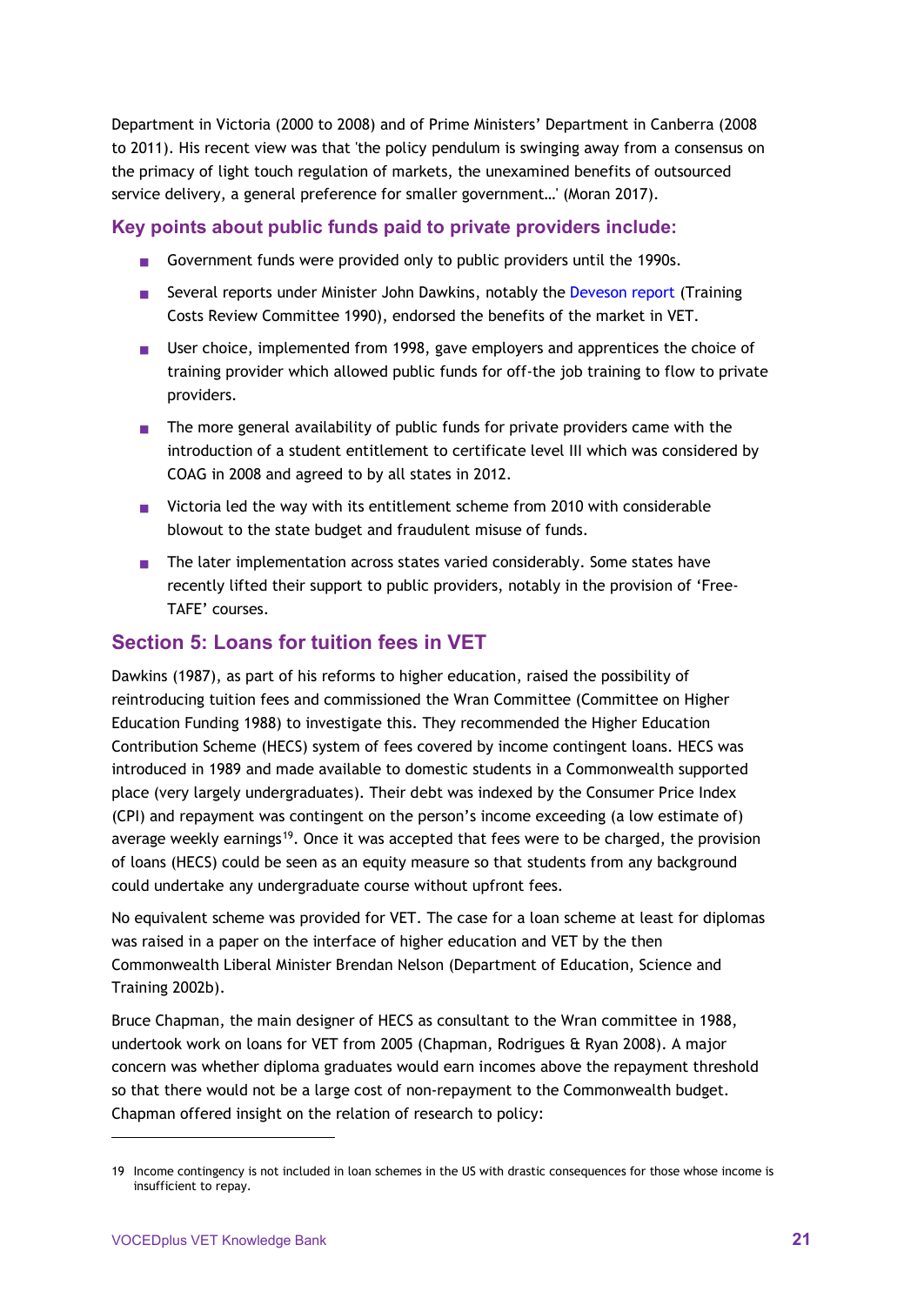Department in Victoria (2000 to 2008) and of Prime Ministers' Department in Canberra (2008 to 2011). His recent view was that 'the policy pendulum is swinging away from a consensus on the primacy of light touch regulation of markets, the unexamined benefits of outsourced service delivery, a general preference for smaller government…' (Moran 2017).

### Key points about public funds paid to private providers include:

- Government funds were provided only to public providers until the 1990s.
- Several reports under Minister John Dawkins, notably the Deveson report (Training Costs Review Committee 1990), endorsed the benefits of the market in VET.
- User choice, implemented from 1998, gave employers and apprentices the choice of training provider which allowed public funds for off-the job training to flow to private providers.
- The more general availability of public funds for private providers came with the introduction of a student entitlement to certificate level III which was considered by COAG in 2008 and agreed to by all states in 2012.
- Victoria led the way with its entitlement scheme from 2010 with considerable blowout to the state budget and fraudulent misuse of funds.
- The later implementation across states varied considerably. Some states have recently lifted their support to public providers, notably in the provision of 'Free-TAFE' courses.

## Section 5: Loans for tuition fees in VET

Dawkins (1987), as part of his reforms to higher education, raised the possibility of reintroducing tuition fees and commissioned the Wran Committee (Committee on Higher Education Funding 1988) to investigate this. They recommended the Higher Education Contribution Scheme (HECS) system of fees covered by income contingent loans. HECS was introduced in 1989 and made available to domestic students in a Commonwealth supported place (very largely undergraduates). Their debt was indexed by the Consumer Price Index (CPI) and repayment was contingent on the person's income exceeding (a low estimate of) average weekly earnings[19]. Once it was accepted that fees were to be charged, the provision of loans (HECS) could be seen as an equity measure so that students from any background could undertake any undergraduate course without upfront fees.

No equivalent scheme was provided for VET. The case for a loan scheme at least for diplomas was raised in a paper on the interface of higher education and VET by the then Commonwealth Liberal Minister Brendan Nelson (Department of Education, Science and Training 2002b).

Bruce Chapman, the main designer of HECS as consultant to the Wran committee in 1988, undertook work on loans for VET from 2005 (Chapman, Rodrigues & Ryan 2008). A major concern was whether diploma graduates would earn incomes above the repayment threshold so that there would not be a large cost of non-repayment to the Commonwealth budget. Chapman offered insight on the relation of research to policy:

---

19 Income contingency is not included in loan schemes in the US with drastic consequences for those whose income is insufficient to repay.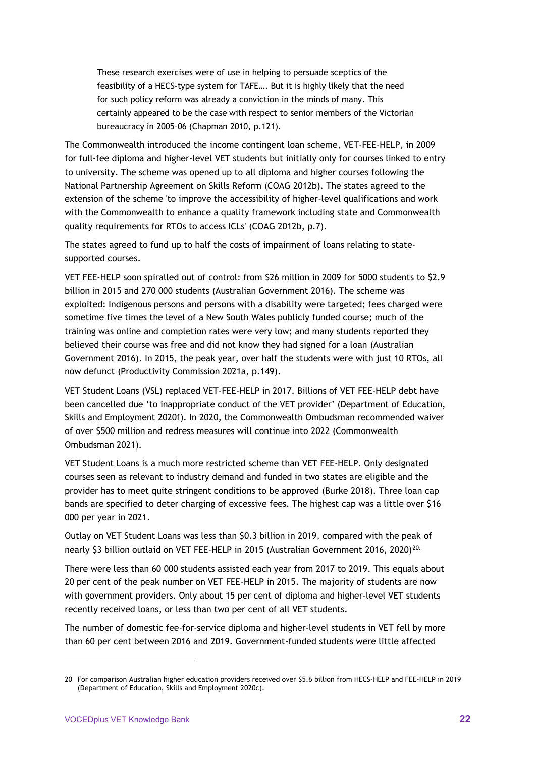> These research exercises were of use in helping to persuade sceptics of the feasibility of a HECS-type system for TAFE…. But it is highly likely that the need for such policy reform was already a conviction in the minds of many. This certainly appeared to be the case with respect to senior members of the Victorian bureaucracy in 2005–06 (Chapman 2010, p.121).

The Commonwealth introduced the income contingent loan scheme, VET-FEE-HELP, in 2009 for full-fee diploma and higher-level VET students but initially only for courses linked to entry to university. The scheme was opened up to all diploma and higher courses following the National Partnership Agreement on Skills Reform (COAG 2012b). The states agreed to the extension of the scheme 'to improve the accessibility of higher-level qualifications and work with the Commonwealth to enhance a quality framework including state and Commonwealth quality requirements for RTOs to access ICLs' (COAG 2012b, p.7).

The states agreed to fund up to half the costs of impairment of loans relating to state-supported courses.

VET FEE-HELP soon spiralled out of control: from $26 million in 2009 for 5000 students to $2.9 billion in 2015 and 270 000 students (Australian Government 2016). The scheme was exploited: Indigenous persons and persons with a disability were targeted; fees charged were sometime five times the level of a New South Wales publicly funded course; much of the training was online and completion rates were very low; and many students reported they believed their course was free and did not know they had signed for a loan (Australian Government 2016). In 2015, the peak year, over half the students were with just 10 RTOs, all now defunct (Productivity Commission 2021a, p.149).

VET Student Loans (VSL) replaced VET-FEE-HELP in 2017. Billions of VET FEE-HELP debt have been cancelled due 'to inappropriate conduct of the VET provider' (Department of Education, Skills and Employment 2020f). In 2020, the Commonwealth Ombudsman recommended waiver of over $500 million and redress measures will continue into 2022 (Commonwealth Ombudsman 2021).

VET Student Loans is a much more restricted scheme than VET FEE-HELP. Only designated courses seen as relevant to industry demand and funded in two states are eligible and the provider has to meet quite stringent conditions to be approved (Burke 2018). Three loan cap bands are specified to deter charging of excessive fees. The highest cap was a little over $16 000 per year in 2021.

Outlay on VET Student Loans was less than $0.3 billion in 2019, compared with the peak of nearly $3 billion outlaid on VET FEE-HELP in 2015 (Australian Government 2016, 2020)[20].

There were less than 60 000 students assisted each year from 2017 to 2019. This equals about 20 per cent of the peak number on VET FEE-HELP in 2015. The majority of students are now with government providers. Only about 15 per cent of diploma and higher-level VET students recently received loans, or less than two per cent of all VET students.

The number of domestic fee-for-service diploma and higher-level students in VET fell by more than 60 per cent between 2016 and 2019. Government-funded students were little affected

---

20 For comparison Australian higher education providers received over $5.6 billion from HECS-HELP and FEE-HELP in 2019 (Department of Education, Skills and Employment 2020c).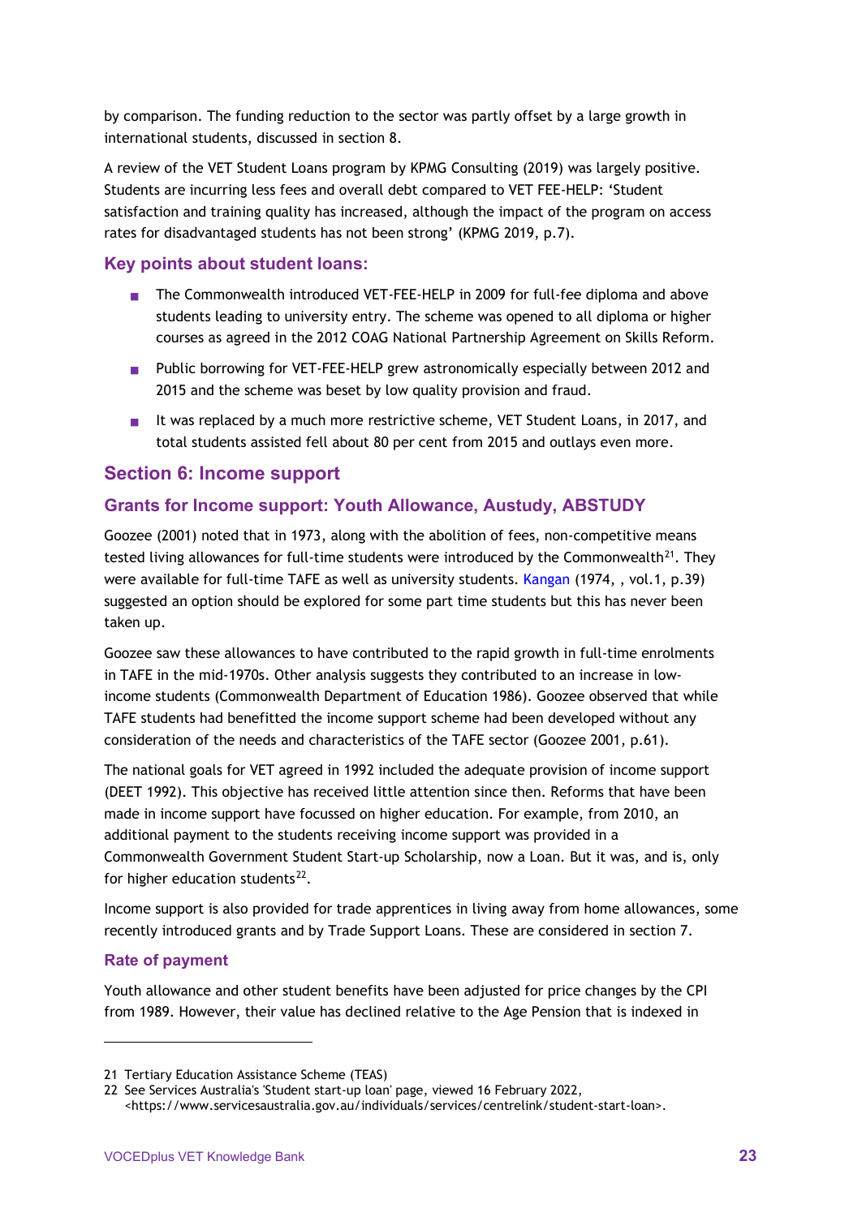by comparison. The funding reduction to the sector was partly offset by a large growth in international students, discussed in section 8.

A review of the VET Student Loans program by KPMG Consulting (2019) was largely positive. Students are incurring less fees and overall debt compared to VET FEE-HELP: 'Student satisfaction and training quality has increased, although the impact of the program on access rates for disadvantaged students has not been strong' (KPMG 2019, p.7).

### Key points about student loans:

- The Commonwealth introduced VET-FEE-HELP in 2009 for full-fee diploma and above students leading to university entry. The scheme was opened to all diploma or higher courses as agreed in the 2012 COAG National Partnership Agreement on Skills Reform.
- Public borrowing for VET-FEE-HELP grew astronomically especially between 2012 and 2015 and the scheme was beset by low quality provision and fraud.
- It was replaced by a much more restrictive scheme, VET Student Loans, in 2017, and total students assisted fell about 80 per cent from 2015 and outlays even more.

## Section 6: Income support

### Grants for Income support: Youth Allowance, Austudy, ABSTUDY

Goozee (2001) noted that in 1973, along with the abolition of fees, non-competitive means tested living allowances for full-time students were introduced by the Commonwealth[21]. They were available for full-time TAFE as well as university students. Kangan (1974, , vol.1, p.39) suggested an option should be explored for some part time students but this has never been taken up.

Goozee saw these allowances to have contributed to the rapid growth in full-time enrolments in TAFE in the mid-1970s. Other analysis suggests they contributed to an increase in low-income students (Commonwealth Department of Education 1986). Goozee observed that while TAFE students had benefitted the income support scheme had been developed without any consideration of the needs and characteristics of the TAFE sector (Goozee 2001, p.61).

The national goals for VET agreed in 1992 included the adequate provision of income support (DEET 1992). This objective has received little attention since then. Reforms that have been made in income support have focussed on higher education. For example, from 2010, an additional payment to the students receiving income support was provided in a Commonwealth Government Student Start-up Scholarship, now a Loan. But it was, and is, only for higher education students[22].

Income support is also provided for trade apprentices in living away from home allowances, some recently introduced grants and by Trade Support Loans. These are considered in section 7.

#### Rate of payment

Youth allowance and other student benefits have been adjusted for price changes by the CPI from 1989. However, their value has declined relative to the Age Pension that is indexed in

---

21 Tertiary Education Assistance Scheme (TEAS)

22 See Services Australia's 'Student start-up loan' page, viewed 16 February 2022, <https://www.servicesaustralia.gov.au/individuals/services/centrelink/student-start-loan>.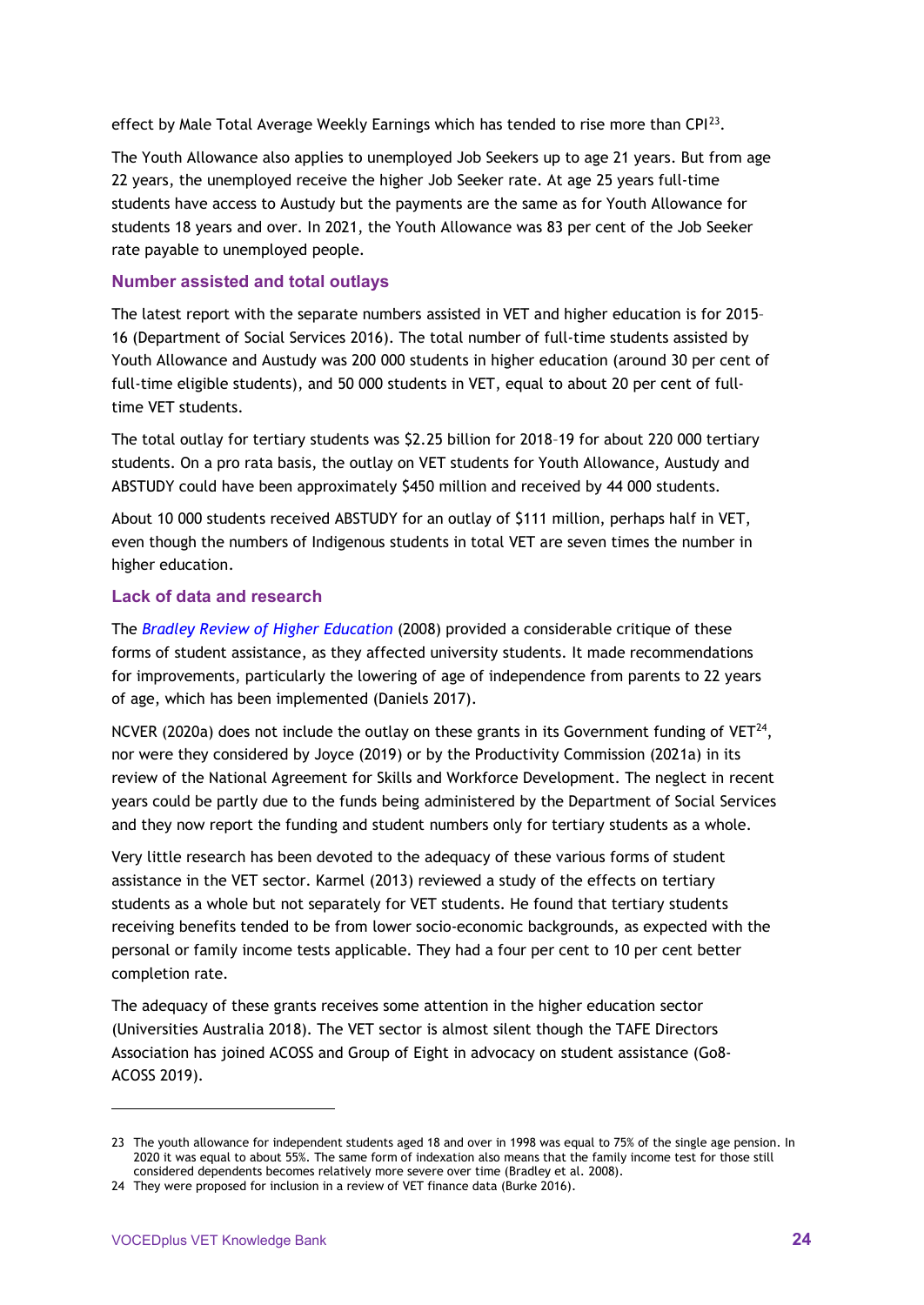effect by Male Total Average Weekly Earnings which has tended to rise more than CPI[23].

The Youth Allowance also applies to unemployed Job Seekers up to age 21 years. But from age 22 years, the unemployed receive the higher Job Seeker rate. At age 25 years full-time students have access to Austudy but the payments are the same as for Youth Allowance for students 18 years and over. In 2021, the Youth Allowance was 83 per cent of the Job Seeker rate payable to unemployed people.

### Number assisted and total outlays

The latest report with the separate numbers assisted in VET and higher education is for 2015–16 (Department of Social Services 2016). The total number of full-time students assisted by Youth Allowance and Austudy was 200 000 students in higher education (around 30 per cent of full-time eligible students), and 50 000 students in VET, equal to about 20 per cent of full-time VET students.

The total outlay for tertiary students was $2.25 billion for 2018–19 for about 220 000 tertiary students. On a pro rata basis, the outlay on VET students for Youth Allowance, Austudy and ABSTUDY could have been approximately $450 million and received by 44 000 students.

About 10 000 students received ABSTUDY for an outlay of $111 million, perhaps half in VET, even though the numbers of Indigenous students in total VET are seven times the number in higher education.

### Lack of data and research

The *Bradley Review of Higher Education* (2008) provided a considerable critique of these forms of student assistance, as they affected university students. It made recommendations for improvements, particularly the lowering of age of independence from parents to 22 years of age, which has been implemented (Daniels 2017).

NCVER (2020a) does not include the outlay on these grants in its Government funding of VET[24], nor were they considered by Joyce (2019) or by the Productivity Commission (2021a) in its review of the National Agreement for Skills and Workforce Development. The neglect in recent years could be partly due to the funds being administered by the Department of Social Services and they now report the funding and student numbers only for tertiary students as a whole.

Very little research has been devoted to the adequacy of these various forms of student assistance in the VET sector. Karmel (2013) reviewed a study of the effects on tertiary students as a whole but not separately for VET students. He found that tertiary students receiving benefits tended to be from lower socio-economic backgrounds, as expected with the personal or family income tests applicable. They had a four per cent to 10 per cent better completion rate.

The adequacy of these grants receives some attention in the higher education sector (Universities Australia 2018). The VET sector is almost silent though the TAFE Directors Association has joined ACOSS and Group of Eight in advocacy on student assistance (Go8-ACOSS 2019).

---

23 The youth allowance for independent students aged 18 and over in 1998 was equal to 75% of the single age pension. In 2020 it was equal to about 55%. The same form of indexation also means that the family income test for those still considered dependents becomes relatively more severe over time (Bradley et al. 2008).

24 They were proposed for inclusion in a review of VET finance data (Burke 2016).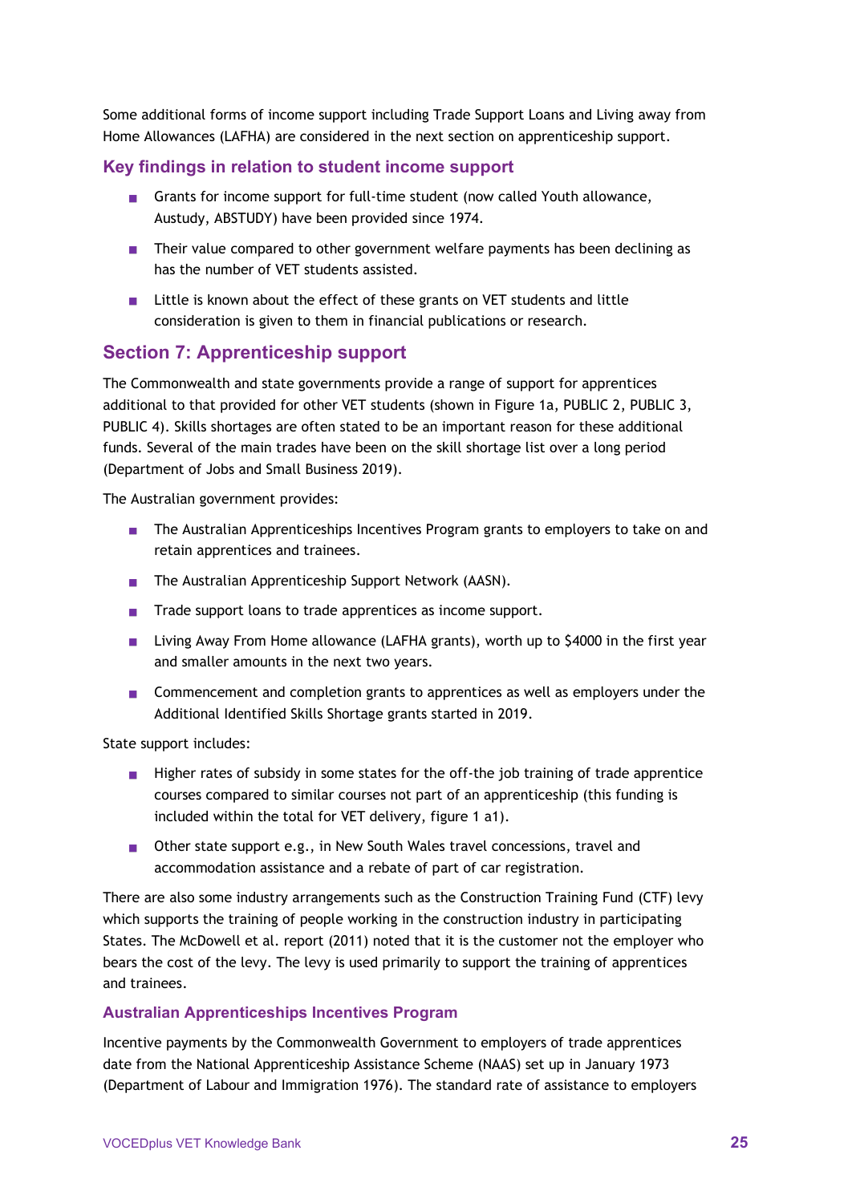Some additional forms of income support including Trade Support Loans and Living away from Home Allowances (LAFHA) are considered in the next section on apprenticeship support.

### Key findings in relation to student income support

- Grants for income support for full-time student (now called Youth allowance, Austudy, ABSTUDY) have been provided since 1974.
- Their value compared to other government welfare payments has been declining as has the number of VET students assisted.
- Little is known about the effect of these grants on VET students and little consideration is given to them in financial publications or research.

## Section 7: Apprenticeship support

The Commonwealth and state governments provide a range of support for apprentices additional to that provided for other VET students (shown in Figure 1a, PUBLIC 2, PUBLIC 3, PUBLIC 4). Skills shortages are often stated to be an important reason for these additional funds. Several of the main trades have been on the skill shortage list over a long period (Department of Jobs and Small Business 2019).

The Australian government provides:

- The Australian Apprenticeships Incentives Program grants to employers to take on and retain apprentices and trainees.
- The Australian Apprenticeship Support Network (AASN).
- Trade support loans to trade apprentices as income support.
- Living Away From Home allowance (LAFHA grants), worth up to $4000 in the first year and smaller amounts in the next two years.
- Commencement and completion grants to apprentices as well as employers under the Additional Identified Skills Shortage grants started in 2019.

State support includes:

- Higher rates of subsidy in some states for the off-the job training of trade apprentice courses compared to similar courses not part of an apprenticeship (this funding is included within the total for VET delivery, figure 1 a1).
- Other state support e.g., in New South Wales travel concessions, travel and accommodation assistance and a rebate of part of car registration.

There are also some industry arrangements such as the Construction Training Fund (CTF) levy which supports the training of people working in the construction industry in participating States. The McDowell et al. report (2011) noted that it is the customer not the employer who bears the cost of the levy. The levy is used primarily to support the training of apprentices and trainees.

### Australian Apprenticeships Incentives Program

Incentive payments by the Commonwealth Government to employers of trade apprentices date from the National Apprenticeship Assistance Scheme (NAAS) set up in January 1973 (Department of Labour and Immigration 1976). The standard rate of assistance to employers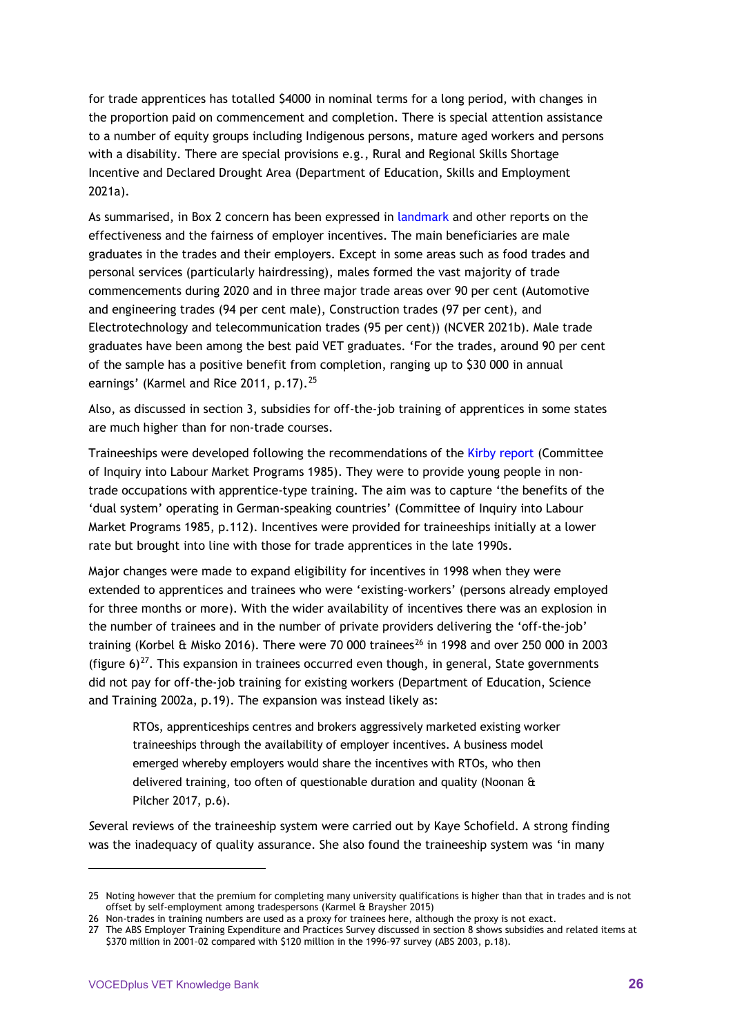for trade apprentices has totalled $4000 in nominal terms for a long period, with changes in the proportion paid on commencement and completion. There is special attention assistance to a number of equity groups including Indigenous persons, mature aged workers and persons with a disability. There are special provisions e.g., Rural and Regional Skills Shortage Incentive and Declared Drought Area (Department of Education, Skills and Employment 2021a).

As summarised, in Box 2 concern has been expressed in landmark and other reports on the effectiveness and the fairness of employer incentives. The main beneficiaries are male graduates in the trades and their employers. Except in some areas such as food trades and personal services (particularly hairdressing), males formed the vast majority of trade commencements during 2020 and in three major trade areas over 90 per cent (Automotive and engineering trades (94 per cent male), Construction trades (97 per cent), and Electrotechnology and telecommunication trades (95 per cent)) (NCVER 2021b). Male trade graduates have been among the best paid VET graduates. 'For the trades, around 90 per cent of the sample has a positive benefit from completion, ranging up to $30 000 in annual earnings' (Karmel and Rice 2011, p.17).[25]

Also, as discussed in section 3, subsidies for off-the-job training of apprentices in some states are much higher than for non-trade courses.

Traineeships were developed following the recommendations of the Kirby report (Committee of Inquiry into Labour Market Programs 1985). They were to provide young people in non-trade occupations with apprentice-type training. The aim was to capture 'the benefits of the 'dual system' operating in German-speaking countries' (Committee of Inquiry into Labour Market Programs 1985, p.112). Incentives were provided for traineeships initially at a lower rate but brought into line with those for trade apprentices in the late 1990s.

Major changes were made to expand eligibility for incentives in 1998 when they were extended to apprentices and trainees who were 'existing-workers' (persons already employed for three months or more). With the wider availability of incentives there was an explosion in the number of trainees and in the number of private providers delivering the 'off-the-job' training (Korbel & Misko 2016). There were 70 000 trainees[26] in 1998 and over 250 000 in 2003 (figure 6)[27]. This expansion in trainees occurred even though, in general, State governments did not pay for off-the-job training for existing workers (Department of Education, Science and Training 2002a, p.19). The expansion was instead likely as:

> RTOs, apprenticeships centres and brokers aggressively marketed existing worker traineeships through the availability of employer incentives. A business model emerged whereby employers would share the incentives with RTOs, who then delivered training, too often of questionable duration and quality (Noonan & Pilcher 2017, p.6).

Several reviews of the traineeship system were carried out by Kaye Schofield. A strong finding was the inadequacy of quality assurance. She also found the traineeship system was 'in many

---

25 Noting however that the premium for completing many university qualifications is higher than that in trades and is not offset by self-employment among tradespersons (Karmel & Braysher 2015)

26 Non-trades in training numbers are used as a proxy for trainees here, although the proxy is not exact.

27 The ABS Employer Training Expenditure and Practices Survey discussed in section 8 shows subsidies and related items at $370 million in 2001–02 compared with $120 million in the 1996–97 survey (ABS 2003, p.18).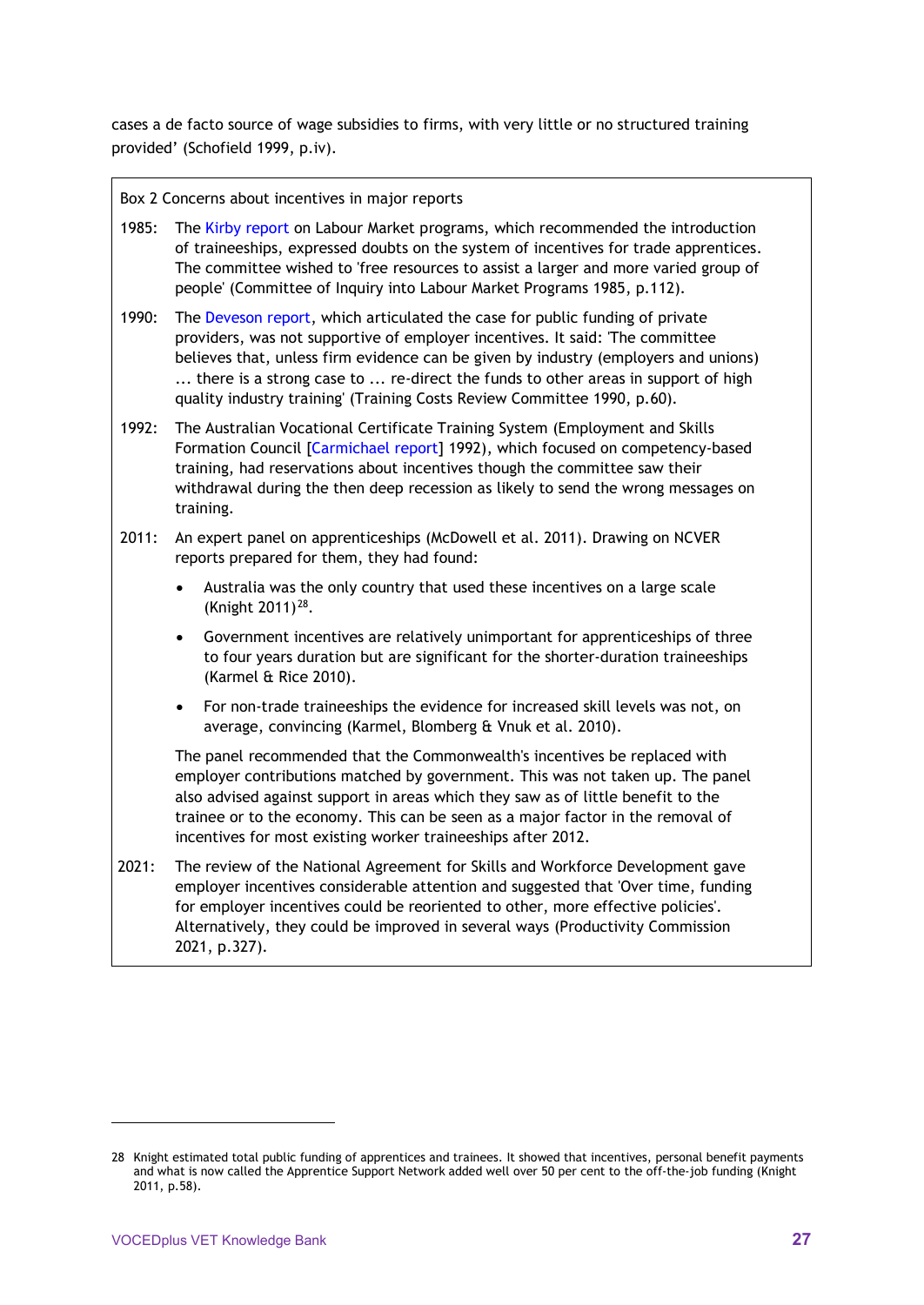cases a de facto source of wage subsidies to firms, with very little or no structured training provided' (Schofield 1999, p.iv).

Box 2 Concerns about incentives in major reports

1985: The Kirby report on Labour Market programs, which recommended the introduction of traineeships, expressed doubts on the system of incentives for trade apprentices. The committee wished to 'free resources to assist a larger and more varied group of people' (Committee of Inquiry into Labour Market Programs 1985, p.112).

1990: The Deveson report, which articulated the case for public funding of private providers, was not supportive of employer incentives. It said: 'The committee believes that, unless firm evidence can be given by industry (employers and unions) ... there is a strong case to ... re-direct the funds to other areas in support of high quality industry training' (Training Costs Review Committee 1990, p.60).

1992: The Australian Vocational Certificate Training System (Employment and Skills Formation Council [Carmichael report] 1992), which focused on competency-based training, had reservations about incentives though the committee saw their withdrawal during the then deep recession as likely to send the wrong messages on training.

2011: An expert panel on apprenticeships (McDowell et al. 2011). Drawing on NCVER reports prepared for them, they had found:

- Australia was the only country that used these incentives on a large scale (Knight 2011)[28].
- Government incentives are relatively unimportant for apprenticeships of three to four years duration but are significant for the shorter-duration traineeships (Karmel & Rice 2010).
- For non-trade traineeships the evidence for increased skill levels was not, on average, convincing (Karmel, Blomberg & Vnuk et al. 2010).

The panel recommended that the Commonwealth's incentives be replaced with employer contributions matched by government. This was not taken up. The panel also advised against support in areas which they saw as of little benefit to the trainee or to the economy. This can be seen as a major factor in the removal of incentives for most existing worker traineeships after 2012.

2021: The review of the National Agreement for Skills and Workforce Development gave employer incentives considerable attention and suggested that 'Over time, funding for employer incentives could be reoriented to other, more effective policies'. Alternatively, they could be improved in several ways (Productivity Commission 2021, p.327).

---

28 Knight estimated total public funding of apprentices and trainees. It showed that incentives, personal benefit payments and what is now called the Apprentice Support Network added well over 50 per cent to the off-the-job funding (Knight 2011, p.58).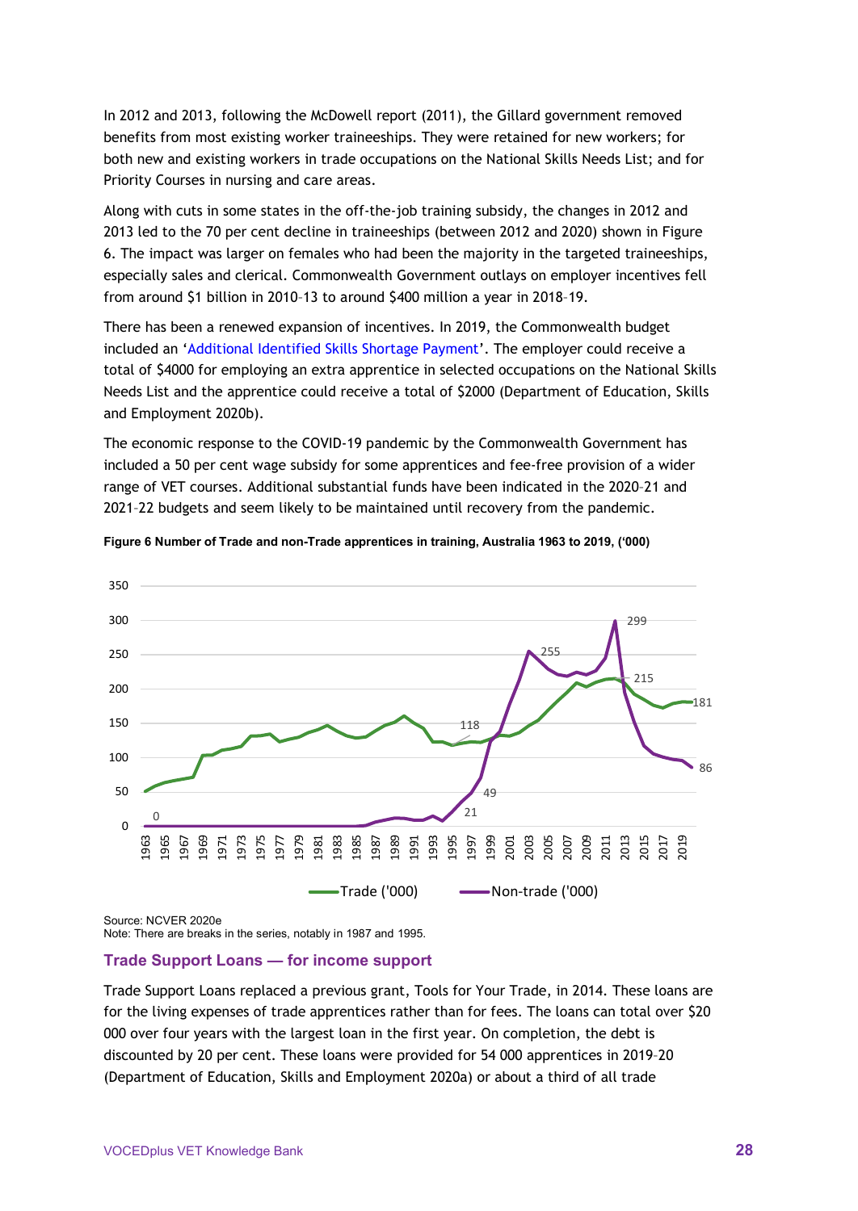In 2012 and 2013, following the McDowell report (2011), the Gillard government removed benefits from most existing worker traineeships. They were retained for new workers; for both new and existing workers in trade occupations on the National Skills Needs List; and for Priority Courses in nursing and care areas.

Along with cuts in some states in the off-the-job training subsidy, the changes in 2012 and 2013 led to the 70 per cent decline in traineeships (between 2012 and 2020) shown in Figure 6. The impact was larger on females who had been the majority in the targeted traineeships, especially sales and clerical. Commonwealth Government outlays on employer incentives fell from around $1 billion in 2010–13 to around $400 million a year in 2018–19.

There has been a renewed expansion of incentives. In 2019, the Commonwealth budget included an 'Additional Identified Skills Shortage Payment'. The employer could receive a total of $4000 for employing an extra apprentice in selected occupations on the National Skills Needs List and the apprentice could receive a total of $2000 (Department of Education, Skills and Employment 2020b).

The economic response to the COVID-19 pandemic by the Commonwealth Government has included a 50 per cent wage subsidy for some apprentices and fee-free provision of a wider range of VET courses. Additional substantial funds have been indicated in the 2020–21 and 2021–22 budgets and seem likely to be maintained until recovery from the pandemic.

**Figure 6 Number of Trade and non-Trade apprentices in training, Australia 1963 to 2019, ('000)**

Source: NCVER 2020e
Note: There are breaks in the series, notably in 1987 and 1995.

## Trade Support Loans — for income support

Trade Support Loans replaced a previous grant, Tools for Your Trade, in 2014. These loans are for the living expenses of trade apprentices rather than for fees. The loans can total over $20 000 over four years with the largest loan in the first year. On completion, the debt is discounted by 20 per cent. These loans were provided for 54 000 apprentices in 2019–20 (Department of Education, Skills and Employment 2020a) or about a third of all trade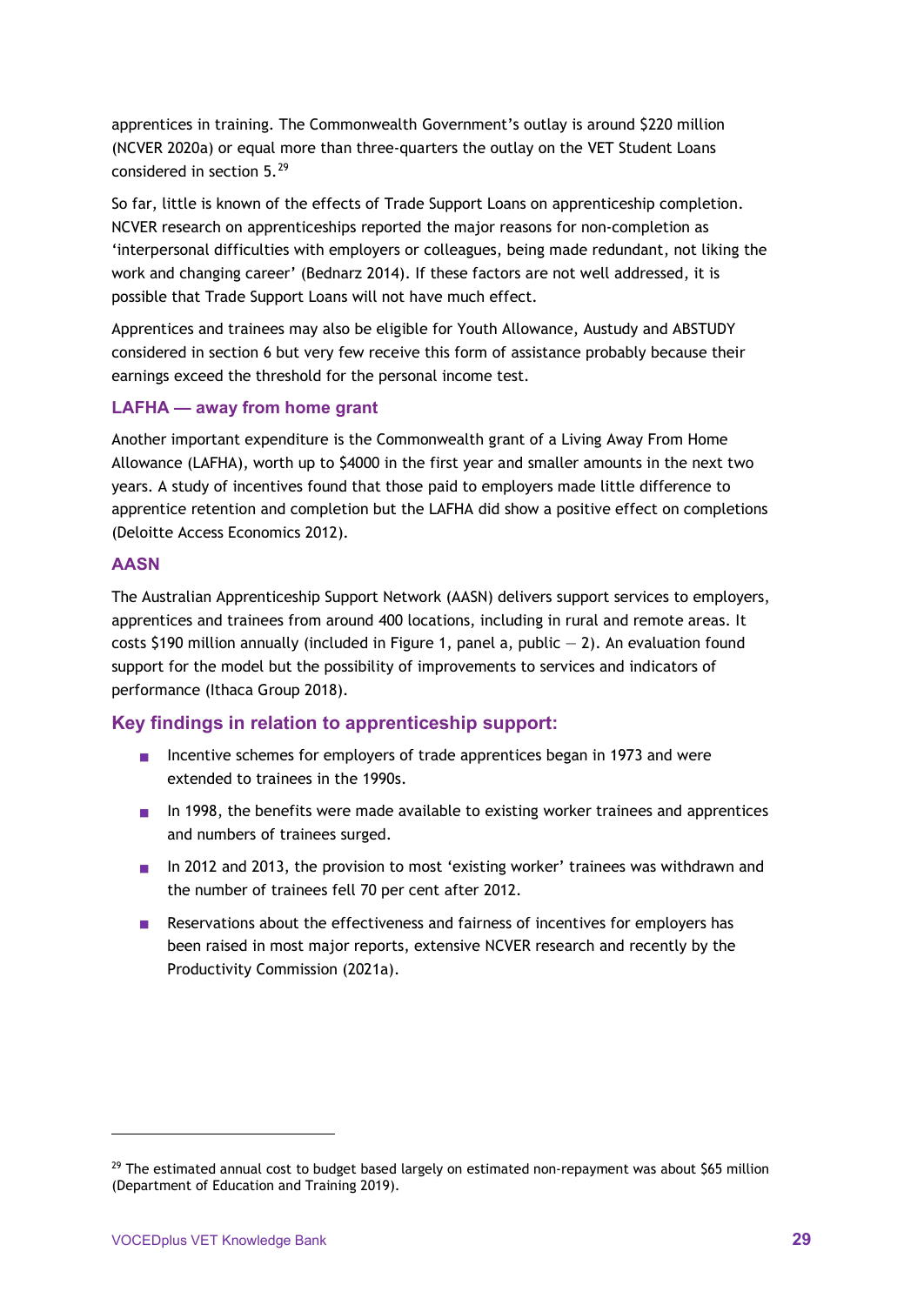apprentices in training. The Commonwealth Government's outlay is around $220 million (NCVER 2020a) or equal more than three-quarters the outlay on the VET Student Loans considered in section 5.[29]

So far, little is known of the effects of Trade Support Loans on apprenticeship completion. NCVER research on apprenticeships reported the major reasons for non-completion as 'interpersonal difficulties with employers or colleagues, being made redundant, not liking the work and changing career' (Bednarz 2014). If these factors are not well addressed, it is possible that Trade Support Loans will not have much effect.

Apprentices and trainees may also be eligible for Youth Allowance, Austudy and ABSTUDY considered in section 6 but very few receive this form of assistance probably because their earnings exceed the threshold for the personal income test.

### LAFHA — away from home grant

Another important expenditure is the Commonwealth grant of a Living Away From Home Allowance (LAFHA), worth up to $4000 in the first year and smaller amounts in the next two years. A study of incentives found that those paid to employers made little difference to apprentice retention and completion but the LAFHA did show a positive effect on completions (Deloitte Access Economics 2012).

### AASN

The Australian Apprenticeship Support Network (AASN) delivers support services to employers, apprentices and trainees from around 400 locations, including in rural and remote areas. It costs $190 million annually (included in Figure 1, panel a, public — 2). An evaluation found support for the model but the possibility of improvements to services and indicators of performance (Ithaca Group 2018).

## Key findings in relation to apprenticeship support:

- Incentive schemes for employers of trade apprentices began in 1973 and were extended to trainees in the 1990s.
- In 1998, the benefits were made available to existing worker trainees and apprentices and numbers of trainees surged.
- In 2012 and 2013, the provision to most 'existing worker' trainees was withdrawn and the number of trainees fell 70 per cent after 2012.
- Reservations about the effectiveness and fairness of incentives for employers has been raised in most major reports, extensive NCVER research and recently by the Productivity Commission (2021a).

---

[29] The estimated annual cost to budget based largely on estimated non-repayment was about $65 million (Department of Education and Training 2019).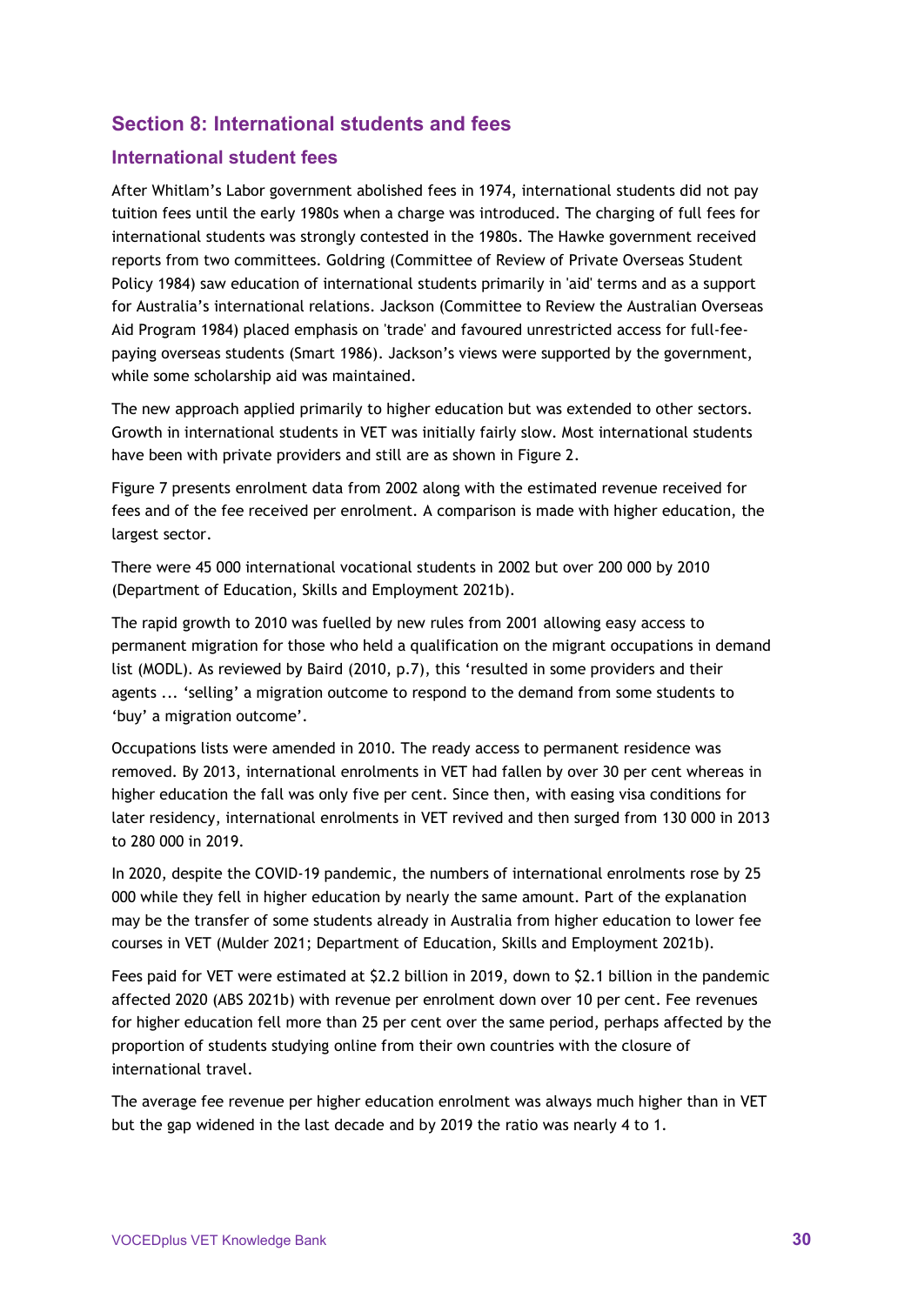## Section 8: International students and fees

### International student fees

After Whitlam's Labor government abolished fees in 1974, international students did not pay tuition fees until the early 1980s when a charge was introduced. The charging of full fees for international students was strongly contested in the 1980s. The Hawke government received reports from two committees. Goldring (Committee of Review of Private Overseas Student Policy 1984) saw education of international students primarily in 'aid' terms and as a support for Australia's international relations. Jackson (Committee to Review the Australian Overseas Aid Program 1984) placed emphasis on 'trade' and favoured unrestricted access for full-fee-paying overseas students (Smart 1986). Jackson's views were supported by the government, while some scholarship aid was maintained.

The new approach applied primarily to higher education but was extended to other sectors. Growth in international students in VET was initially fairly slow. Most international students have been with private providers and still are as shown in Figure 2.

Figure 7 presents enrolment data from 2002 along with the estimated revenue received for fees and of the fee received per enrolment. A comparison is made with higher education, the largest sector.

There were 45 000 international vocational students in 2002 but over 200 000 by 2010 (Department of Education, Skills and Employment 2021b).

The rapid growth to 2010 was fuelled by new rules from 2001 allowing easy access to permanent migration for those who held a qualification on the migrant occupations in demand list (MODL). As reviewed by Baird (2010, p.7), this 'resulted in some providers and their agents ... 'selling' a migration outcome to respond to the demand from some students to 'buy' a migration outcome'.

Occupations lists were amended in 2010. The ready access to permanent residence was removed. By 2013, international enrolments in VET had fallen by over 30 per cent whereas in higher education the fall was only five per cent. Since then, with easing visa conditions for later residency, international enrolments in VET revived and then surged from 130 000 in 2013 to 280 000 in 2019.

In 2020, despite the COVID-19 pandemic, the numbers of international enrolments rose by 25 000 while they fell in higher education by nearly the same amount. Part of the explanation may be the transfer of some students already in Australia from higher education to lower fee courses in VET (Mulder 2021; Department of Education, Skills and Employment 2021b).

Fees paid for VET were estimated at $2.2 billion in 2019, down to $2.1 billion in the pandemic affected 2020 (ABS 2021b) with revenue per enrolment down over 10 per cent. Fee revenues for higher education fell more than 25 per cent over the same period, perhaps affected by the proportion of students studying online from their own countries with the closure of international travel.

The average fee revenue per higher education enrolment was always much higher than in VET but the gap widened in the last decade and by 2019 the ratio was nearly 4 to 1.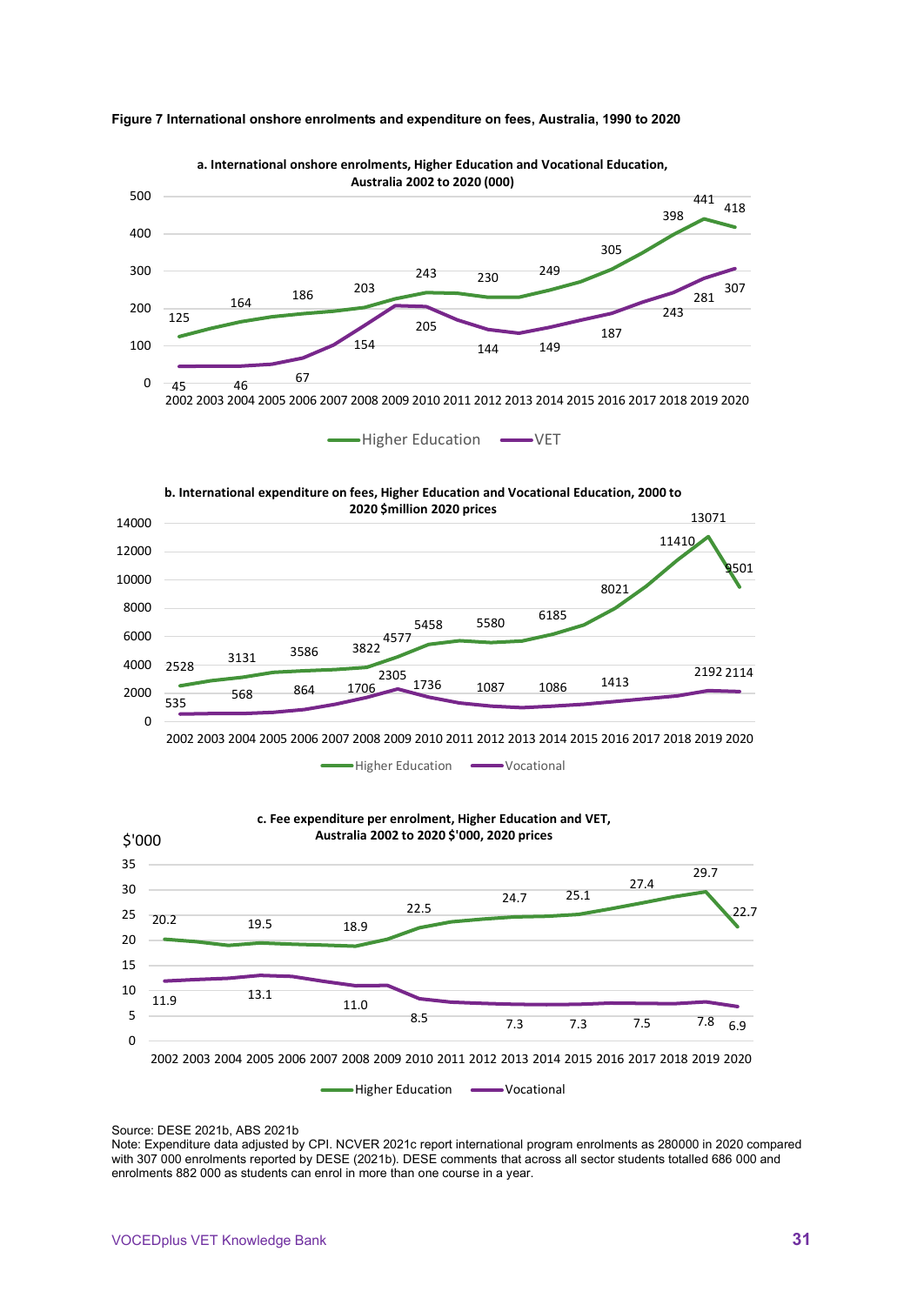**Figure 7 International onshore enrolments and expenditure on fees, Australia, 1990 to 2020**

a. International onshore enrolments, Higher Education and Vocational Education, Australia 2002 to 2020 (000)

b. International expenditure on fees, Higher Education and Vocational Education, 2000 to 2020 $million 2020 prices

c. Fee expenditure per enrolment, Higher Education and VET, Australia 2002 to 2020 $'000, 2020 prices

Source: DESE 2021b, ABS 2021b

Note: Expenditure data adjusted by CPI. NCVER 2021c report international program enrolments as 280000 in 2020 compared with 307 000 enrolments reported by DESE (2021b). DESE comments that across all sector students totalled 686 000 and enrolments 882 000 as students can enrol in more than one course in a year.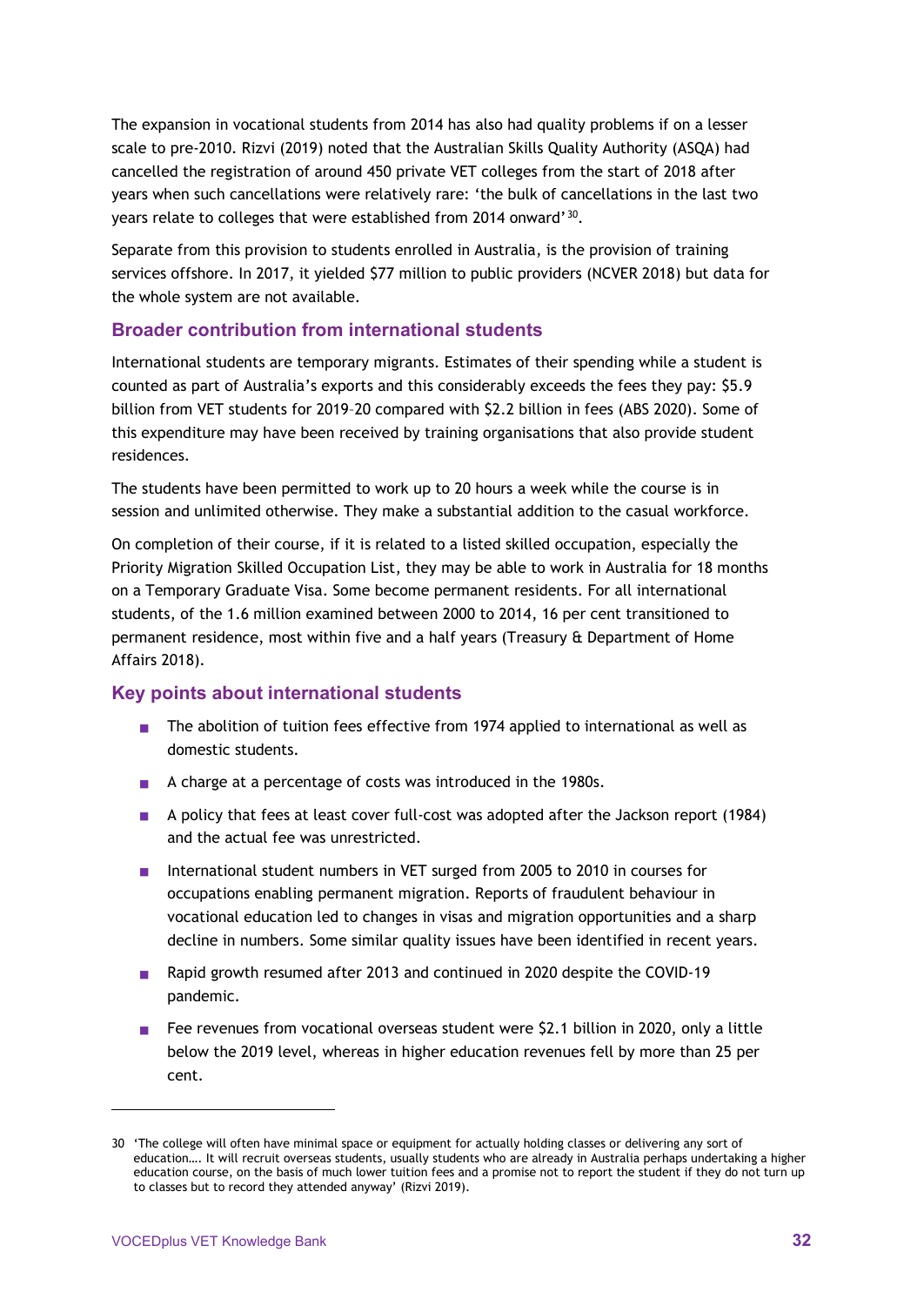The expansion in vocational students from 2014 has also had quality problems if on a lesser scale to pre-2010. Rizvi (2019) noted that the Australian Skills Quality Authority (ASQA) had cancelled the registration of around 450 private VET colleges from the start of 2018 after years when such cancellations were relatively rare: 'the bulk of cancellations in the last two years relate to colleges that were established from 2014 onward'[30].

Separate from this provision to students enrolled in Australia, is the provision of training services offshore. In 2017, it yielded $77 million to public providers (NCVER 2018) but data for the whole system are not available.

## Broader contribution from international students

International students are temporary migrants. Estimates of their spending while a student is counted as part of Australia's exports and this considerably exceeds the fees they pay: $5.9 billion from VET students for 2019–20 compared with $2.2 billion in fees (ABS 2020). Some of this expenditure may have been received by training organisations that also provide student residences.

The students have been permitted to work up to 20 hours a week while the course is in session and unlimited otherwise. They make a substantial addition to the casual workforce.

On completion of their course, if it is related to a listed skilled occupation, especially the Priority Migration Skilled Occupation List, they may be able to work in Australia for 18 months on a Temporary Graduate Visa. Some become permanent residents. For all international students, of the 1.6 million examined between 2000 to 2014, 16 per cent transitioned to permanent residence, most within five and a half years (Treasury & Department of Home Affairs 2018).

## Key points about international students

- The abolition of tuition fees effective from 1974 applied to international as well as domestic students.
- A charge at a percentage of costs was introduced in the 1980s.
- A policy that fees at least cover full-cost was adopted after the Jackson report (1984) and the actual fee was unrestricted.
- International student numbers in VET surged from 2005 to 2010 in courses for occupations enabling permanent migration. Reports of fraudulent behaviour in vocational education led to changes in visas and migration opportunities and a sharp decline in numbers. Some similar quality issues have been identified in recent years.
- Rapid growth resumed after 2013 and continued in 2020 despite the COVID-19 pandemic.
- Fee revenues from vocational overseas student were $2.1 billion in 2020, only a little below the 2019 level, whereas in higher education revenues fell by more than 25 per cent.

---

30 'The college will often have minimal space or equipment for actually holding classes or delivering any sort of education…. It will recruit overseas students, usually students who are already in Australia perhaps undertaking a higher education course, on the basis of much lower tuition fees and a promise not to report the student if they do not turn up to classes but to record they attended anyway' (Rizvi 2019).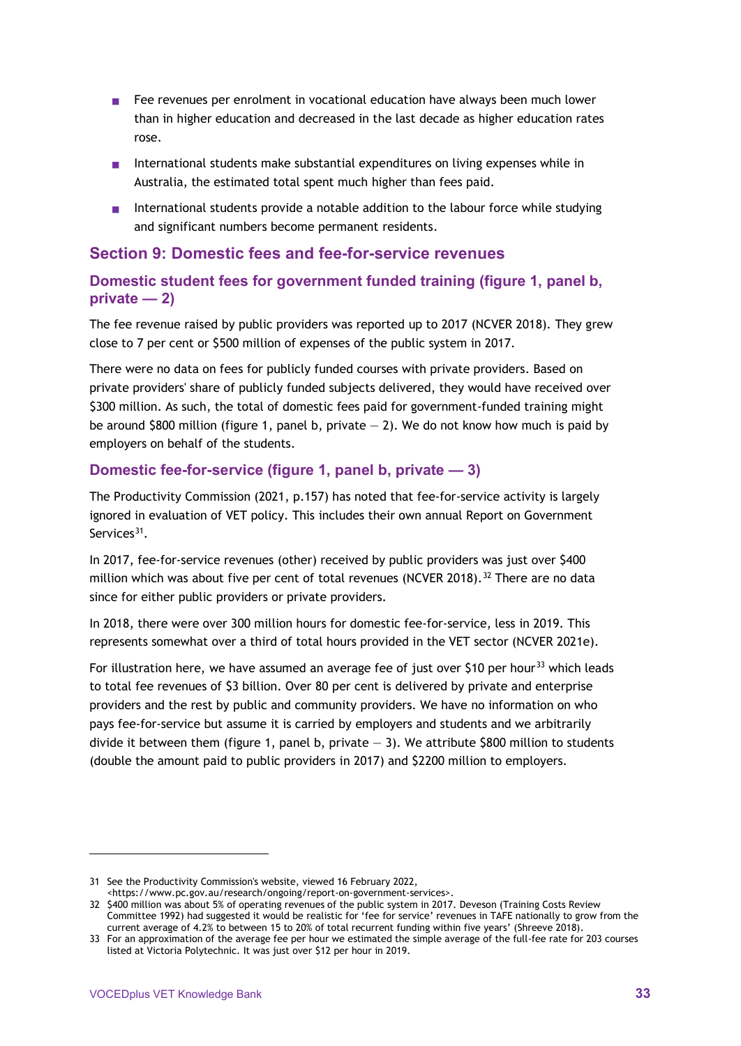- Fee revenues per enrolment in vocational education have always been much lower than in higher education and decreased in the last decade as higher education rates rose.
- International students make substantial expenditures on living expenses while in Australia, the estimated total spent much higher than fees paid.
- International students provide a notable addition to the labour force while studying and significant numbers become permanent residents.

## Section 9: Domestic fees and fee-for-service revenues

### Domestic student fees for government funded training (figure 1, panel b, private — 2)

The fee revenue raised by public providers was reported up to 2017 (NCVER 2018). They grew close to 7 per cent or $500 million of expenses of the public system in 2017.

There were no data on fees for publicly funded courses with private providers. Based on private providers' share of publicly funded subjects delivered, they would have received over $300 million. As such, the total of domestic fees paid for government-funded training might be around $800 million (figure 1, panel b, private — 2). We do not know how much is paid by employers on behalf of the students.

### Domestic fee-for-service (figure 1, panel b, private — 3)

The Productivity Commission (2021, p.157) has noted that fee-for-service activity is largely ignored in evaluation of VET policy. This includes their own annual Report on Government Services[31].

In 2017, fee-for-service revenues (other) received by public providers was just over $400 million which was about five per cent of total revenues (NCVER 2018).[32] There are no data since for either public providers or private providers.

In 2018, there were over 300 million hours for domestic fee-for-service, less in 2019. This represents somewhat over a third of total hours provided in the VET sector (NCVER 2021e).

For illustration here, we have assumed an average fee of just over $10 per hour[33] which leads to total fee revenues of $3 billion. Over 80 per cent is delivered by private and enterprise providers and the rest by public and community providers. We have no information on who pays fee-for-service but assume it is carried by employers and students and we arbitrarily divide it between them (figure 1, panel b, private — 3). We attribute $800 million to students (double the amount paid to public providers in 2017) and $2200 million to employers.

---

31 See the Productivity Commission's website, viewed 16 February 2022, <https://www.pc.gov.au/research/ongoing/report-on-government-services>.

32 $400 million was about 5% of operating revenues of the public system in 2017. Deveson (Training Costs Review Committee 1992) had suggested it would be realistic for 'fee for service' revenues in TAFE nationally to grow from the current average of 4.2% to between 15 to 20% of total recurrent funding within five years' (Shreeve 2018).

33 For an approximation of the average fee per hour we estimated the simple average of the full-fee rate for 203 courses listed at Victoria Polytechnic. It was just over $12 per hour in 2019.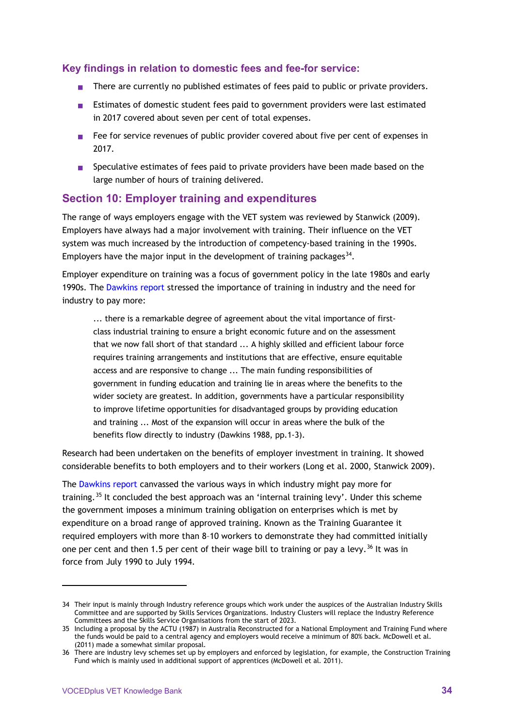### Key findings in relation to domestic fees and fee-for service:

- There are currently no published estimates of fees paid to public or private providers.
- Estimates of domestic student fees paid to government providers were last estimated in 2017 covered about seven per cent of total expenses.
- Fee for service revenues of public provider covered about five per cent of expenses in 2017.
- Speculative estimates of fees paid to private providers have been made based on the large number of hours of training delivered.

## Section 10: Employer training and expenditures

The range of ways employers engage with the VET system was reviewed by Stanwick (2009). Employers have always had a major involvement with training. Their influence on the VET system was much increased by the introduction of competency-based training in the 1990s. Employers have the major input in the development of training packages[34].

Employer expenditure on training was a focus of government policy in the late 1980s and early 1990s. The Dawkins report stressed the importance of training in industry and the need for industry to pay more:

> ... there is a remarkable degree of agreement about the vital importance of first-class industrial training to ensure a bright economic future and on the assessment that we now fall short of that standard ... A highly skilled and efficient labour force requires training arrangements and institutions that are effective, ensure equitable access and are responsive to change ... The main funding responsibilities of government in funding education and training lie in areas where the benefits to the wider society are greatest. In addition, governments have a particular responsibility to improve lifetime opportunities for disadvantaged groups by providing education and training ... Most of the expansion will occur in areas where the bulk of the benefits flow directly to industry (Dawkins 1988, pp.1-3).

Research had been undertaken on the benefits of employer investment in training. It showed considerable benefits to both employers and to their workers (Long et al. 2000, Stanwick 2009).

The Dawkins report canvassed the various ways in which industry might pay more for training.[35] It concluded the best approach was an 'internal training levy'. Under this scheme the government imposes a minimum training obligation on enterprises which is met by expenditure on a broad range of approved training. Known as the Training Guarantee it required employers with more than 8–10 workers to demonstrate they had committed initially one per cent and then 1.5 per cent of their wage bill to training or pay a levy.[36] It was in force from July 1990 to July 1994.

---

34 Their input is mainly through Industry reference groups which work under the auspices of the Australian Industry Skills Committee and are supported by Skills Services Organizations. Industry Clusters will replace the Industry Reference Committees and the Skills Service Organisations from the start of 2023.

35 Including a proposal by the ACTU (1987) in Australia Reconstructed for a National Employment and Training Fund where the funds would be paid to a central agency and employers would receive a minimum of 80% back. McDowell et al. (2011) made a somewhat similar proposal.

36 There are industry levy schemes set up by employers and enforced by legislation, for example, the Construction Training Fund which is mainly used in additional support of apprentices (McDowell et al. 2011).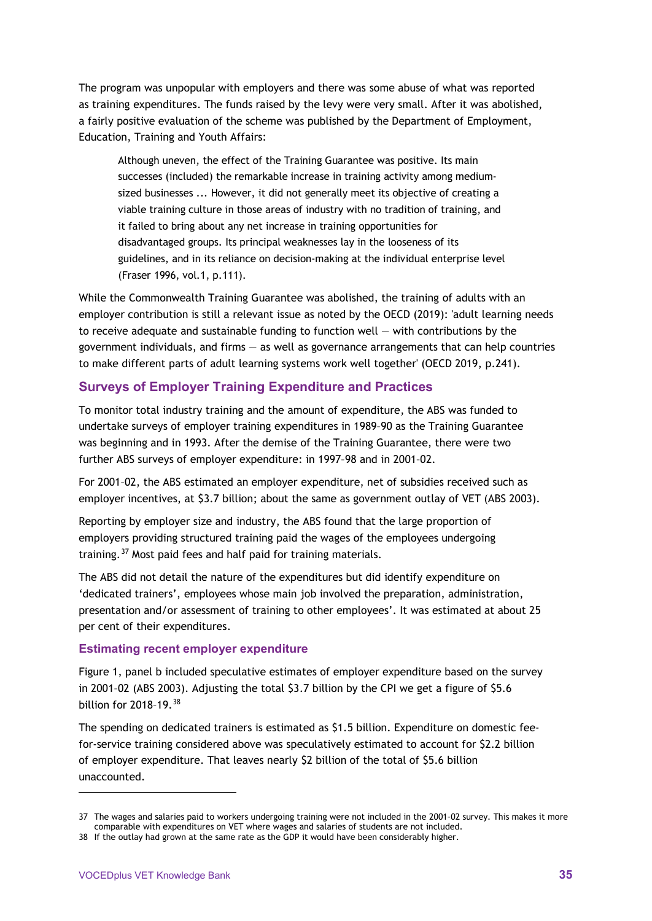The program was unpopular with employers and there was some abuse of what was reported as training expenditures. The funds raised by the levy were very small. After it was abolished, a fairly positive evaluation of the scheme was published by the Department of Employment, Education, Training and Youth Affairs:

> Although uneven, the effect of the Training Guarantee was positive. Its main successes (included) the remarkable increase in training activity among medium-sized businesses ... However, it did not generally meet its objective of creating a viable training culture in those areas of industry with no tradition of training, and it failed to bring about any net increase in training opportunities for disadvantaged groups. Its principal weaknesses lay in the looseness of its guidelines, and in its reliance on decision-making at the individual enterprise level (Fraser 1996, vol.1, p.111).

While the Commonwealth Training Guarantee was abolished, the training of adults with an employer contribution is still a relevant issue as noted by the OECD (2019): 'adult learning needs to receive adequate and sustainable funding to function well — with contributions by the government individuals, and firms — as well as governance arrangements that can help countries to make different parts of adult learning systems work well together' (OECD 2019, p.241).

## Surveys of Employer Training Expenditure and Practices

To monitor total industry training and the amount of expenditure, the ABS was funded to undertake surveys of employer training expenditures in 1989–90 as the Training Guarantee was beginning and in 1993. After the demise of the Training Guarantee, there were two further ABS surveys of employer expenditure: in 1997–98 and in 2001–02.

For 2001–02, the ABS estimated an employer expenditure, net of subsidies received such as employer incentives, at $3.7 billion; about the same as government outlay of VET (ABS 2003).

Reporting by employer size and industry, the ABS found that the large proportion of employers providing structured training paid the wages of the employees undergoing training.[37] Most paid fees and half paid for training materials.

The ABS did not detail the nature of the expenditures but did identify expenditure on 'dedicated trainers', employees whose main job involved the preparation, administration, presentation and/or assessment of training to other employees'. It was estimated at about 25 per cent of their expenditures.

### Estimating recent employer expenditure

Figure 1, panel b included speculative estimates of employer expenditure based on the survey in 2001–02 (ABS 2003). Adjusting the total $3.7 billion by the CPI we get a figure of $5.6 billion for 2018–19.[38]

The spending on dedicated trainers is estimated as $1.5 billion. Expenditure on domestic fee-for-service training considered above was speculatively estimated to account for $2.2 billion of employer expenditure. That leaves nearly $2 billion of the total of $5.6 billion unaccounted.

---

37 The wages and salaries paid to workers undergoing training were not included in the 2001–02 survey. This makes it more comparable with expenditures on VET where wages and salaries of students are not included.

38 If the outlay had grown at the same rate as the GDP it would have been considerably higher.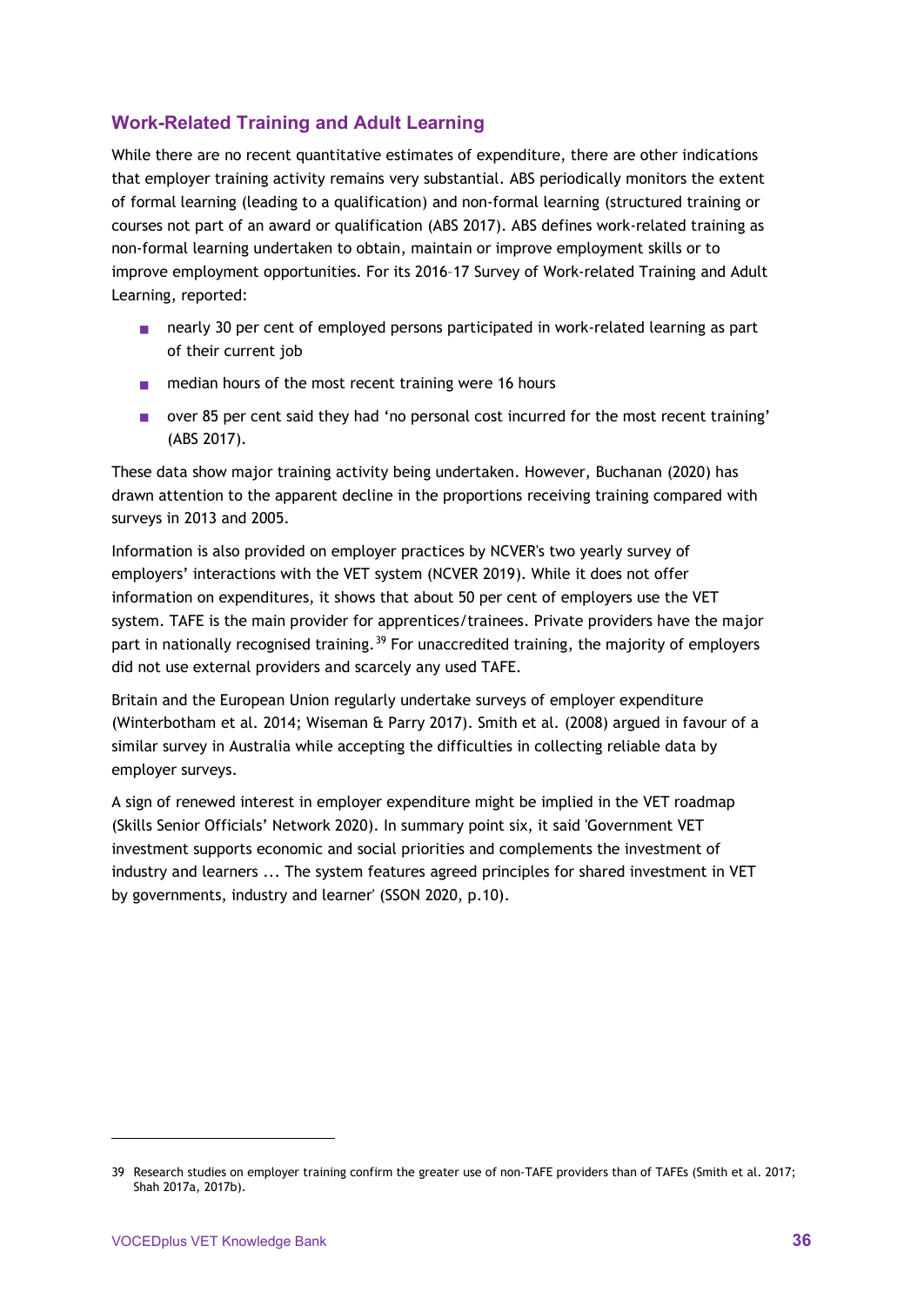## Work-Related Training and Adult Learning

While there are no recent quantitative estimates of expenditure, there are other indications that employer training activity remains very substantial. ABS periodically monitors the extent of formal learning (leading to a qualification) and non-formal learning (structured training or courses not part of an award or qualification (ABS 2017). ABS defines work-related training as non-formal learning undertaken to obtain, maintain or improve employment skills or to improve employment opportunities. For its 2016–17 Survey of Work-related Training and Adult Learning, reported:

- nearly 30 per cent of employed persons participated in work-related learning as part of their current job
- median hours of the most recent training were 16 hours
- over 85 per cent said they had 'no personal cost incurred for the most recent training' (ABS 2017).

These data show major training activity being undertaken. However, Buchanan (2020) has drawn attention to the apparent decline in the proportions receiving training compared with surveys in 2013 and 2005.

Information is also provided on employer practices by NCVER's two yearly survey of employers' interactions with the VET system (NCVER 2019). While it does not offer information on expenditures, it shows that about 50 per cent of employers use the VET system. TAFE is the main provider for apprentices/trainees. Private providers have the major part in nationally recognised training.[39] For unaccredited training, the majority of employers did not use external providers and scarcely any used TAFE.

Britain and the European Union regularly undertake surveys of employer expenditure (Winterbotham et al. 2014; Wiseman & Parry 2017). Smith et al. (2008) argued in favour of a similar survey in Australia while accepting the difficulties in collecting reliable data by employer surveys.

A sign of renewed interest in employer expenditure might be implied in the VET roadmap (Skills Senior Officials' Network 2020). In summary point six, it said 'Government VET investment supports economic and social priorities and complements the investment of industry and learners ... The system features agreed principles for shared investment in VET by governments, industry and learner' (SSON 2020, p.10).

---

39 Research studies on employer training confirm the greater use of non-TAFE providers than of TAFEs (Smith et al. 2017; Shah 2017a, 2017b).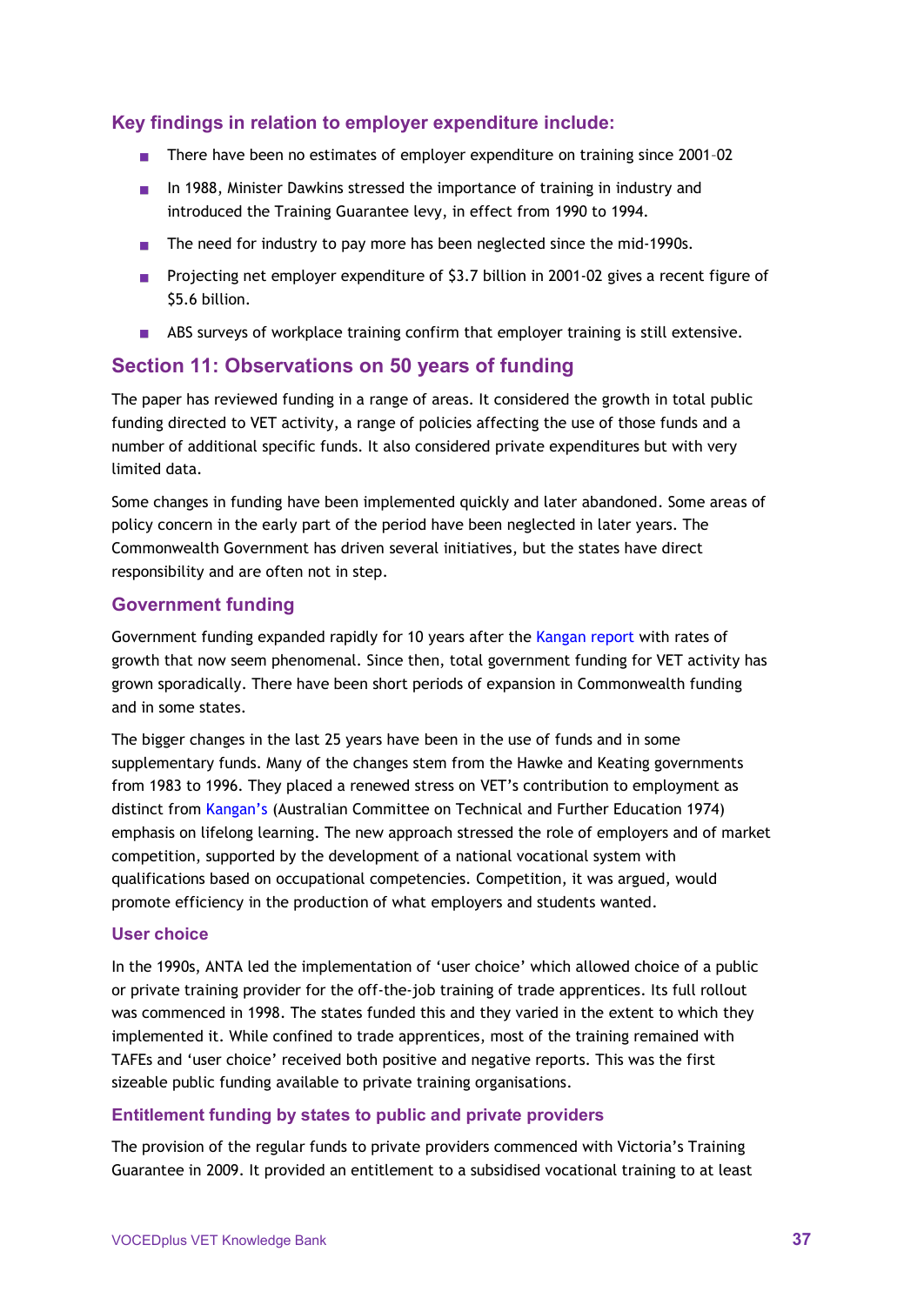### Key findings in relation to employer expenditure include:

- There have been no estimates of employer expenditure on training since 2001–02
- In 1988, Minister Dawkins stressed the importance of training in industry and introduced the Training Guarantee levy, in effect from 1990 to 1994.
- The need for industry to pay more has been neglected since the mid-1990s.
- Projecting net employer expenditure of $3.7 billion in 2001-02 gives a recent figure of $5.6 billion.
- ABS surveys of workplace training confirm that employer training is still extensive.

## Section 11: Observations on 50 years of funding

The paper has reviewed funding in a range of areas. It considered the growth in total public funding directed to VET activity, a range of policies affecting the use of those funds and a number of additional specific funds. It also considered private expenditures but with very limited data.

Some changes in funding have been implemented quickly and later abandoned. Some areas of policy concern in the early part of the period have been neglected in later years. The Commonwealth Government has driven several initiatives, but the states have direct responsibility and are often not in step.

### Government funding

Government funding expanded rapidly for 10 years after the Kangan report with rates of growth that now seem phenomenal. Since then, total government funding for VET activity has grown sporadically. There have been short periods of expansion in Commonwealth funding and in some states.

The bigger changes in the last 25 years have been in the use of funds and in some supplementary funds. Many of the changes stem from the Hawke and Keating governments from 1983 to 1996. They placed a renewed stress on VET's contribution to employment as distinct from Kangan's (Australian Committee on Technical and Further Education 1974) emphasis on lifelong learning. The new approach stressed the role of employers and of market competition, supported by the development of a national vocational system with qualifications based on occupational competencies. Competition, it was argued, would promote efficiency in the production of what employers and students wanted.

#### User choice

In the 1990s, ANTA led the implementation of 'user choice' which allowed choice of a public or private training provider for the off-the-job training of trade apprentices. Its full rollout was commenced in 1998. The states funded this and they varied in the extent to which they implemented it. While confined to trade apprentices, most of the training remained with TAFEs and 'user choice' received both positive and negative reports. This was the first sizeable public funding available to private training organisations.

#### Entitlement funding by states to public and private providers

The provision of the regular funds to private providers commenced with Victoria's Training Guarantee in 2009. It provided an entitlement to a subsidised vocational training to at least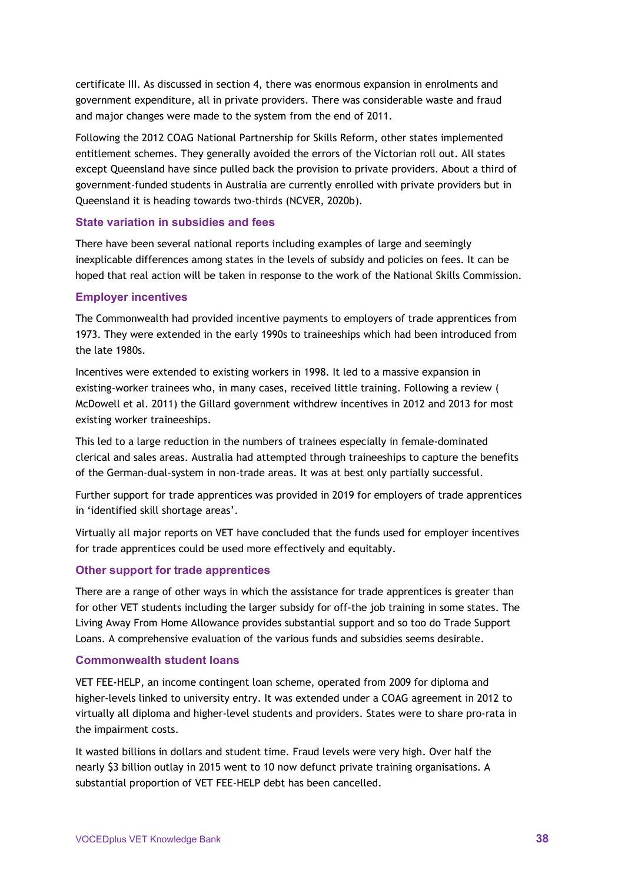certificate III. As discussed in section 4, there was enormous expansion in enrolments and government expenditure, all in private providers. There was considerable waste and fraud and major changes were made to the system from the end of 2011.

Following the 2012 COAG National Partnership for Skills Reform, other states implemented entitlement schemes. They generally avoided the errors of the Victorian roll out. All states except Queensland have since pulled back the provision to private providers. About a third of government-funded students in Australia are currently enrolled with private providers but in Queensland it is heading towards two-thirds (NCVER, 2020b).

### State variation in subsidies and fees

There have been several national reports including examples of large and seemingly inexplicable differences among states in the levels of subsidy and policies on fees. It can be hoped that real action will be taken in response to the work of the National Skills Commission.

### Employer incentives

The Commonwealth had provided incentive payments to employers of trade apprentices from 1973. They were extended in the early 1990s to traineeships which had been introduced from the late 1980s.

Incentives were extended to existing workers in 1998. It led to a massive expansion in existing-worker trainees who, in many cases, received little training. Following a review ( McDowell et al. 2011) the Gillard government withdrew incentives in 2012 and 2013 for most existing worker traineeships.

This led to a large reduction in the numbers of trainees especially in female-dominated clerical and sales areas. Australia had attempted through traineeships to capture the benefits of the German-dual-system in non-trade areas. It was at best only partially successful.

Further support for trade apprentices was provided in 2019 for employers of trade apprentices in 'identified skill shortage areas'.

Virtually all major reports on VET have concluded that the funds used for employer incentives for trade apprentices could be used more effectively and equitably.

### Other support for trade apprentices

There are a range of other ways in which the assistance for trade apprentices is greater than for other VET students including the larger subsidy for off-the job training in some states. The Living Away From Home Allowance provides substantial support and so too do Trade Support Loans. A comprehensive evaluation of the various funds and subsidies seems desirable.

### Commonwealth student loans

VET FEE-HELP, an income contingent loan scheme, operated from 2009 for diploma and higher-levels linked to university entry. It was extended under a COAG agreement in 2012 to virtually all diploma and higher-level students and providers. States were to share pro-rata in the impairment costs.

It wasted billions in dollars and student time. Fraud levels were very high. Over half the nearly $3 billion outlay in 2015 went to 10 now defunct private training organisations. A substantial proportion of VET FEE-HELP debt has been cancelled.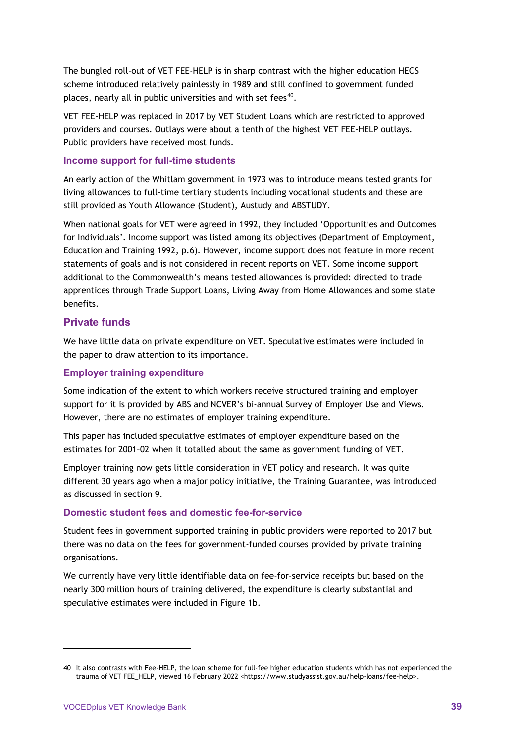The bungled roll-out of VET FEE-HELP is in sharp contrast with the higher education HECS scheme introduced relatively painlessly in 1989 and still confined to government funded places, nearly all in public universities and with set fees[40].

VET FEE-HELP was replaced in 2017 by VET Student Loans which are restricted to approved providers and courses. Outlays were about a tenth of the highest VET FEE-HELP outlays. Public providers have received most funds.

### Income support for full-time students

An early action of the Whitlam government in 1973 was to introduce means tested grants for living allowances to full-time tertiary students including vocational students and these are still provided as Youth Allowance (Student), Austudy and ABSTUDY.

When national goals for VET were agreed in 1992, they included 'Opportunities and Outcomes for Individuals'. Income support was listed among its objectives (Department of Employment, Education and Training 1992, p.6). However, income support does not feature in more recent statements of goals and is not considered in recent reports on VET. Some income support additional to the Commonwealth's means tested allowances is provided: directed to trade apprentices through Trade Support Loans, Living Away from Home Allowances and some state benefits.

## Private funds

We have little data on private expenditure on VET. Speculative estimates were included in the paper to draw attention to its importance.

### Employer training expenditure

Some indication of the extent to which workers receive structured training and employer support for it is provided by ABS and NCVER's bi-annual Survey of Employer Use and Views. However, there are no estimates of employer training expenditure.

This paper has included speculative estimates of employer expenditure based on the estimates for 2001–02 when it totalled about the same as government funding of VET.

Employer training now gets little consideration in VET policy and research. It was quite different 30 years ago when a major policy initiative, the Training Guarantee, was introduced as discussed in section 9.

### Domestic student fees and domestic fee-for-service

Student fees in government supported training in public providers were reported to 2017 but there was no data on the fees for government-funded courses provided by private training organisations.

We currently have very little identifiable data on fee-for-service receipts but based on the nearly 300 million hours of training delivered, the expenditure is clearly substantial and speculative estimates were included in Figure 1b.

---

40 It also contrasts with Fee-HELP, the loan scheme for full-fee higher education students which has not experienced the trauma of VET FEE_HELP, viewed 16 February 2022 <https://www.studyassist.gov.au/help-loans/fee-help>.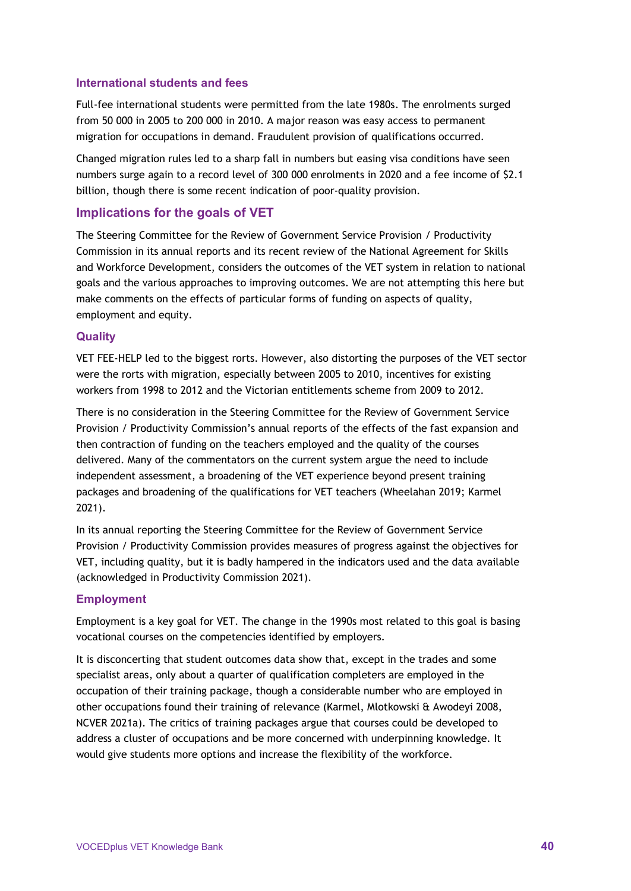### International students and fees

Full-fee international students were permitted from the late 1980s. The enrolments surged from 50 000 in 2005 to 200 000 in 2010. A major reason was easy access to permanent migration for occupations in demand. Fraudulent provision of qualifications occurred.

Changed migration rules led to a sharp fall in numbers but easing visa conditions have seen numbers surge again to a record level of 300 000 enrolments in 2020 and a fee income of $2.1 billion, though there is some recent indication of poor-quality provision.

## Implications for the goals of VET

The Steering Committee for the Review of Government Service Provision / Productivity Commission in its annual reports and its recent review of the National Agreement for Skills and Workforce Development, considers the outcomes of the VET system in relation to national goals and the various approaches to improving outcomes. We are not attempting this here but make comments on the effects of particular forms of funding on aspects of quality, employment and equity.

### Quality

VET FEE-HELP led to the biggest rorts. However, also distorting the purposes of the VET sector were the rorts with migration, especially between 2005 to 2010, incentives for existing workers from 1998 to 2012 and the Victorian entitlements scheme from 2009 to 2012.

There is no consideration in the Steering Committee for the Review of Government Service Provision / Productivity Commission's annual reports of the effects of the fast expansion and then contraction of funding on the teachers employed and the quality of the courses delivered. Many of the commentators on the current system argue the need to include independent assessment, a broadening of the VET experience beyond present training packages and broadening of the qualifications for VET teachers (Wheelahan 2019; Karmel 2021).

In its annual reporting the Steering Committee for the Review of Government Service Provision / Productivity Commission provides measures of progress against the objectives for VET, including quality, but it is badly hampered in the indicators used and the data available (acknowledged in Productivity Commission 2021).

### Employment

Employment is a key goal for VET. The change in the 1990s most related to this goal is basing vocational courses on the competencies identified by employers.

It is disconcerting that student outcomes data show that, except in the trades and some specialist areas, only about a quarter of qualification completers are employed in the occupation of their training package, though a considerable number who are employed in other occupations found their training of relevance (Karmel, Mlotkowski & Awodeyi 2008, NCVER 2021a). The critics of training packages argue that courses could be developed to address a cluster of occupations and be more concerned with underpinning knowledge. It would give students more options and increase the flexibility of the workforce.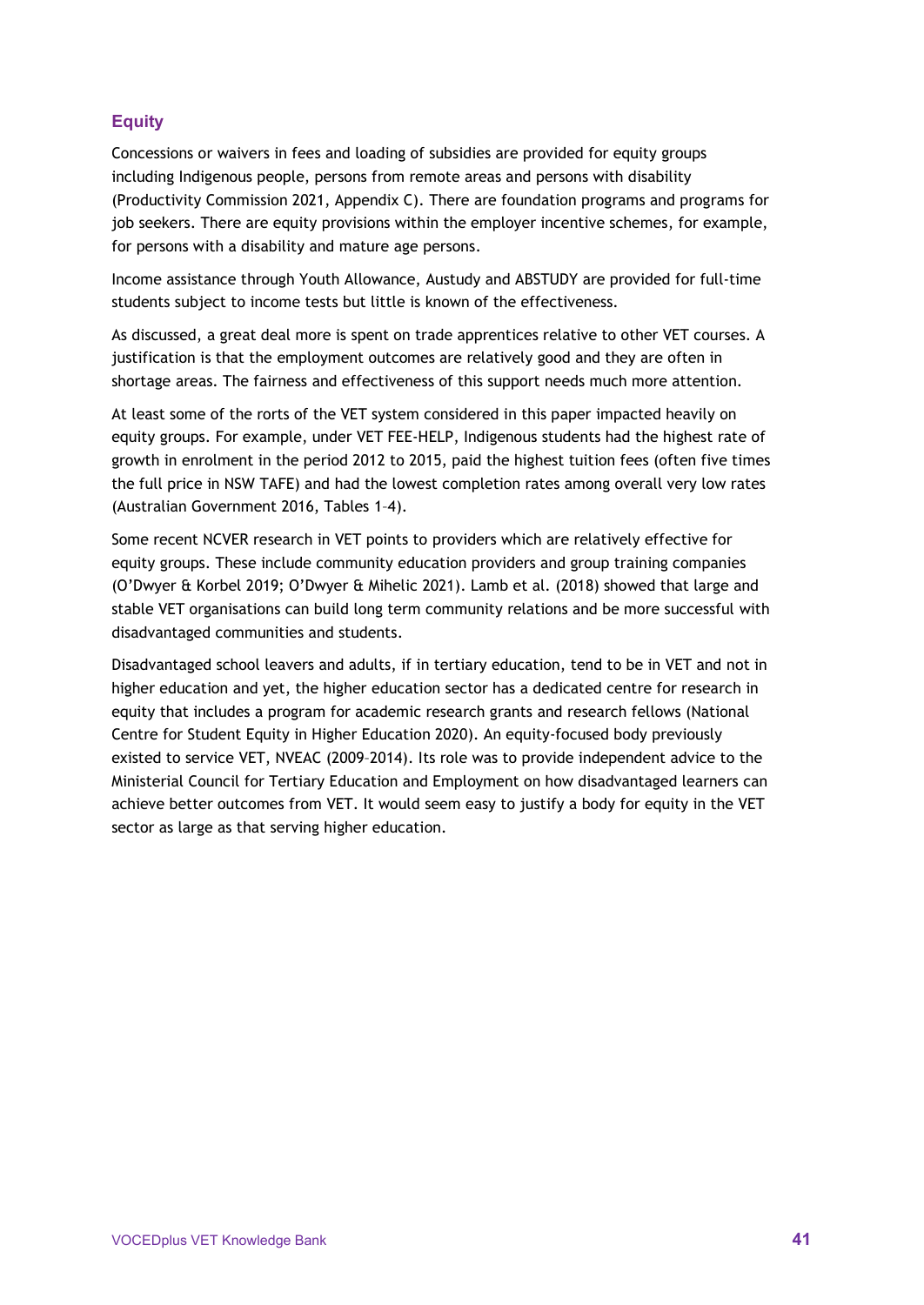## Equity

Concessions or waivers in fees and loading of subsidies are provided for equity groups including Indigenous people, persons from remote areas and persons with disability (Productivity Commission 2021, Appendix C). There are foundation programs and programs for job seekers. There are equity provisions within the employer incentive schemes, for example, for persons with a disability and mature age persons.

Income assistance through Youth Allowance, Austudy and ABSTUDY are provided for full-time students subject to income tests but little is known of the effectiveness.

As discussed, a great deal more is spent on trade apprentices relative to other VET courses. A justification is that the employment outcomes are relatively good and they are often in shortage areas. The fairness and effectiveness of this support needs much more attention.

At least some of the rorts of the VET system considered in this paper impacted heavily on equity groups. For example, under VET FEE-HELP, Indigenous students had the highest rate of growth in enrolment in the period 2012 to 2015, paid the highest tuition fees (often five times the full price in NSW TAFE) and had the lowest completion rates among overall very low rates (Australian Government 2016, Tables 1–4).

Some recent NCVER research in VET points to providers which are relatively effective for equity groups. These include community education providers and group training companies (O'Dwyer & Korbel 2019; O'Dwyer & Mihelic 2021). Lamb et al. (2018) showed that large and stable VET organisations can build long term community relations and be more successful with disadvantaged communities and students.

Disadvantaged school leavers and adults, if in tertiary education, tend to be in VET and not in higher education and yet, the higher education sector has a dedicated centre for research in equity that includes a program for academic research grants and research fellows (National Centre for Student Equity in Higher Education 2020). An equity-focused body previously existed to service VET, NVEAC (2009–2014). Its role was to provide independent advice to the Ministerial Council for Tertiary Education and Employment on how disadvantaged learners can achieve better outcomes from VET. It would seem easy to justify a body for equity in the VET sector as large as that serving higher education.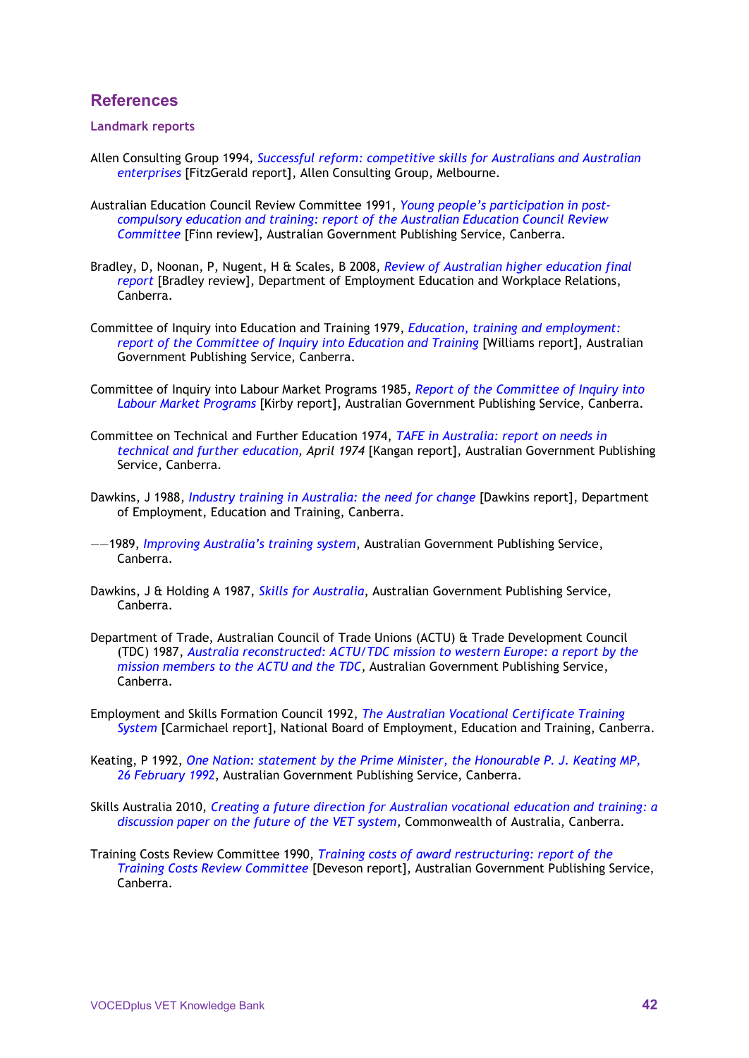## References

### Landmark reports

Allen Consulting Group 1994, *Successful reform: competitive skills for Australians and Australian enterprises* [FitzGerald report], Allen Consulting Group, Melbourne.

Australian Education Council Review Committee 1991, *Young people's participation in post-compulsory education and training: report of the Australian Education Council Review Committee* [Finn review], Australian Government Publishing Service, Canberra.

Bradley, D, Noonan, P, Nugent, H & Scales, B 2008, *Review of Australian higher education final report* [Bradley review], Department of Employment Education and Workplace Relations, Canberra.

Committee of Inquiry into Education and Training 1979, *Education, training and employment: report of the Committee of Inquiry into Education and Training* [Williams report], Australian Government Publishing Service, Canberra.

Committee of Inquiry into Labour Market Programs 1985, *Report of the Committee of Inquiry into Labour Market Programs* [Kirby report], Australian Government Publishing Service, Canberra.

Committee on Technical and Further Education 1974, *TAFE in Australia: report on needs in technical and further education, April 1974* [Kangan report], Australian Government Publishing Service, Canberra.

Dawkins, J 1988, *Industry training in Australia: the need for change* [Dawkins report], Department of Employment, Education and Training, Canberra.

——1989, *Improving Australia's training system*, Australian Government Publishing Service, Canberra.

Dawkins, J & Holding A 1987, *Skills for Australia*, Australian Government Publishing Service, Canberra.

Department of Trade, Australian Council of Trade Unions (ACTU) & Trade Development Council (TDC) 1987, *Australia reconstructed: ACTU/TDC mission to western Europe: a report by the mission members to the ACTU and the TDC*, Australian Government Publishing Service, Canberra.

Employment and Skills Formation Council 1992, *The Australian Vocational Certificate Training System* [Carmichael report], National Board of Employment, Education and Training, Canberra.

Keating, P 1992, *One Nation: statement by the Prime Minister, the Honourable P. J. Keating MP, 26 February 1992*, Australian Government Publishing Service, Canberra.

Skills Australia 2010, *Creating a future direction for Australian vocational education and training: a discussion paper on the future of the VET system*, Commonwealth of Australia, Canberra.

Training Costs Review Committee 1990, *Training costs of award restructuring: report of the Training Costs Review Committee* [Deveson report], Australian Government Publishing Service, Canberra.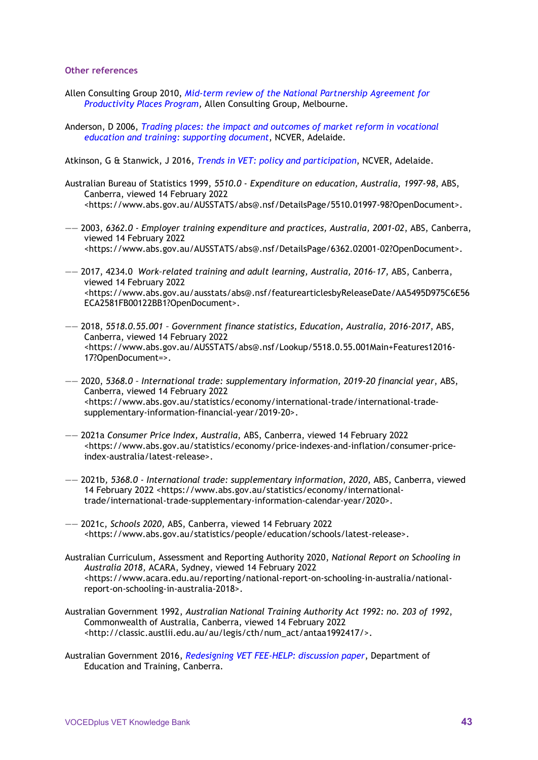### Other references

Allen Consulting Group 2010, *Mid-term review of the National Partnership Agreement for Productivity Places Program*, Allen Consulting Group, Melbourne.

Anderson, D 2006, *Trading places: the impact and outcomes of market reform in vocational education and training: supporting document*, NCVER, Adelaide.

Atkinson, G & Stanwick, J 2016, *Trends in VET: policy and participation*, NCVER, Adelaide.

Australian Bureau of Statistics 1999, *5510.0 - Expenditure on education, Australia, 1997-98*, ABS, Canberra, viewed 14 February 2022 <https://www.abs.gov.au/AUSSTATS/abs@.nsf/DetailsPage/5510.01997-98?OpenDocument>.

—— 2003, *6362.0 - Employer training expenditure and practices, Australia, 2001-02*, ABS, Canberra, viewed 14 February 2022 <https://www.abs.gov.au/AUSSTATS/abs@.nsf/DetailsPage/6362.02001-02?OpenDocument>.

—— 2017, 4234.0 *Work-related training and adult learning, Australia, 2016-17*, ABS, Canberra, viewed 14 February 2022 <https://www.abs.gov.au/ausstats/abs@.nsf/featurearticlesbyReleaseDate/AA5495D975C6E56ECA2581FB00122BB1?OpenDocument>.

—— 2018, *5518.0.55.001 – Government finance statistics, Education, Australia, 2016-2017*, ABS, Canberra, viewed 14 February 2022 <https://www.abs.gov.au/AUSSTATS/abs@.nsf/Lookup/5518.0.55.001Main+Features12016-17?OpenDocument=>.

—— 2020, *5368.0 – International trade: supplementary information, 2019-20 financial year*, ABS, Canberra, viewed 14 February 2022 <https://www.abs.gov.au/statistics/economy/international-trade/international-trade-supplementary-information-financial-year/2019-20>.

—— 2021a *Consumer Price Index, Australia*, ABS, Canberra, viewed 14 February 2022 <https://www.abs.gov.au/statistics/economy/price-indexes-and-inflation/consumer-price-index-australia/latest-release>.

—— 2021b, *5368.0 - International trade: supplementary information, 2020*, ABS, Canberra, viewed 14 February 2022 <https://www.abs.gov.au/statistics/economy/international-trade/international-trade-supplementary-information-calendar-year/2020>.

—— 2021c, *Schools 2020*, ABS, Canberra, viewed 14 February 2022 <https://www.abs.gov.au/statistics/people/education/schools/latest-release>.

Australian Curriculum, Assessment and Reporting Authority 2020, *National Report on Schooling in Australia 2018*, ACARA, Sydney, viewed 14 February 2022 <https://www.acara.edu.au/reporting/national-report-on-schooling-in-australia/national-report-on-schooling-in-australia-2018>.

Australian Government 1992, *Australian National Training Authority Act 1992: no. 203 of 1992*, Commonwealth of Australia, Canberra, viewed 14 February 2022 <http://classic.austlii.edu.au/au/legis/cth/num_act/antaa1992417/>.

Australian Government 2016, *Redesigning VET FEE-HELP: discussion paper*, Department of Education and Training, Canberra.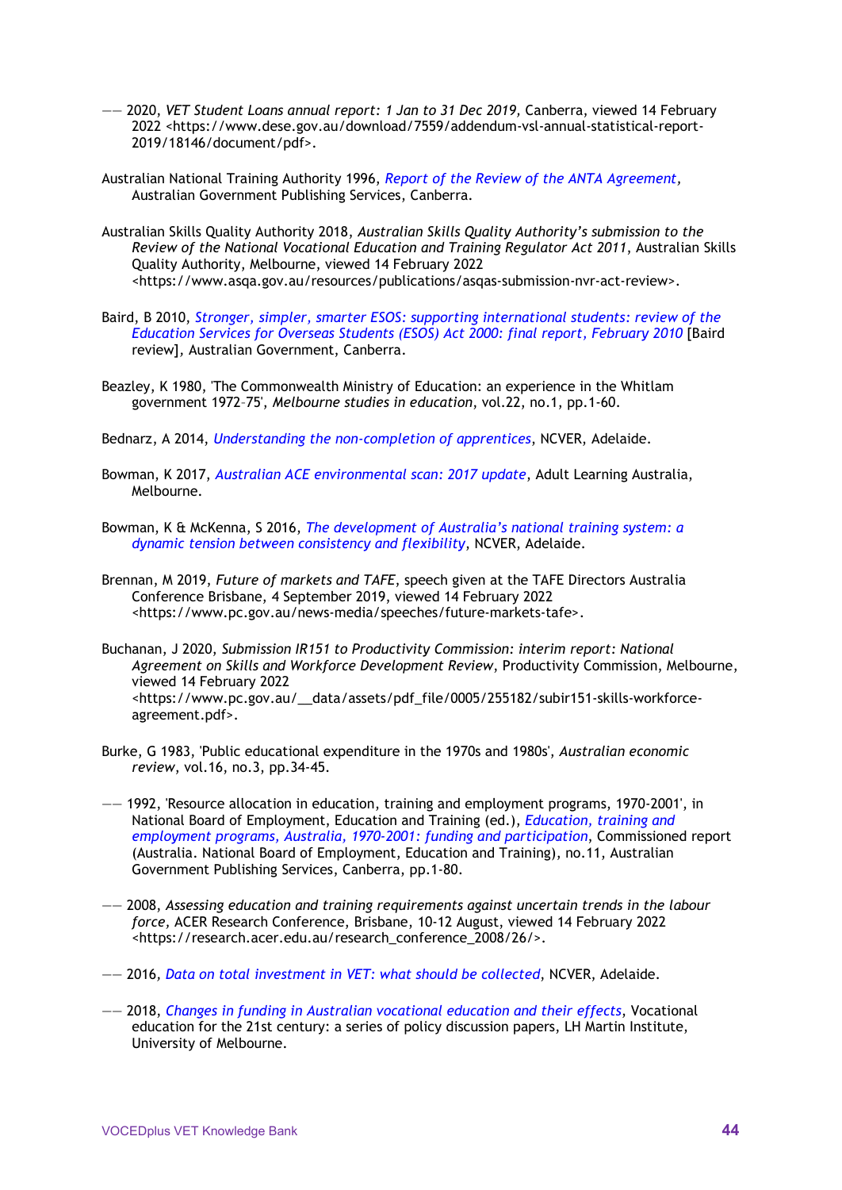—— 2020, *VET Student Loans annual report: 1 Jan to 31 Dec 2019,* Canberra, viewed 14 February 2022 <https://www.dese.gov.au/download/7559/addendum-vsl-annual-statistical-report-2019/18146/document/pdf>.

Australian National Training Authority 1996, *Report of the Review of the ANTA Agreement*, Australian Government Publishing Services, Canberra.

Australian Skills Quality Authority 2018, *Australian Skills Quality Authority's submission to the Review of the National Vocational Education and Training Regulator Act 2011*, Australian Skills Quality Authority, Melbourne, viewed 14 February 2022 <https://www.asqa.gov.au/resources/publications/asqas-submission-nvr-act-review>.

Baird, B 2010, *Stronger, simpler, smarter ESOS: supporting international students: review of the Education Services for Overseas Students (ESOS) Act 2000: final report, February 2010* [Baird review], Australian Government, Canberra.

Beazley, K 1980, 'The Commonwealth Ministry of Education: an experience in the Whitlam government 1972–75', *Melbourne studies in education*, vol.22, no.1, pp.1-60.

Bednarz, A 2014, *Understanding the non-completion of apprentices*, NCVER, Adelaide.

Bowman, K 2017, *Australian ACE environmental scan: 2017 update*, Adult Learning Australia, Melbourne.

Bowman, K & McKenna, S 2016, *The development of Australia's national training system: a dynamic tension between consistency and flexibility*, NCVER, Adelaide.

Brennan, M 2019, *Future of markets and TAFE*, speech given at the TAFE Directors Australia Conference Brisbane, 4 September 2019, viewed 14 February 2022 <https://www.pc.gov.au/news-media/speeches/future-markets-tafe>.

Buchanan, J 2020, *Submission IR151 to Productivity Commission: interim report: National Agreement on Skills and Workforce Development Review*, Productivity Commission, Melbourne, viewed 14 February 2022 <https://www.pc.gov.au/__data/assets/pdf_file/0005/255182/subir151-skills-workforce-agreement.pdf>.

Burke, G 1983, 'Public educational expenditure in the 1970s and 1980s', *Australian economic review*, vol.16, no.3, pp.34-45.

—— 1992, 'Resource allocation in education, training and employment programs, 1970-2001', in National Board of Employment, Education and Training (ed.), *Education, training and employment programs, Australia, 1970-2001: funding and participation*, Commissioned report (Australia. National Board of Employment, Education and Training), no.11, Australian Government Publishing Services, Canberra, pp.1-80.

—— 2008, *Assessing education and training requirements against uncertain trends in the labour force*, ACER Research Conference, Brisbane, 10-12 August, viewed 14 February 2022 <https://research.acer.edu.au/research_conference_2008/26/>.

—— 2016, *Data on total investment in VET: what should be collected*, NCVER, Adelaide.

—— 2018, *Changes in funding in Australian vocational education and their effects*, Vocational education for the 21st century: a series of policy discussion papers, LH Martin Institute, University of Melbourne.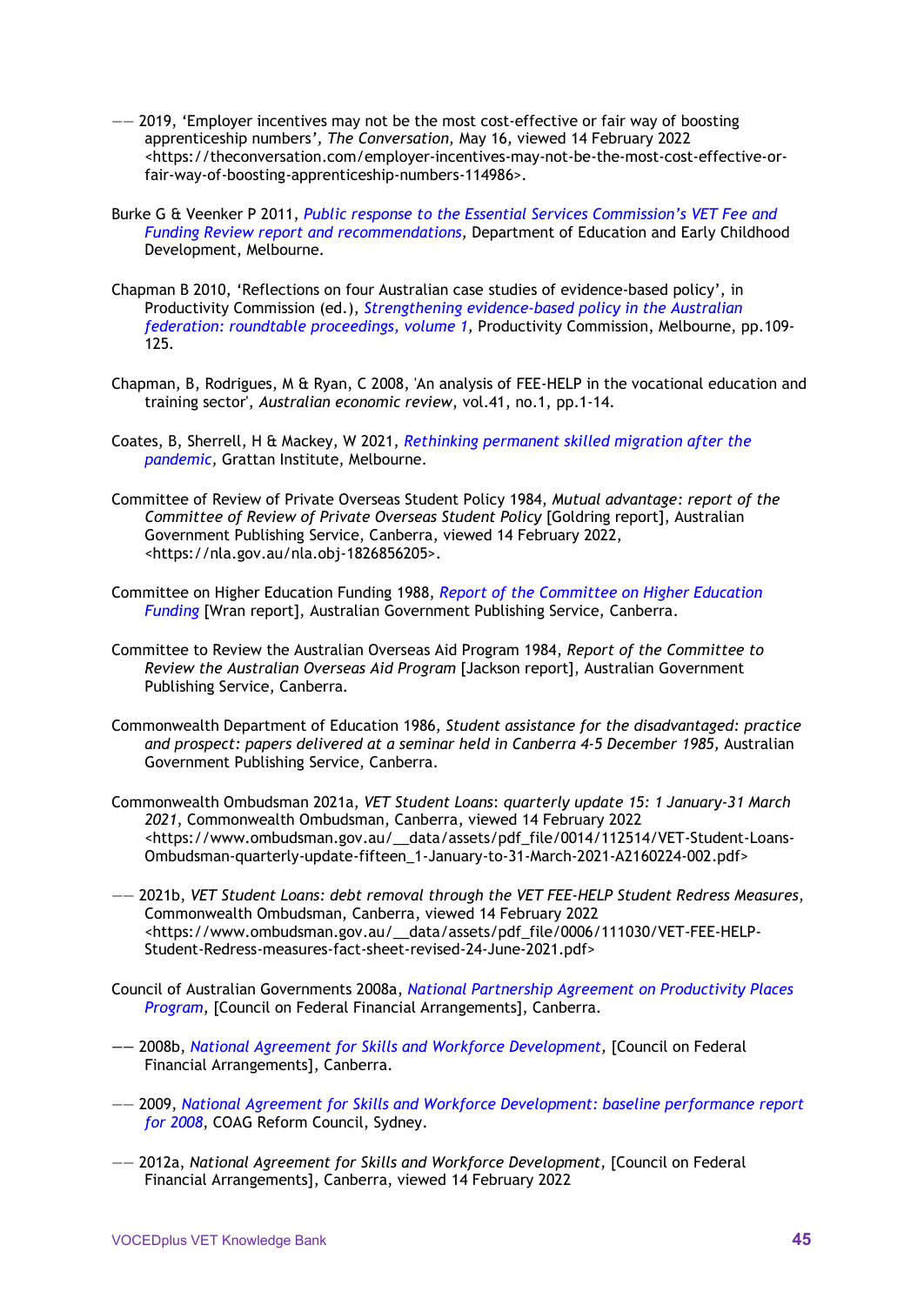—— 2019, 'Employer incentives may not be the most cost-effective or fair way of boosting apprenticeship numbers', *The Conversation,* May 16, viewed 14 February 2022 <https://theconversation.com/employer-incentives-may-not-be-the-most-cost-effective-or-fair-way-of-boosting-apprenticeship-numbers-114986>.

Burke G & Veenker P 2011, *Public response to the Essential Services Commission's VET Fee and Funding Review report and recommendations,* Department of Education and Early Childhood Development, Melbourne.

Chapman B 2010, 'Reflections on four Australian case studies of evidence-based policy', in Productivity Commission (ed.), *Strengthening evidence-based policy in the Australian federation: roundtable proceedings, volume 1,* Productivity Commission, Melbourne, pp.109-125.

Chapman, B, Rodrigues, M & Ryan, C 2008, 'An analysis of FEE-HELP in the vocational education and training sector', *Australian economic review*, vol.41, no.1, pp.1-14.

Coates, B, Sherrell, H & Mackey, W 2021, *Rethinking permanent skilled migration after the pandemic*, Grattan Institute, Melbourne.

Committee of Review of Private Overseas Student Policy 1984, *Mutual advantage: report of the Committee of Review of Private Overseas Student Policy* [Goldring report], Australian Government Publishing Service, Canberra, viewed 14 February 2022, <https://nla.gov.au/nla.obj-1826856205>.

Committee on Higher Education Funding 1988, *Report of the Committee on Higher Education Funding* [Wran report], Australian Government Publishing Service, Canberra.

Committee to Review the Australian Overseas Aid Program 1984, *Report of the Committee to Review the Australian Overseas Aid Program* [Jackson report], Australian Government Publishing Service, Canberra.

Commonwealth Department of Education 1986, *Student assistance for the disadvantaged: practice and prospect: papers delivered at a seminar held in Canberra 4-5 December 1985,* Australian Government Publishing Service, Canberra.

Commonwealth Ombudsman 2021a, *VET Student Loans: quarterly update 15: 1 January-31 March 2021*, Commonwealth Ombudsman, Canberra, viewed 14 February 2022 <https://www.ombudsman.gov.au/__data/assets/pdf_file/0014/112514/VET-Student-Loans-Ombudsman-quarterly-update-fifteen_1-January-to-31-March-2021-A2160224-002.pdf>

—— 2021b, *VET Student Loans: debt removal through the VET FEE-HELP Student Redress Measures*, Commonwealth Ombudsman, Canberra, viewed 14 February 2022 <https://www.ombudsman.gov.au/__data/assets/pdf_file/0006/111030/VET-FEE-HELP-Student-Redress-measures-fact-sheet-revised-24-June-2021.pdf>

Council of Australian Governments 2008a, *National Partnership Agreement on Productivity Places Program*, [Council on Federal Financial Arrangements], Canberra.

—— 2008b, *National Agreement for Skills and Workforce Development,* [Council on Federal Financial Arrangements], Canberra.

—— 2009, *National Agreement for Skills and Workforce Development: baseline performance report for 2008*, COAG Reform Council, Sydney.

—— 2012a, *National Agreement for Skills and Workforce Development,* [Council on Federal Financial Arrangements], Canberra, viewed 14 February 2022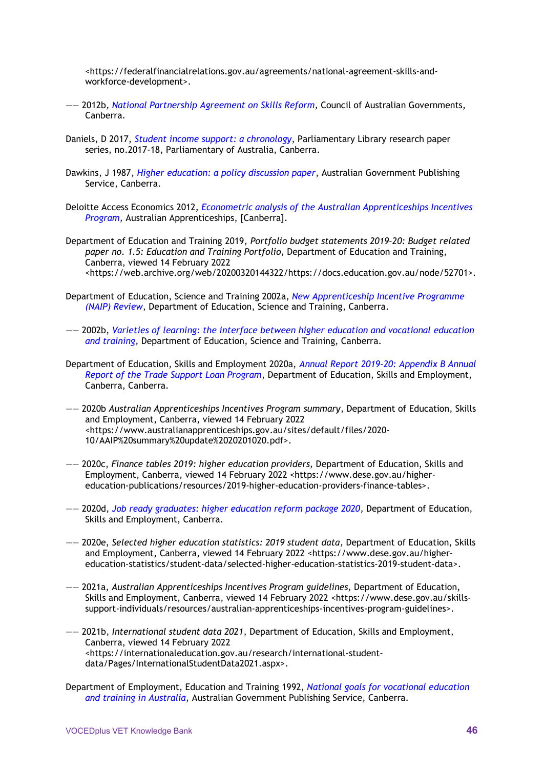<https://federalfinancialrelations.gov.au/agreements/national-agreement-skills-and-workforce-development>.

—— 2012b, *National Partnership Agreement on Skills Reform*, Council of Australian Governments, Canberra.

Daniels, D 2017, *Student income support: a chronology*, Parliamentary Library research paper series, no.2017-18, Parliamentary of Australia, Canberra.

Dawkins, J 1987, *Higher education: a policy discussion paper*, Australian Government Publishing Service, Canberra.

Deloitte Access Economics 2012, *Econometric analysis of the Australian Apprenticeships Incentives Program*, Australian Apprenticeships, [Canberra].

Department of Education and Training 2019, *Portfolio budget statements 2019–20: Budget related paper no. 1.5: Education and Training Portfolio*, Department of Education and Training, Canberra, viewed 14 February 2022 <https://web.archive.org/web/20200320144322/https://docs.education.gov.au/node/52701>.

Department of Education, Science and Training 2002a, *New Apprenticeship Incentive Programme (NAIP) Review*, Department of Education, Science and Training, Canberra.

—— 2002b, *Varieties of learning: the interface between higher education and vocational education and training*, Department of Education, Science and Training, Canberra.

Department of Education, Skills and Employment 2020a, *Annual Report 2019-20: Appendix B Annual Report of the Trade Support Loan Program*, Department of Education, Skills and Employment, Canberra, Canberra.

—— 2020b *Australian Apprenticeships Incentives Program summary*, Department of Education, Skills and Employment, Canberra, viewed 14 February 2022 <https://www.australianapprenticeships.gov.au/sites/default/files/2020-10/AAIP%20summary%20update%2020201020.pdf>.

—— 2020c, *Finance tables 2019: higher education providers*, Department of Education, Skills and Employment, Canberra, viewed 14 February 2022 <https://www.dese.gov.au/higher-education-publications/resources/2019-higher-education-providers-finance-tables>.

—— 2020d, *Job ready graduates: higher education reform package 2020*, Department of Education, Skills and Employment, Canberra.

—— 2020e, *Selected higher education statistics: 2019 student data*, Department of Education, Skills and Employment, Canberra, viewed 14 February 2022 <https://www.dese.gov.au/higher-education-statistics/student-data/selected-higher-education-statistics-2019-student-data>.

—— 2021a, *Australian Apprenticeships Incentives Program guidelines*, Department of Education, Skills and Employment, Canberra, viewed 14 February 2022 <https://www.dese.gov.au/skills-support-individuals/resources/australian-apprenticeships-incentives-program-guidelines>.

—— 2021b, *International student data 2021*, Department of Education, Skills and Employment, Canberra, viewed 14 February 2022 <https://internationaleducation.gov.au/research/international-student-data/Pages/InternationalStudentData2021.aspx>.

Department of Employment, Education and Training 1992, *National goals for vocational education and training in Australia*, Australian Government Publishing Service, Canberra.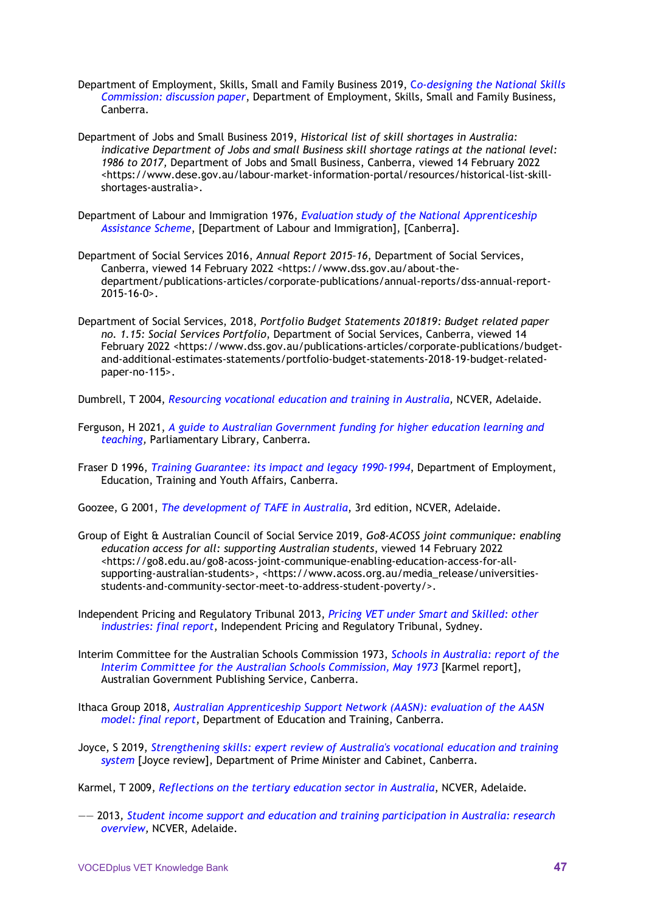Department of Employment, Skills, Small and Family Business 2019, *Co-designing the National Skills Commission: discussion paper*, Department of Employment, Skills, Small and Family Business, Canberra.

Department of Jobs and Small Business 2019, *Historical list of skill shortages in Australia: indicative Department of Jobs and small Business skill shortage ratings at the national level: 1986 to 2017,* Department of Jobs and Small Business, Canberra, viewed 14 February 2022 <https://www.dese.gov.au/labour-market-information-portal/resources/historical-list-skill-shortages-australia>.

Department of Labour and Immigration 1976, *Evaluation study of the National Apprenticeship Assistance Scheme*, [Department of Labour and Immigration], [Canberra].

Department of Social Services 2016, *Annual Report 2015–16*, Department of Social Services, Canberra, viewed 14 February 2022 <https://www.dss.gov.au/about-the-department/publications-articles/corporate-publications/annual-reports/dss-annual-report-2015-16-0>.

Department of Social Services, 2018, *Portfolio Budget Statements 201819: Budget related paper no. 1.15: Social Services Portfolio*, Department of Social Services, Canberra, viewed 14 February 2022 <https://www.dss.gov.au/publications-articles/corporate-publications/budget-and-additional-estimates-statements/portfolio-budget-statements-2018-19-budget-related-paper-no-115>.

Dumbrell, T 2004, *Resourcing vocational education and training in Australia,* NCVER, Adelaide.

Ferguson, H 2021, *A guide to Australian Government funding for higher education learning and teaching*, Parliamentary Library, Canberra.

Fraser D 1996, *Training Guarantee: its impact and legacy 1990-1994*, Department of Employment, Education, Training and Youth Affairs, Canberra.

Goozee, G 2001, *The development of TAFE in Australia*, 3rd edition, NCVER, Adelaide.

Group of Eight & Australian Council of Social Service 2019, *Go8-ACOSS joint communique: enabling education access for all: supporting Australian students*, viewed 14 February 2022 <https://go8.edu.au/go8-acoss-joint-communique-enabling-education-access-for-all-supporting-australian-students>, <https://www.acoss.org.au/media_release/universities-students-and-community-sector-meet-to-address-student-poverty/>.

Independent Pricing and Regulatory Tribunal 2013, *Pricing VET under Smart and Skilled: other industries: final report*, Independent Pricing and Regulatory Tribunal, Sydney.

Interim Committee for the Australian Schools Commission 1973, *Schools in Australia: report of the Interim Committee for the Australian Schools Commission, May 1973* [Karmel report], Australian Government Publishing Service, Canberra.

Ithaca Group 2018, *Australian Apprenticeship Support Network (AASN): evaluation of the AASN model: final report*, Department of Education and Training, Canberra.

Joyce, S 2019, *Strengthening skills: expert review of Australia's vocational education and training system* [Joyce review], Department of Prime Minister and Cabinet, Canberra.

Karmel, T 2009, *Reflections on the tertiary education sector in Australia*, NCVER, Adelaide.

—— 2013, *Student income support and education and training participation in Australia: research overview*, NCVER, Adelaide.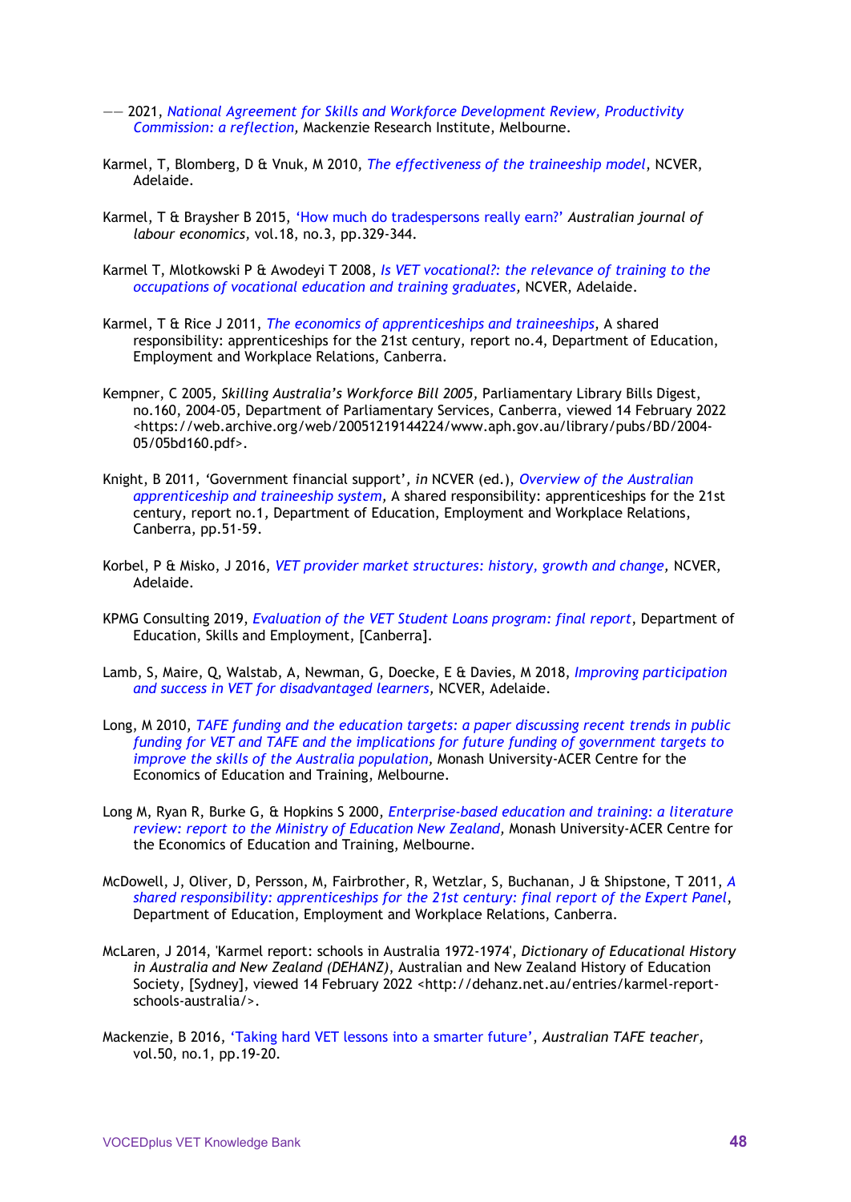—— 2021, *National Agreement for Skills and Workforce Development Review, Productivity Commission: a reflection,* Mackenzie Research Institute, Melbourne.

Karmel, T, Blomberg, D & Vnuk, M 2010, *The effectiveness of the traineeship model*, NCVER, Adelaide.

Karmel, T & Braysher B 2015, 'How much do tradespersons really earn?' *Australian journal of labour economics,* vol.18, no.3, pp.329-344.

Karmel T, Mlotkowski P & Awodeyi T 2008, *Is VET vocational?: the relevance of training to the occupations of vocational education and training graduates*, NCVER, Adelaide.

Karmel, T & Rice J 2011, *The economics of apprenticeships and traineeships*, A shared responsibility: apprenticeships for the 21st century, report no.4, Department of Education, Employment and Workplace Relations, Canberra.

Kempner, C 2005, *Skilling Australia's Workforce Bill 2005,* Parliamentary Library Bills Digest, no.160, 2004-05, Department of Parliamentary Services, Canberra, viewed 14 February 2022 <https://web.archive.org/web/20051219144224/www.aph.gov.au/library/pubs/BD/2004-05/05bd160.pdf>.

Knight, B 2011, 'Government financial support', *in* NCVER (ed.), *Overview of the Australian apprenticeship and traineeship system,* A shared responsibility: apprenticeships for the 21st century, report no.1, Department of Education, Employment and Workplace Relations, Canberra, pp.51-59.

Korbel, P & Misko, J 2016, *VET provider market structures: history, growth and change*, NCVER, Adelaide.

KPMG Consulting 2019, *Evaluation of the VET Student Loans program: final report*, Department of Education, Skills and Employment, [Canberra].

Lamb, S, Maire, Q, Walstab, A, Newman, G, Doecke, E & Davies, M 2018, *Improving participation and success in VET for disadvantaged learners*, NCVER, Adelaide.

Long, M 2010, *TAFE funding and the education targets: a paper discussing recent trends in public funding for VET and TAFE and the implications for future funding of government targets to improve the skills of the Australia population,* Monash University-ACER Centre for the Economics of Education and Training, Melbourne.

Long M, Ryan R, Burke G, & Hopkins S 2000, *Enterprise-based education and training: a literature review: report to the Ministry of Education New Zealand,* Monash University-ACER Centre for the Economics of Education and Training, Melbourne.

McDowell, J, Oliver, D, Persson, M, Fairbrother, R, Wetzlar, S, Buchanan, J & Shipstone, T 2011, *A shared responsibility: apprenticeships for the 21st century: final report of the Expert Panel*, Department of Education, Employment and Workplace Relations, Canberra.

McLaren, J 2014, 'Karmel report: schools in Australia 1972-1974', *Dictionary of Educational History in Australia and New Zealand (DEHANZ)*, Australian and New Zealand History of Education Society, [Sydney], viewed 14 February 2022 <http://dehanz.net.au/entries/karmel-report-schools-australia/>.

Mackenzie, B 2016, 'Taking hard VET lessons into a smarter future', *Australian TAFE teacher*, vol.50, no.1, pp.19-20.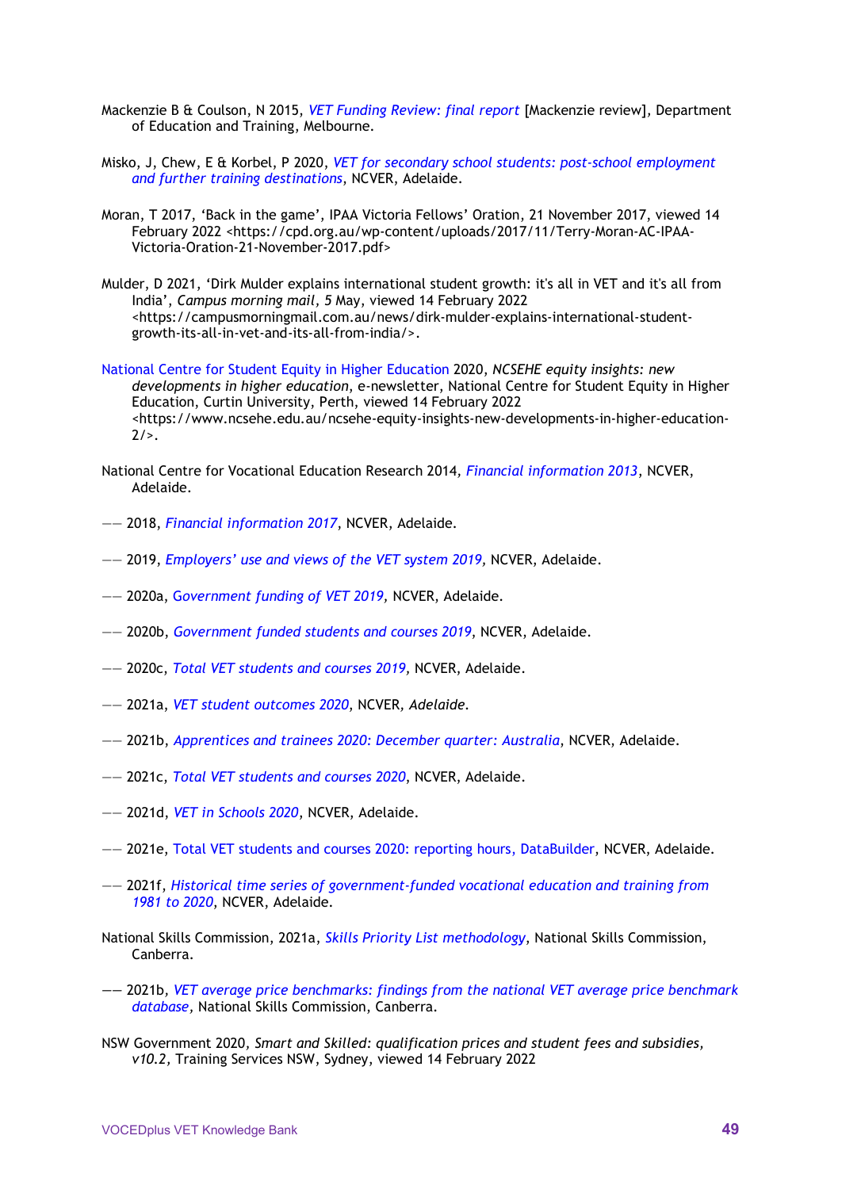Mackenzie B & Coulson, N 2015, *VET Funding Review: final report* [Mackenzie review], Department of Education and Training, Melbourne.

Misko, J, Chew, E & Korbel, P 2020, *VET for secondary school students: post-school employment and further training destinations*, NCVER, Adelaide.

Moran, T 2017, 'Back in the game', IPAA Victoria Fellows' Oration, 21 November 2017, viewed 14 February 2022 <https://cpd.org.au/wp-content/uploads/2017/11/Terry-Moran-AC-IPAA-Victoria-Oration-21-November-2017.pdf>

Mulder, D 2021, 'Dirk Mulder explains international student growth: it's all in VET and it's all from India', *Campus morning mail*, 5 May, viewed 14 February 2022 <https://campusmorningmail.com.au/news/dirk-mulder-explains-international-student-growth-its-all-in-vet-and-its-all-from-india/>.

National Centre for Student Equity in Higher Education 2020, *NCSEHE equity insights: new developments in higher education*, e-newsletter, National Centre for Student Equity in Higher Education, Curtin University, Perth, viewed 14 February 2022 <https://www.ncsehe.edu.au/ncsehe-equity-insights-new-developments-in-higher-education-2/>.

National Centre for Vocational Education Research 2014, *Financial information 2013*, NCVER, Adelaide.

—— 2018, *Financial information 2017*, NCVER, Adelaide.

—— 2019, *Employers' use and views of the VET system 2019*, NCVER, Adelaide.

—— 2020a, *Government funding of VET 2019*, NCVER, Adelaide.

—— 2020b, *Government funded students and courses 2019*, NCVER, Adelaide.

—— 2020c, *Total VET students and courses 2019*, NCVER, Adelaide.

—— 2021a, *VET student outcomes 2020*, NCVER, *Adelaide*.

—— 2021b, *Apprentices and trainees 2020: December quarter: Australia*, NCVER, Adelaide.

—— 2021c, *Total VET students and courses 2020*, NCVER, Adelaide.

—— 2021d, *VET in Schools 2020*, NCVER, Adelaide.

—— 2021e, Total VET students and courses 2020: reporting hours, DataBuilder, NCVER, Adelaide.

—— 2021f, *Historical time series of government-funded vocational education and training from 1981 to 2020*, NCVER, Adelaide.

National Skills Commission, 2021a, *Skills Priority List methodology*, National Skills Commission, Canberra.

—— 2021b, *VET average price benchmarks: findings from the national VET average price benchmark database*, National Skills Commission, Canberra.

NSW Government 2020, *Smart and Skilled: qualification prices and student fees and subsidies, v10.2*, Training Services NSW, Sydney, viewed 14 February 2022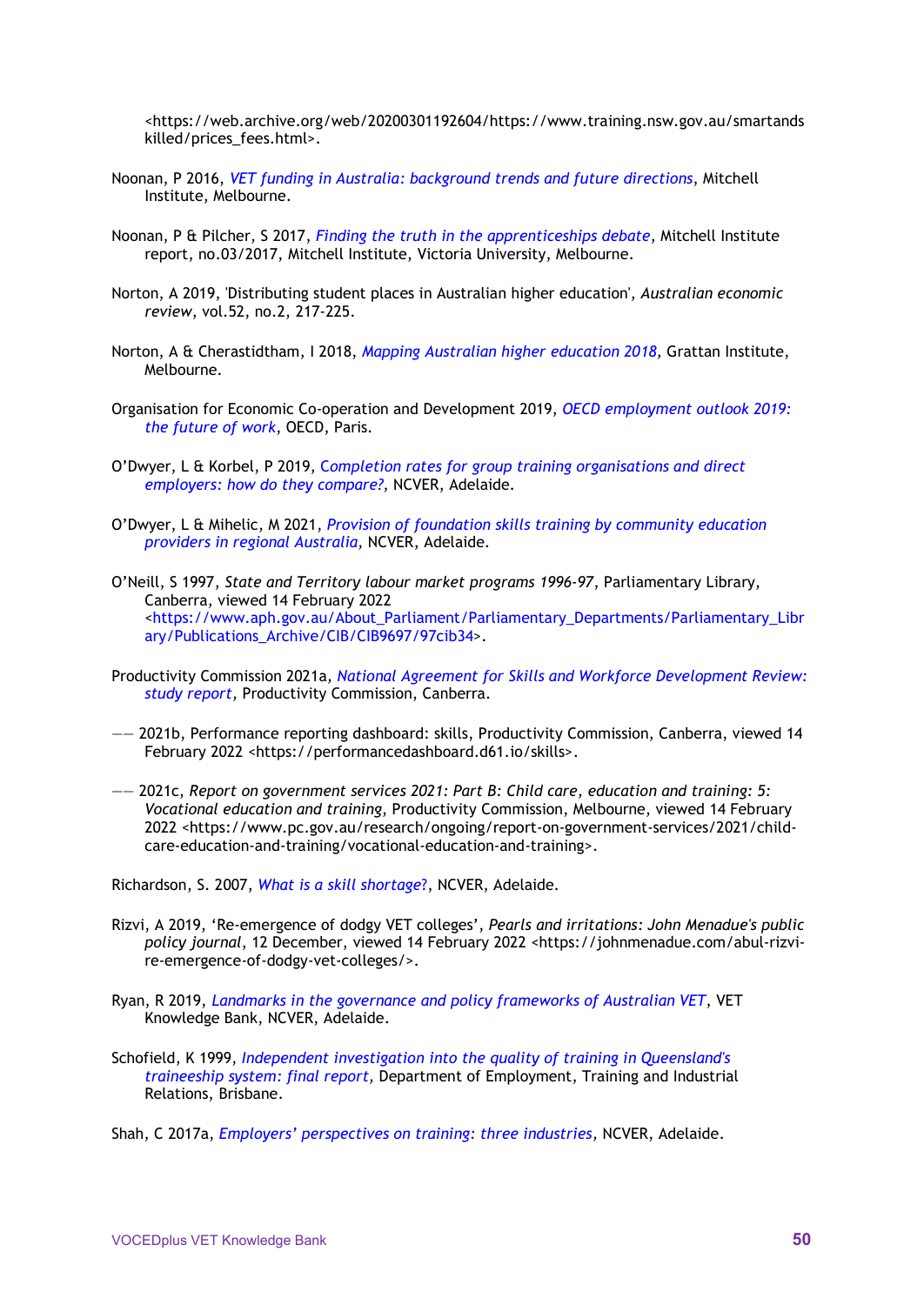<https://web.archive.org/web/20200301192604/https://www.training.nsw.gov.au/smartandskilled/prices_fees.html>.

Noonan, P 2016, *VET funding in Australia: background trends and future directions*, Mitchell Institute, Melbourne.

Noonan, P & Pilcher, S 2017, *Finding the truth in the apprenticeships debate*, Mitchell Institute report, no.03/2017, Mitchell Institute, Victoria University, Melbourne.

Norton, A 2019, 'Distributing student places in Australian higher education', *Australian economic review*, vol.52, no.2, 217-225.

Norton, A & Cherastidtham, I 2018, *Mapping Australian higher education 2018*, Grattan Institute, Melbourne.

Organisation for Economic Co-operation and Development 2019, *OECD employment outlook 2019: the future of work*, OECD, Paris.

O'Dwyer, L & Korbel, P 2019, *Completion rates for group training organisations and direct employers: how do they compare?*, NCVER, Adelaide.

O'Dwyer, L & Mihelic, M 2021, *Provision of foundation skills training by community education providers in regional Australia*, NCVER, Adelaide.

O'Neill, S 1997, *State and Territory labour market programs 1996-97*, Parliamentary Library, Canberra, viewed 14 February 2022 <https://www.aph.gov.au/About_Parliament/Parliamentary_Departments/Parliamentary_Library/Publications_Archive/CIB/CIB9697/97cib34>.

Productivity Commission 2021a, *National Agreement for Skills and Workforce Development Review: study report*, Productivity Commission, Canberra.

—— 2021b, Performance reporting dashboard: skills, Productivity Commission, Canberra, viewed 14 February 2022 <https://performancedashboard.d61.io/skills>.

—— 2021c, *Report on government services 2021: Part B: Child care, education and training: 5: Vocational education and training*, Productivity Commission, Melbourne, viewed 14 February 2022 <https://www.pc.gov.au/research/ongoing/report-on-government-services/2021/child-care-education-and-training/vocational-education-and-training>.

Richardson, S. 2007, *What is a skill shortage?*, NCVER, Adelaide.

Rizvi, A 2019, 'Re-emergence of dodgy VET colleges', *Pearls and irritations: John Menadue's public policy journal*, 12 December, viewed 14 February 2022 <https://johnmenadue.com/abul-rizvi-re-emergence-of-dodgy-vet-colleges/>.

Ryan, R 2019, *Landmarks in the governance and policy frameworks of Australian VET*, VET Knowledge Bank, NCVER, Adelaide.

Schofield, K 1999, *Independent investigation into the quality of training in Queensland's traineeship system: final report*, Department of Employment, Training and Industrial Relations, Brisbane.

Shah, C 2017a, *Employers' perspectives on training: three industries*, NCVER, Adelaide.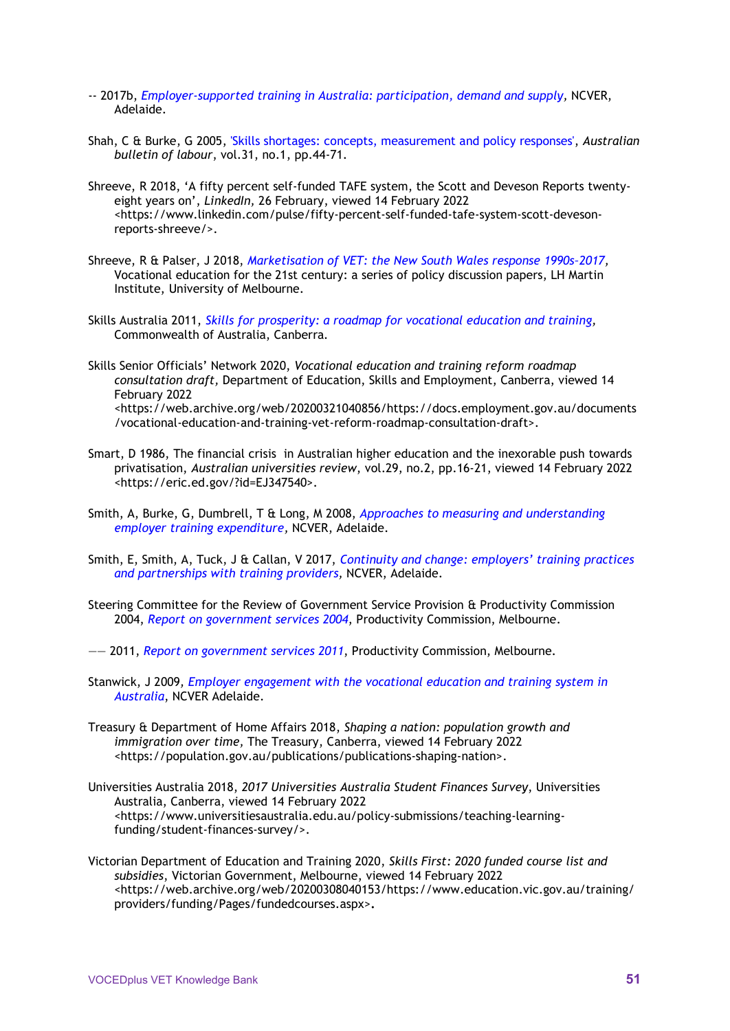-- 2017b, *Employer-supported training in Australia: participation, demand and supply,* NCVER, Adelaide.

Shah, C & Burke, G 2005, 'Skills shortages: concepts, measurement and policy responses', *Australian bulletin of labour*, vol.31, no.1, pp.44-71.

Shreeve, R 2018, 'A fifty percent self-funded TAFE system, the Scott and Deveson Reports twenty-eight years on', *LinkedIn,* 26 February, viewed 14 February 2022 <https://www.linkedin.com/pulse/fifty-percent-self-funded-tafe-system-scott-deveson-reports-shreeve/>.

Shreeve, R & Palser, J 2018, *Marketisation of VET: the New South Wales response 1990s–2017,* Vocational education for the 21st century: a series of policy discussion papers, LH Martin Institute, University of Melbourne.

Skills Australia 2011, *Skills for prosperity: a roadmap for vocational education and training,* Commonwealth of Australia, Canberra.

Skills Senior Officials' Network 2020, *Vocational education and training reform roadmap consultation draft,* Department of Education, Skills and Employment, Canberra, viewed 14 February 2022 <https://web.archive.org/web/20200321040856/https://docs.employment.gov.au/documents/vocational-education-and-training-vet-reform-roadmap-consultation-draft>.

Smart, D 1986, The financial crisis in Australian higher education and the inexorable push towards privatisation, *Australian universities review*, vol.29, no.2, pp.16-21, viewed 14 February 2022 <https://eric.ed.gov/?id=EJ347540>.

Smith, A, Burke, G, Dumbrell, T & Long, M 2008, *Approaches to measuring and understanding employer training expenditure,* NCVER, Adelaide.

Smith, E, Smith, A, Tuck, J & Callan, V 2017, *Continuity and change: employers' training practices and partnerships with training providers,* NCVER, Adelaide.

Steering Committee for the Review of Government Service Provision & Productivity Commission 2004, *Report on government services 2004,* Productivity Commission, Melbourne.

—— 2011, *Report on government services 2011*, Productivity Commission, Melbourne.

Stanwick, J 2009, *Employer engagement with the vocational education and training system in Australia*, NCVER Adelaide.

Treasury & Department of Home Affairs 2018, *Shaping a nation: population growth and immigration over time,* The Treasury, Canberra, viewed 14 February 2022 <https://population.gov.au/publications/publications-shaping-nation>.

Universities Australia 2018, *2017 Universities Australia Student Finances Survey*, Universities Australia, Canberra, viewed 14 February 2022 <https://www.universitiesaustralia.edu.au/policy-submissions/teaching-learning-funding/student-finances-survey/>.

Victorian Department of Education and Training 2020, *Skills First: 2020 funded course list and subsidies*, Victorian Government, Melbourne, viewed 14 February 2022 <https://web.archive.org/web/20200308040153/https://www.education.vic.gov.au/training/providers/funding/Pages/fundedcourses.aspx>.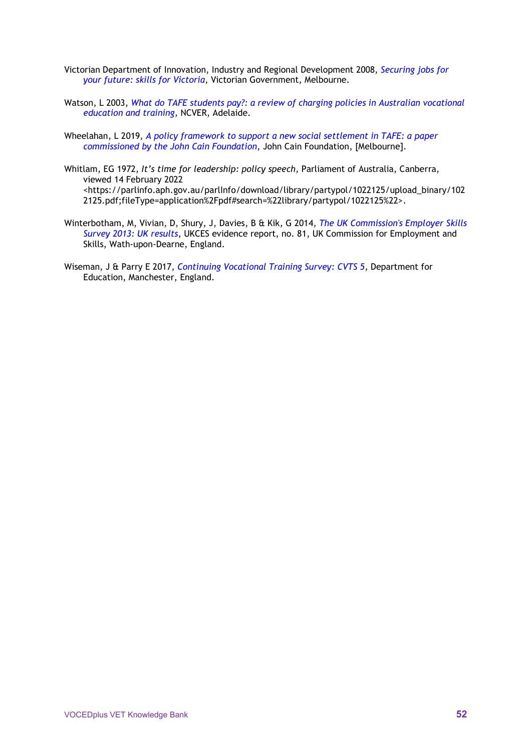Victorian Department of Innovation, Industry and Regional Development 2008, *Securing jobs for your future: skills for Victoria*, Victorian Government, Melbourne.

Watson, L 2003, *What do TAFE students pay?: a review of charging policies in Australian vocational education and training*, NCVER, Adelaide.

Wheelahan, L 2019, *A policy framework to support a new social settlement in TAFE: a paper commissioned by the John Cain Foundation*, John Cain Foundation, [Melbourne].

Whitlam, EG 1972, *It's time for leadership: policy speech*, Parliament of Australia, Canberra, viewed 14 February 2022 <https://parlinfo.aph.gov.au/parlInfo/download/library/partypol/1022125/upload_binary/1022125.pdf;fileType=application%2Fpdf#search=%22library/partypol/1022125%22>.

Winterbotham, M, Vivian, D, Shury, J, Davies, B & Kik, G 2014, *The UK Commission's Employer Skills Survey 2013: UK results*, UKCES evidence report, no. 81, UK Commission for Employment and Skills, Wath-upon-Dearne, England.

Wiseman, J & Parry E 2017, *Continuing Vocational Training Survey: CVTS 5*, Department for Education, Manchester, England.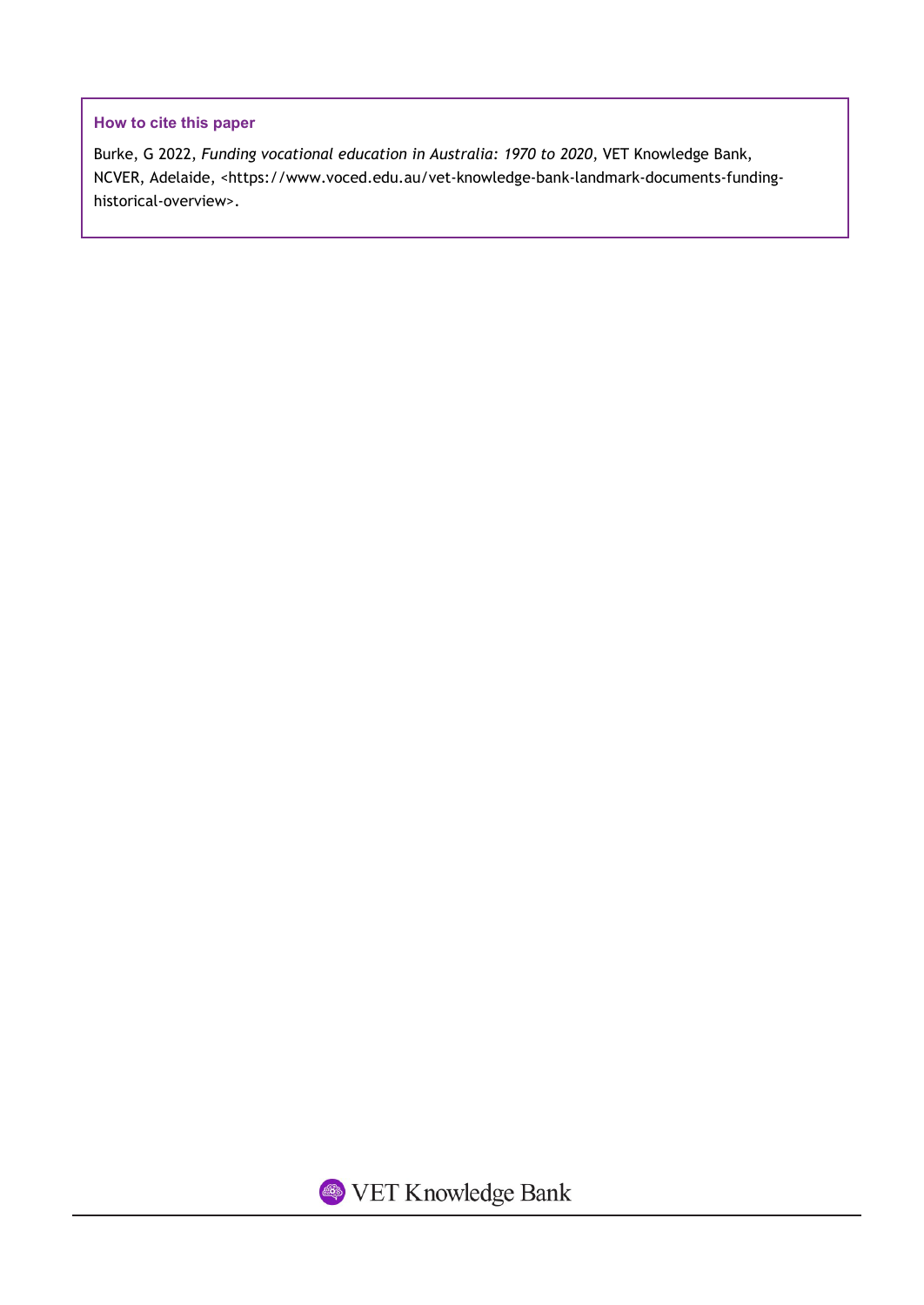**How to cite this paper**

Burke, G 2022, *Funding vocational education in Australia: 1970 to 2020*, VET Knowledge Bank, NCVER, Adelaide, <https://www.voced.edu.au/vet-knowledge-bank-landmark-documents-funding-historical-overview>.